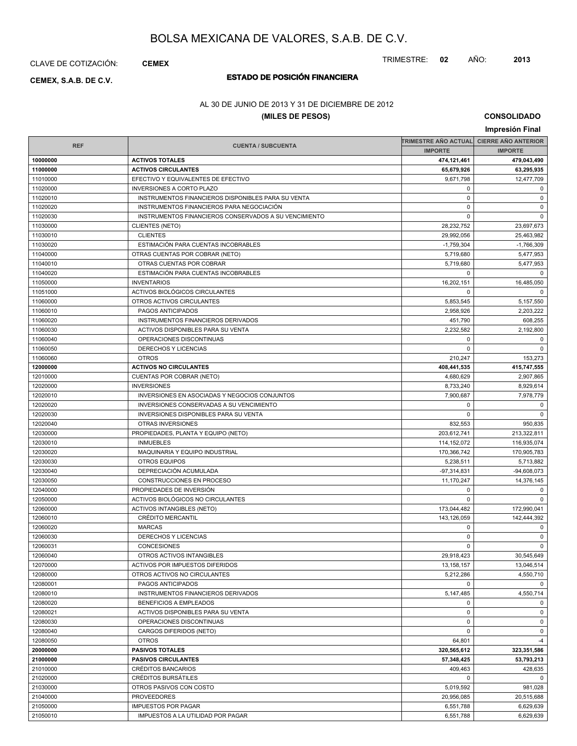# BOLSA MEXICANA DE VALORES, S.A.B. DE C.V.

CLAVE DE COTIZACIÓN: **CEMEX**

TRIMESTRE: **02** AÑO: **2013**

**CEMEX, S.A.B. DE C.V.**

## ESTADO DE POSICIÓN FINANCIERA

AL 30 DE JUNIO DE 2013 Y 31 DE DICIEMBRE DE 2012

**(MILES DE PESOS)**

**CONSOLIDADO**

**Impresión Final**

| REF | CUENTA / SUBCUENTA | TRIMESTRE AÑO ACTUAL | CIERRE AÑO ANTERIOR |
|---|---|---|---|
| | | IMPORTE | IMPORTE |
| **10000000** | **ACTIVOS TOTALES** | **474,121,461** | **479,043,490** |
| **11000000** | **ACTIVOS CIRCULANTES** | **65,679,926** | **63,295,935** |
| 11010000 | EFECTIVO Y EQUIVALENTES DE EFECTIVO | 9,671,798 | 12,477,709 |
| 11020000 | INVERSIONES A CORTO PLAZO | 0 | 0 |
| 11020010 | INSTRUMENTOS FINANCIEROS DISPONIBLES PARA SU VENTA | 0 | 0 |
| 11020020 | INSTRUMENTOS FINANCIEROS PARA NEGOCIACIÓN | 0 | 0 |
| 11020030 | INSTRUMENTOS FINANCIEROS CONSERVADOS A SU VENCIMIENTO | 0 | 0 |
| 11030000 | CLIENTES (NETO) | 28,232,752 | 23,697,673 |
| 11030010 | CLIENTES | 29,992,056 | 25,463,982 |
| 11030020 | ESTIMACIÓN PARA CUENTAS INCOBRABLES | -1,759,304 | -1,766,309 |
| 11040000 | OTRAS CUENTAS POR COBRAR (NETO) | 5,719,680 | 5,477,953 |
| 11040010 | OTRAS CUENTAS POR COBRAR | 5,719,680 | 5,477,953 |
| 11040020 | ESTIMACIÓN PARA CUENTAS INCOBRABLES | 0 | 0 |
| 11050000 | INVENTARIOS | 16,202,151 | 16,485,050 |
| 11051000 | ACTIVOS BIOLÓGICOS CIRCULANTES | 0 | 0 |
| 11060000 | OTROS ACTIVOS CIRCULANTES | 5,853,545 | 5,157,550 |
| 11060010 | PAGOS ANTICIPADOS | 2,958,926 | 2,203,222 |
| 11060020 | INSTRUMENTOS FINANCIEROS DERIVADOS | 451,790 | 608,255 |
| 11060030 | ACTIVOS DISPONIBLES PARA SU VENTA | 2,232,582 | 2,192,800 |
| 11060040 | OPERACIONES DISCONTINUAS | 0 | 0 |
| 11060050 | DERECHOS Y LICENCIAS | 0 | 0 |
| 11060060 | OTROS | 210,247 | 153,273 |
| **12000000** | **ACTIVOS NO CIRCULANTES** | **408,441,535** | **415,747,555** |
| 12010000 | CUENTAS POR COBRAR (NETO) | 4,680,629 | 2,907,865 |
| 12020000 | INVERSIONES | 8,733,240 | 8,929,614 |
| 12020010 | INVERSIONES EN ASOCIADAS Y NEGOCIOS CONJUNTOS | 7,900,687 | 7,978,779 |
| 12020020 | INVERSIONES CONSERVADAS A SU VENCIMIENTO | 0 | 0 |
| 12020030 | INVERSIONES DISPONIBLES PARA SU VENTA | 0 | 0 |
| 12020040 | OTRAS INVERSIONES | 832,553 | 950,835 |
| 12030000 | PROPIEDADES, PLANTA Y EQUIPO (NETO) | 203,612,741 | 213,322,811 |
| 12030010 | INMUEBLES | 114,152,072 | 116,935,074 |
| 12030020 | MAQUINARIA Y EQUIPO INDUSTRIAL | 170,366,742 | 170,905,783 |
| 12030030 | OTROS EQUIPOS | 5,238,511 | 5,713,882 |
| 12030040 | DEPRECIACIÓN ACUMULADA | -97,314,831 | -94,608,073 |
| 12030050 | CONSTRUCCIONES EN PROCESO | 11,170,247 | 14,376,145 |
| 12040000 | PROPIEDADES DE INVERSIÓN | 0 | 0 |
| 12050000 | ACTIVOS BIOLÓGICOS NO CIRCULANTES | 0 | 0 |
| 12060000 | ACTIVOS INTANGIBLES (NETO) | 173,044,482 | 172,990,041 |
| 12060010 | CRÉDITO MERCANTIL | 143,126,059 | 142,444,392 |
| 12060020 | MARCAS | 0 | 0 |
| 12060030 | DERECHOS Y LICENCIAS | 0 | 0 |
| 12060031 | CONCESIONES | 0 | 0 |
| 12060040 | OTROS ACTIVOS INTANGIBLES | 29,918,423 | 30,545,649 |
| 12070000 | ACTIVOS POR IMPUESTOS DIFERIDOS | 13,158,157 | 13,046,514 |
| 12080000 | OTROS ACTIVOS NO CIRCULANTES | 5,212,286 | 4,550,710 |
| 12080001 | PAGOS ANTICIPADOS | 0 | 0 |
| 12080010 | INSTRUMENTOS FINANCIEROS DERIVADOS | 5,147,485 | 4,550,714 |
| 12080020 | BENEFICIOS A EMPLEADOS | 0 | 0 |
| 12080021 | ACTIVOS DISPONIBLES PARA SU VENTA | 0 | 0 |
| 12080030 | OPERACIONES DISCONTINUAS | 0 | 0 |
| 12080040 | CARGOS DIFERIDOS (NETO) | 0 | 0 |
| 12080050 | OTROS | 64,801 | -4 |
| **20000000** | **PASIVOS TOTALES** | **320,565,612** | **323,351,586** |
| **21000000** | **PASIVOS CIRCULANTES** | **57,348,425** | **53,793,213** |
| 21010000 | CRÉDITOS BANCARIOS | 409,463 | 428,635 |
| 21020000 | CRÉDITOS BURSÁTILES | 0 | 0 |
| 21030000 | OTROS PASIVOS CON COSTO | 5,019,592 | 981,028 |
| 21040000 | PROVEEDORES | 20,956,085 | 20,515,688 |
| 21050000 | IMPUESTOS POR PAGAR | 6,551,788 | 6,629,639 |
| 21050010 | IMPUESTOS A LA UTILIDAD POR PAGAR | 6,551,788 | 6,629,639 |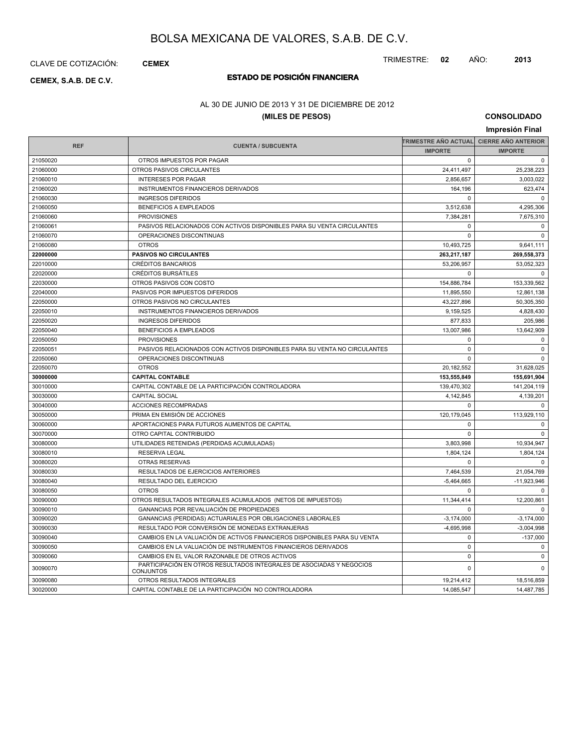# BOLSA MEXICANA DE VALORES, S.A.B. DE C.V.

CLAVE DE COTIZACIÓN: **CEMEX**

TRIMESTRE: **02** AÑO: **2013**

**CEMEX, S.A.B. DE C.V.**

## ESTADO DE POSICIÓN FINANCIERA

AL 30 DE JUNIO DE 2013 Y 31 DE DICIEMBRE DE 2012

**(MILES DE PESOS)**

**CONSOLIDADO**

**Impresión Final**

| REF | CUENTA / SUBCUENTA | TRIMESTRE AÑO ACTUAL | CIERRE AÑO ANTERIOR |
|---|---|---|---|
| | | IMPORTE | IMPORTE |
| 21050020 | OTROS IMPUESTOS POR PAGAR | 0 | 0 |
| 21060000 | OTROS PASIVOS CIRCULANTES | 24,411,497 | 25,238,223 |
| 21060010 | INTERESES POR PAGAR | 2,856,657 | 3,003,022 |
| 21060020 | INSTRUMENTOS FINANCIEROS DERIVADOS | 164,196 | 623,474 |
| 21060030 | INGRESOS DIFERIDOS | 0 | 0 |
| 21060050 | BENEFICIOS A EMPLEADOS | 3,512,638 | 4,295,306 |
| 21060060 | PROVISIONES | 7,384,281 | 7,675,310 |
| 21060061 | PASIVOS RELACIONADOS CON ACTIVOS DISPONIBLES PARA SU VENTA CIRCULANTES | 0 | 0 |
| 21060070 | OPERACIONES DISCONTINUAS | 0 | 0 |
| 21060080 | OTROS | 10,493,725 | 9,641,111 |
| **22000000** | **PASIVOS NO CIRCULANTES** | **263,217,187** | **269,558,373** |
| 22010000 | CRÉDITOS BANCARIOS | 53,206,957 | 53,052,323 |
| 22020000 | CRÉDITOS BURSÁTILES | 0 | 0 |
| 22030000 | OTROS PASIVOS CON COSTO | 154,886,784 | 153,339,562 |
| 22040000 | PASIVOS POR IMPUESTOS DIFERIDOS | 11,895,550 | 12,861,138 |
| 22050000 | OTROS PASIVOS NO CIRCULANTES | 43,227,896 | 50,305,350 |
| 22050010 | INSTRUMENTOS FINANCIEROS DERIVADOS | 9,159,525 | 4,828,430 |
| 22050020 | INGRESOS DIFERIDOS | 877,833 | 205,986 |
| 22050040 | BENEFICIOS A EMPLEADOS | 13,007,986 | 13,642,909 |
| 22050050 | PROVISIONES | 0 | 0 |
| 22050051 | PASIVOS RELACIONADOS CON ACTIVOS DISPONIBLES PARA SU VENTA NO CIRCULANTES | 0 | 0 |
| 22050060 | OPERACIONES DISCONTINUAS | 0 | 0 |
| 22050070 | OTROS | 20,182,552 | 31,628,025 |
| **30000000** | **CAPITAL CONTABLE** | **153,555,849** | **155,691,904** |
| 30010000 | CAPITAL CONTABLE DE LA PARTICIPACIÓN CONTROLADORA | 139,470,302 | 141,204,119 |
| 30030000 | CAPITAL SOCIAL | 4,142,845 | 4,139,201 |
| 30040000 | ACCIONES RECOMPRADAS | 0 | 0 |
| 30050000 | PRIMA EN EMISIÓN DE ACCIONES | 120,179,045 | 113,929,110 |
| 30060000 | APORTACIONES PARA FUTUROS AUMENTOS DE CAPITAL | 0 | 0 |
| 30070000 | OTRO CAPITAL CONTRIBUIDO | 0 | 0 |
| 30080000 | UTILIDADES RETENIDAS (PERDIDAS ACUMULADAS) | 3,803,998 | 10,934,947 |
| 30080010 | RESERVA LEGAL | 1,804,124 | 1,804,124 |
| 30080020 | OTRAS RESERVAS | 0 | 0 |
| 30080030 | RESULTADOS DE EJERCICIOS ANTERIORES | 7,464,539 | 21,054,769 |
| 30080040 | RESULTADO DEL EJERCICIO | -5,464,665 | -11,923,946 |
| 30080050 | OTROS | 0 | 0 |
| 30090000 | OTROS RESULTADOS INTEGRALES ACUMULADOS (NETOS DE IMPUESTOS) | 11,344,414 | 12,200,861 |
| 30090010 | GANANCIAS POR REVALUACIÓN DE PROPIEDADES | 0 | 0 |
| 30090020 | GANANCIAS (PERDIDAS) ACTUARIALES POR OBLIGACIONES LABORALES | -3,174,000 | -3,174,000 |
| 30090030 | RESULTADO POR CONVERSIÓN DE MONEDAS EXTRANJERAS | -4,695,998 | -3,004,998 |
| 30090040 | CAMBIOS EN LA VALUACIÓN DE ACTIVOS FINANCIEROS DISPONIBLES PARA SU VENTA | 0 | -137,000 |
| 30090050 | CAMBIOS EN LA VALUACIÓN DE INSTRUMENTOS FINANCIEROS DERIVADOS | 0 | 0 |
| 30090060 | CAMBIOS EN EL VALOR RAZONABLE DE OTROS ACTIVOS | 0 | 0 |
| 30090070 | PARTICIPACIÓN EN OTROS RESULTADOS INTEGRALES DE ASOCIADAS Y NEGOCIOS CONJUNTOS | 0 | 0 |
| 30090080 | OTROS RESULTADOS INTEGRALES | 19,214,412 | 18,516,859 |
| 30020000 | CAPITAL CONTABLE DE LA PARTICIPACIÓN NO CONTROLADORA | 14,085,547 | 14,487,785 |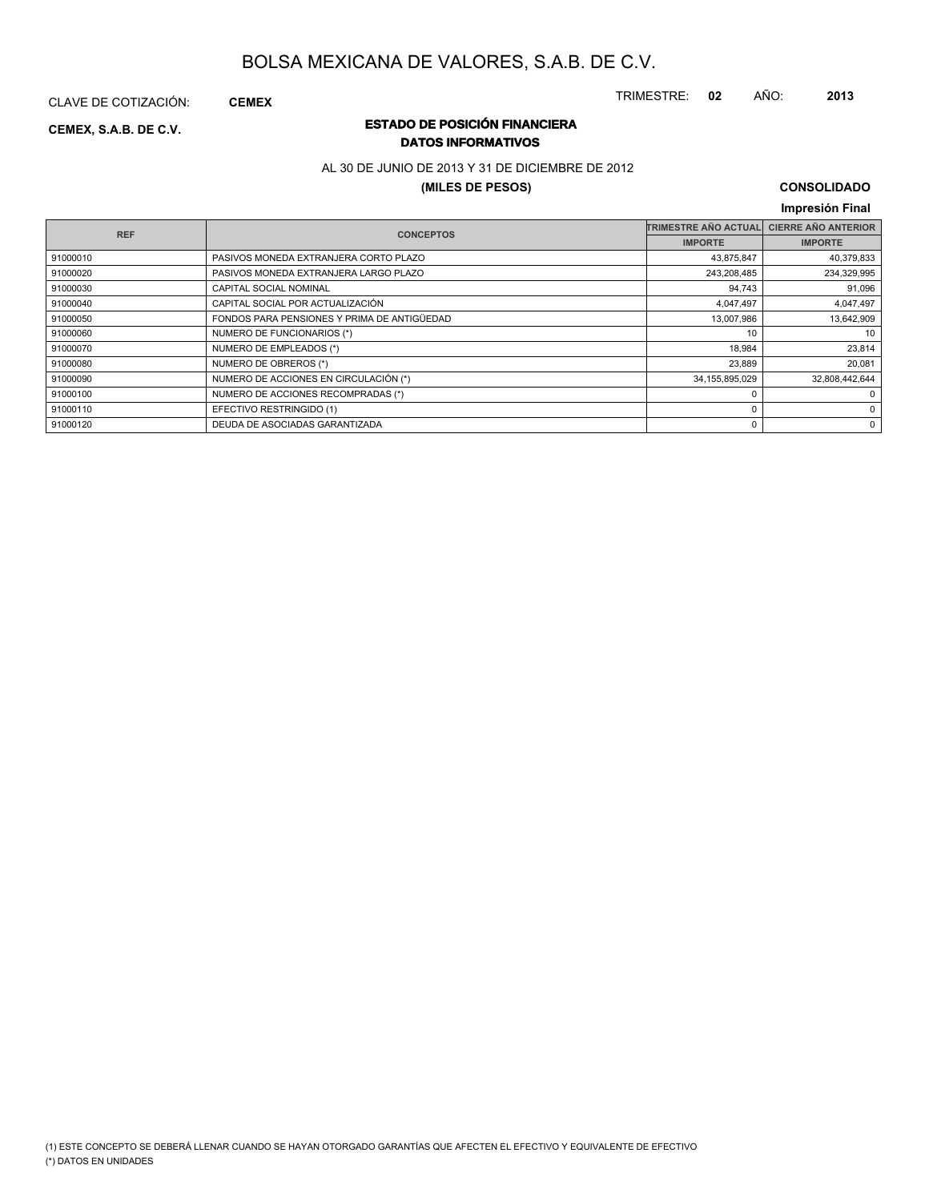# BOLSA MEXICANA DE VALORES, S.A.B. DE C.V.

CLAVE DE COTIZACIÓN: **CEMEX**

TRIMESTRE: **02** AÑO: **2013**

**CEMEX, S.A.B. DE C.V.**

## ESTADO DE POSICIÓN FINANCIERA
## DATOS INFORMATIVOS

AL 30 DE JUNIO DE 2013 Y 31 DE DICIEMBRE DE 2012

**(MILES DE PESOS)**

**CONSOLIDADO**

**Impresión Final**

| REF | CONCEPTOS | TRIMESTRE AÑO ACTUAL | CIERRE AÑO ANTERIOR |
|---|---|---|---|
| | | IMPORTE | IMPORTE |
| 91000010 | PASIVOS MONEDA EXTRANJERA CORTO PLAZO | 43,875,847 | 40,379,833 |
| 91000020 | PASIVOS MONEDA EXTRANJERA LARGO PLAZO | 243,208,485 | 234,329,995 |
| 91000030 | CAPITAL SOCIAL NOMINAL | 94,743 | 91,096 |
| 91000040 | CAPITAL SOCIAL POR ACTUALIZACIÓN | 4,047,497 | 4,047,497 |
| 91000050 | FONDOS PARA PENSIONES Y PRIMA DE ANTIGÜEDAD | 13,007,986 | 13,642,909 |
| 91000060 | NUMERO DE FUNCIONARIOS (*) | 10 | 10 |
| 91000070 | NUMERO DE EMPLEADOS (*) | 18,984 | 23,814 |
| 91000080 | NUMERO DE OBREROS (*) | 23,889 | 20,081 |
| 91000090 | NUMERO DE ACCIONES EN CIRCULACIÓN (*) | 34,155,895,029 | 32,808,442,644 |
| 91000100 | NUMERO DE ACCIONES RECOMPRADAS (*) | 0 | 0 |
| 91000110 | EFECTIVO RESTRINGIDO (1) | 0 | 0 |
| 91000120 | DEUDA DE ASOCIADAS GARANTIZADA | 0 | 0 |

(1) ESTE CONCEPTO SE DEBERÁ LLENAR CUANDO SE HAYAN OTORGADO GARANTÍAS QUE AFECTEN EL EFECTIVO Y EQUIVALENTE DE EFECTIVO

(*) DATOS EN UNIDADES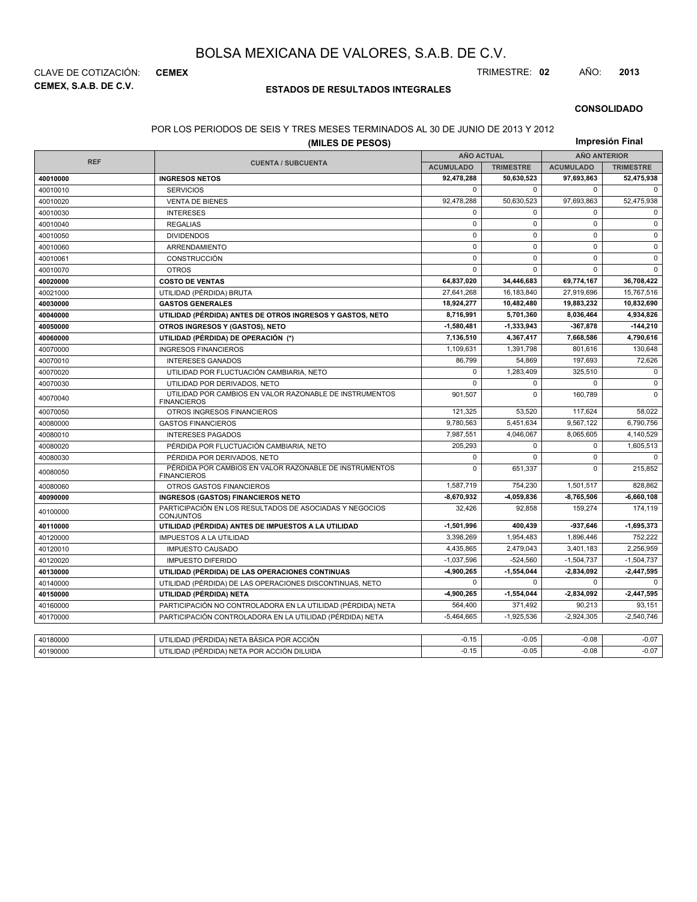# BOLSA MEXICANA DE VALORES, S.A.B. DE C.V.

CLAVE DE COTIZACIÓN: **CEMEX**

TRIMESTRE: **02** AÑO: **2013**

**CEMEX, S.A.B. DE C.V.**

## ESTADOS DE RESULTADOS INTEGRALES

**CONSOLIDADO**

POR LOS PERIODOS DE SEIS Y TRES MESES TERMINADOS AL 30 DE JUNIO DE 2013 Y 2012

**(MILES DE PESOS)**

**Impresión Final**

| REF | CUENTA / SUBCUENTA | AÑO ACTUAL | | AÑO ANTERIOR | |
|---|---|---|---|---|---|
| | | ACUMULADO | TRIMESTRE | ACUMULADO | TRIMESTRE |
| **40010000** | **INGRESOS NETOS** | **92,478,288** | **50,630,523** | **97,693,863** | **52,475,938** |
| 40010010 | SERVICIOS | 0 | 0 | 0 | 0 |
| 40010020 | VENTA DE BIENES | 92,478,288 | 50,630,523 | 97,693,863 | 52,475,938 |
| 40010030 | INTERESES | 0 | 0 | 0 | 0 |
| 40010040 | REGALIAS | 0 | 0 | 0 | 0 |
| 40010050 | DIVIDENDOS | 0 | 0 | 0 | 0 |
| 40010060 | ARRENDAMIENTO | 0 | 0 | 0 | 0 |
| 40010061 | CONSTRUCCIÓN | 0 | 0 | 0 | 0 |
| 40010070 | OTROS | 0 | 0 | 0 | 0 |
| **40020000** | **COSTO DE VENTAS** | **64,837,020** | **34,446,683** | **69,774,167** | **36,708,422** |
| 40021000 | UTILIDAD (PÉRDIDA) BRUTA | 27,641,268 | 16,183,840 | 27,919,696 | 15,767,516 |
| **40030000** | **GASTOS GENERALES** | **18,924,277** | **10,482,480** | **19,883,232** | **10,832,690** |
| **40040000** | **UTILIDAD (PÉRDIDA) ANTES DE OTROS INGRESOS Y GASTOS, NETO** | **8,716,991** | **5,701,360** | **8,036,464** | **4,934,826** |
| **40050000** | **OTROS INGRESOS Y (GASTOS), NETO** | **-1,580,481** | **-1,333,943** | **-367,878** | **-144,210** |
| **40060000** | **UTILIDAD (PÉRDIDA) DE OPERACIÓN (*)** | **7,136,510** | **4,367,417** | **7,668,586** | **4,790,616** |
| 40070000 | INGRESOS FINANCIEROS | 1,109,631 | 1,391,798 | 801,616 | 130,648 |
| 40070010 | INTERESES GANADOS | 86,799 | 54,869 | 197,693 | 72,626 |
| 40070020 | UTILIDAD POR FLUCTUACIÓN CAMBIARIA, NETO | 0 | 1,283,409 | 325,510 | 0 |
| 40070030 | UTILIDAD POR DERIVADOS, NETO | 0 | 0 | 0 | 0 |
| 40070040 | UTILIDAD POR CAMBIOS EN VALOR RAZONABLE DE INSTRUMENTOS FINANCIEROS | 901,507 | 0 | 160,789 | 0 |
| 40070050 | OTROS INGRESOS FINANCIEROS | 121,325 | 53,520 | 117,624 | 58,022 |
| 40080000 | GASTOS FINANCIEROS | 9,780,563 | 5,451,634 | 9,567,122 | 6,790,756 |
| 40080010 | INTERESES PAGADOS | 7,987,551 | 4,046,067 | 8,065,605 | 4,140,529 |
| 40080020 | PÉRDIDA POR FLUCTUACIÓN CAMBIARIA, NETO | 205,293 | 0 | 0 | 1,605,513 |
| 40080030 | PÉRDIDA POR DERIVADOS, NETO | 0 | 0 | 0 | 0 |
| 40080050 | PÉRDIDA POR CAMBIOS EN VALOR RAZONABLE DE INSTRUMENTOS FINANCIEROS | 0 | 651,337 | 0 | 215,852 |
| 40080060 | OTROS GASTOS FINANCIEROS | 1,587,719 | 754,230 | 1,501,517 | 828,862 |
| **40090000** | **INGRESOS (GASTOS) FINANCIEROS NETO** | **-8,670,932** | **-4,059,836** | **-8,765,506** | **-6,660,108** |
| 40100000 | PARTICIPACIÓN EN LOS RESULTADOS DE ASOCIADAS Y NEGOCIOS CONJUNTOS | 32,426 | 92,858 | 159,274 | 174,119 |
| **40110000** | **UTILIDAD (PÉRDIDA) ANTES DE IMPUESTOS A LA UTILIDAD** | **-1,501,996** | **400,439** | **-937,646** | **-1,695,373** |
| 40120000 | IMPUESTOS A LA UTILIDAD | 3,398,269 | 1,954,483 | 1,896,446 | 752,222 |
| 40120010 | IMPUESTO CAUSADO | 4,435,865 | 2,479,043 | 3,401,183 | 2,256,959 |
| 40120020 | IMPUESTO DIFERIDO | -1,037,596 | -524,560 | -1,504,737 | -1,504,737 |
| **40130000** | **UTILIDAD (PÉRDIDA) DE LAS OPERACIONES CONTINUAS** | **-4,900,265** | **-1,554,044** | **-2,834,092** | **-2,447,595** |
| 40140000 | UTILIDAD (PÉRDIDA) DE LAS OPERACIONES DISCONTINUAS, NETO | 0 | 0 | 0 | 0 |
| **40150000** | **UTILIDAD (PÉRDIDA) NETA** | **-4,900,265** | **-1,554,044** | **-2,834,092** | **-2,447,595** |
| 40160000 | PARTICIPACIÓN NO CONTROLADORA EN LA UTILIDAD (PÉRDIDA) NETA | 564,400 | 371,492 | 90,213 | 93,151 |
| 40170000 | PARTICIPACIÓN CONTROLADORA EN LA UTILIDAD (PÉRDIDA) NETA | -5,464,665 | -1,925,536 | -2,924,305 | -2,540,746 |

| | | | | | |
|---|---|---|---|---|---|
| 40180000 | UTILIDAD (PÉRDIDA) NETA BÁSICA POR ACCIÓN | -0.15 | -0.05 | -0.08 | -0.07 |
| 40190000 | UTILIDAD (PÉRDIDA) NETA POR ACCIÓN DILUIDA | -0.15 | -0.05 | -0.08 | -0.07 |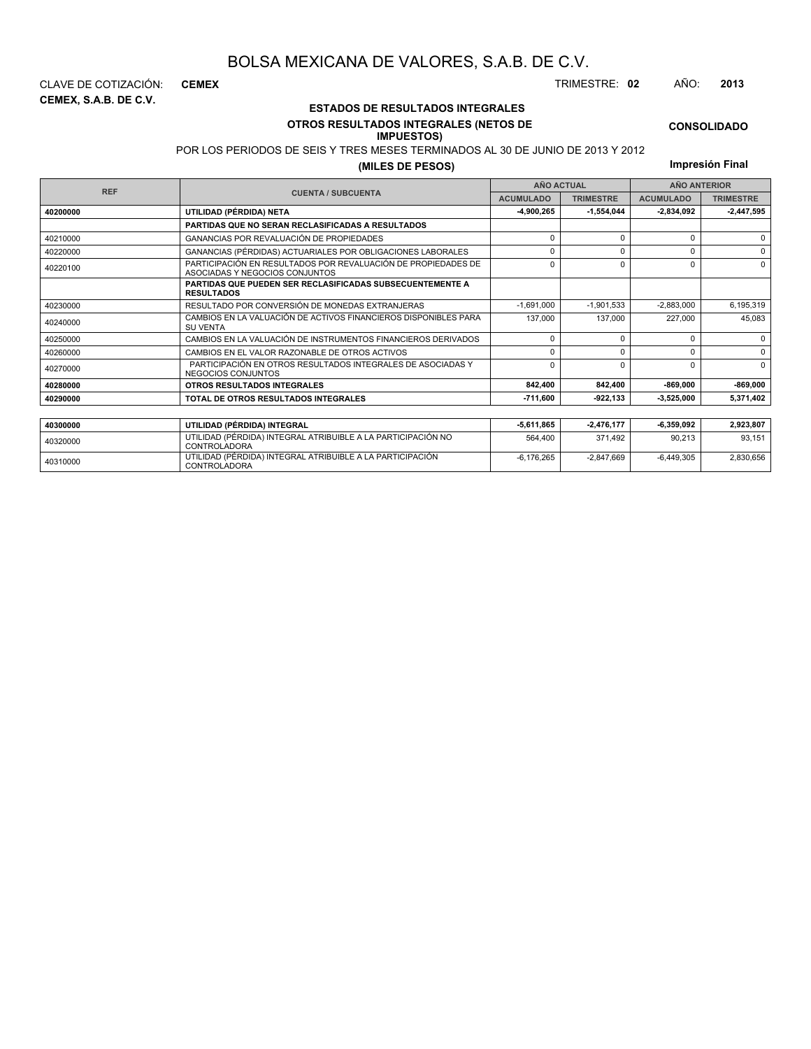# BOLSA MEXICANA DE VALORES, S.A.B. DE C.V.

CLAVE DE COTIZACIÓN: **CEMEX**

**CEMEX, S.A.B. DE C.V.**

TRIMESTRE: **02** AÑO: **2013**

## ESTADOS DE RESULTADOS INTEGRALES

### OTROS RESULTADOS INTEGRALES (NETOS DE IMPUESTOS)

**CONSOLIDADO**

POR LOS PERIODOS DE SEIS Y TRES MESES TERMINADOS AL 30 DE JUNIO DE 2013 Y 2012

**(MILES DE PESOS)**

**Impresión Final**

| REF | CUENTA / SUBCUENTA | AÑO ACTUAL | | AÑO ANTERIOR | |
|---|---|---|---|---|---|
| | | ACUMULADO | TRIMESTRE | ACUMULADO | TRIMESTRE |
| **40200000** | **UTILIDAD (PÉRDIDA) NETA** | **-4,900,265** | **-1,554,044** | **-2,834,092** | **-2,447,595** |
| | **PARTIDAS QUE NO SERAN RECLASIFICADAS A RESULTADOS** | | | | |
| 40210000 | GANANCIAS POR REVALUACIÓN DE PROPIEDADES | 0 | 0 | 0 | 0 |
| 40220000 | GANANCIAS (PÉRDIDAS) ACTUARIALES POR OBLIGACIONES LABORALES | 0 | 0 | 0 | 0 |
| 40220100 | PARTICIPACIÓN EN RESULTADOS POR REVALUACIÓN DE PROPIEDADES DE ASOCIADAS Y NEGOCIOS CONJUNTOS | 0 | 0 | 0 | 0 |
| | **PARTIDAS QUE PUEDEN SER RECLASIFICADAS SUBSECUENTEMENTE A RESULTADOS** | | | | |
| 40230000 | RESULTADO POR CONVERSIÓN DE MONEDAS EXTRANJERAS | -1,691,000 | -1,901,533 | -2,883,000 | 6,195,319 |
| 40240000 | CAMBIOS EN LA VALUACIÓN DE ACTIVOS FINANCIEROS DISPONIBLES PARA SU VENTA | 137,000 | 137,000 | 227,000 | 45,083 |
| 40250000 | CAMBIOS EN LA VALUACIÓN DE INSTRUMENTOS FINANCIEROS DERIVADOS | 0 | 0 | 0 | 0 |
| 40260000 | CAMBIOS EN EL VALOR RAZONABLE DE OTROS ACTIVOS | 0 | 0 | 0 | 0 |
| 40270000 | PARTICIPACIÓN EN OTROS RESULTADOS INTEGRALES DE ASOCIADAS Y NEGOCIOS CONJUNTOS | 0 | 0 | 0 | 0 |
| **40280000** | **OTROS RESULTADOS INTEGRALES** | **842,400** | **842,400** | **-869,000** | **-869,000** |
| **40290000** | **TOTAL DE OTROS RESULTADOS INTEGRALES** | **-711,600** | **-922,133** | **-3,525,000** | **5,371,402** |

| REF | CUENTA / SUBCUENTA | ACUMULADO | TRIMESTRE | ACUMULADO | TRIMESTRE |
|---|---|---|---|---|---|
| **40300000** | **UTILIDAD (PÉRDIDA) INTEGRAL** | **-5,611,865** | **-2,476,177** | **-6,359,092** | **2,923,807** |
| 40320000 | UTILIDAD (PÉRDIDA) INTEGRAL ATRIBUIBLE A LA PARTICIPACIÓN NO CONTROLADORA | 564,400 | 371,492 | 90,213 | 93,151 |
| 40310000 | UTILIDAD (PÉRDIDA) INTEGRAL ATRIBUIBLE A LA PARTICIPACIÓN CONTROLADORA | -6,176,265 | -2,847,669 | -6,449,305 | 2,830,656 |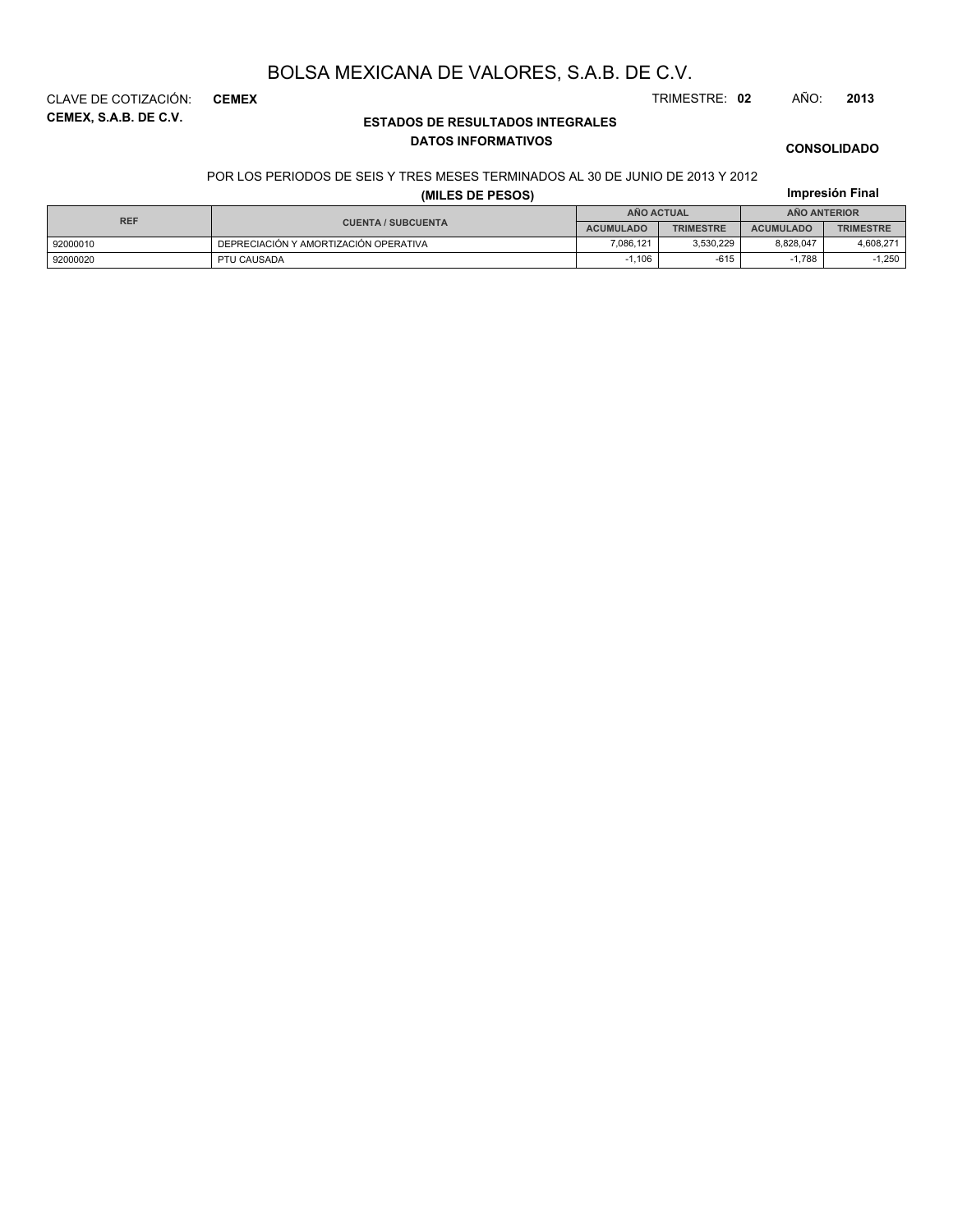# BOLSA MEXICANA DE VALORES, S.A.B. DE C.V.

CLAVE DE COTIZACIÓN: **CEMEX**

TRIMESTRE: **02** AÑO: **2013**

**CEMEX, S.A.B. DE C.V.**

## ESTADOS DE RESULTADOS INTEGRALES
### DATOS INFORMATIVOS

**CONSOLIDADO**

POR LOS PERIODOS DE SEIS Y TRES MESES TERMINADOS AL 30 DE JUNIO DE 2013 Y 2012

**(MILES DE PESOS)**

**Impresión Final**

| REF | CUENTA / SUBCUENTA | AÑO ACTUAL | | AÑO ANTERIOR | |
|---|---|---|---|---|---|
| | | ACUMULADO | TRIMESTRE | ACUMULADO | TRIMESTRE |
| 92000010 | DEPRECIACIÓN Y AMORTIZACIÓN OPERATIVA | 7,086,121 | 3,530,229 | 8,828,047 | 4,608,271 |
| 92000020 | PTU CAUSADA | -1,106 | -615 | -1,788 | -1,250 |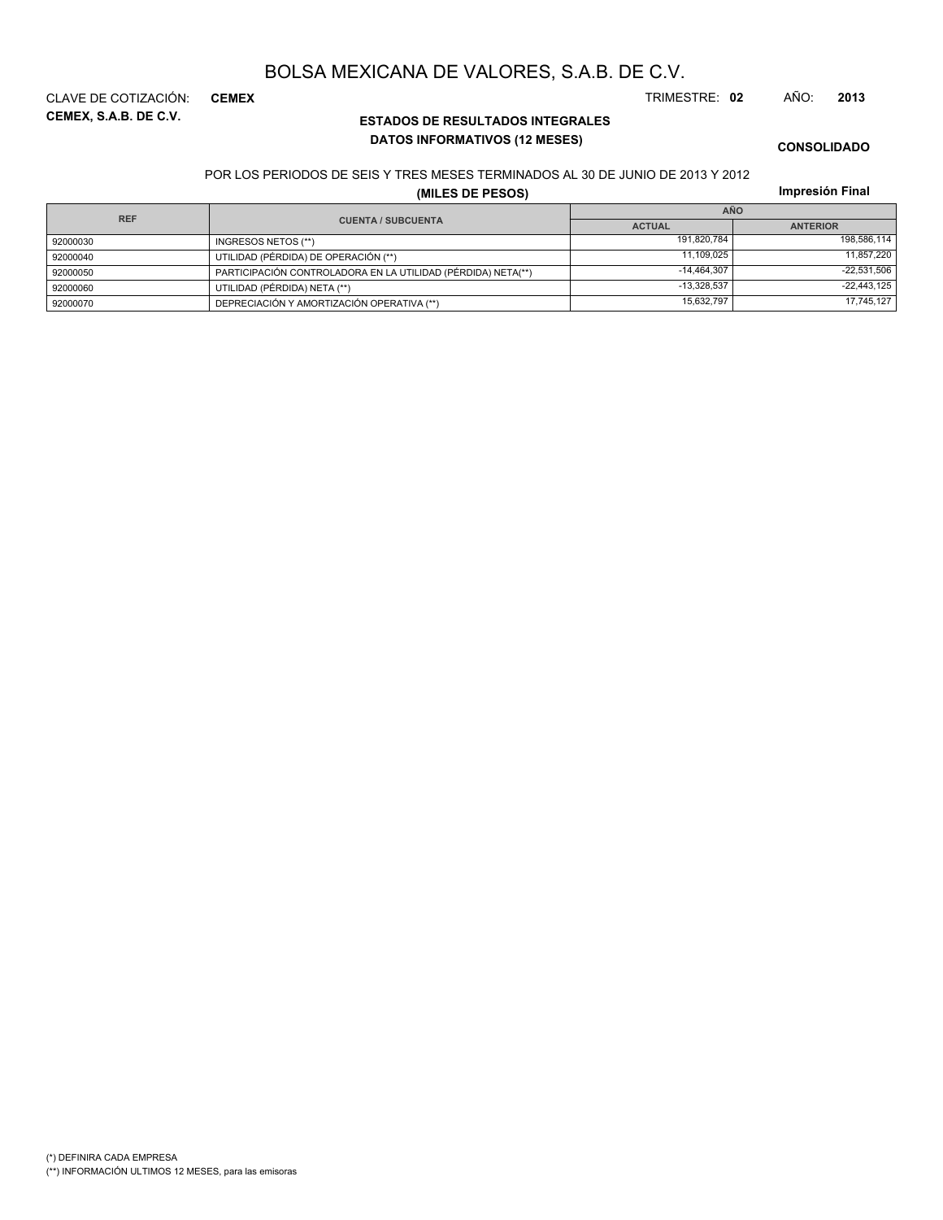# BOLSA MEXICANA DE VALORES, S.A.B. DE C.V.

CLAVE DE COTIZACIÓN: **CEMEX**

TRIMESTRE: **02** AÑO: **2013**

**CEMEX, S.A.B. DE C.V.**

**ESTADOS DE RESULTADOS INTEGRALES**

**DATOS INFORMATIVOS (12 MESES)**

**CONSOLIDADO**

POR LOS PERIODOS DE SEIS Y TRES MESES TERMINADOS AL 30 DE JUNIO DE 2013 Y 2012

**(MILES DE PESOS)**

**Impresión Final**

| REF | CUENTA / SUBCUENTA | AÑO | |
|---|---|---|---|
| | | ACTUAL | ANTERIOR |
| 92000030 | INGRESOS NETOS (**) | 191,820,784 | 198,586,114 |
| 92000040 | UTILIDAD (PÉRDIDA) DE OPERACIÓN (**) | 11,109,025 | 11,857,220 |
| 92000050 | PARTICIPACIÓN CONTROLADORA EN LA UTILIDAD (PÉRDIDA) NETA(**) | -14,464,307 | -22,531,506 |
| 92000060 | UTILIDAD (PÉRDIDA) NETA (**) | -13,328,537 | -22,443,125 |
| 92000070 | DEPRECIACIÓN Y AMORTIZACIÓN OPERATIVA (**) | 15,632,797 | 17,745,127 |

(*) DEFINIRA CADA EMPRESA

(**) INFORMACIÓN ULTIMOS 12 MESES, para las emisoras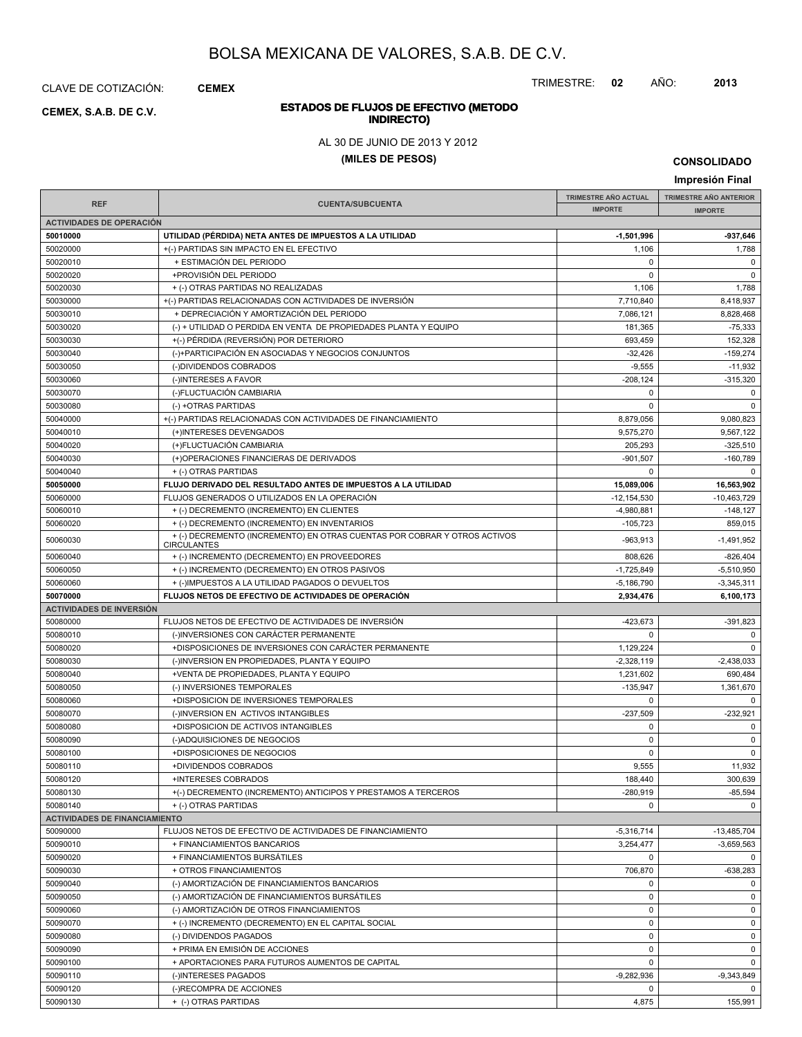# BOLSA MEXICANA DE VALORES, S.A.B. DE C.V.

CLAVE DE COTIZACIÓN: **CEMEX**

TRIMESTRE: **02** AÑO: **2013**

**CEMEX, S.A.B. DE C.V.**

## ESTADOS DE FLUJOS DE EFECTIVO (METODO INDIRECTO)

AL 30 DE JUNIO DE 2013 Y 2012

**(MILES DE PESOS)**

**CONSOLIDADO**

**Impresión Final**

| REF | CUENTA/SUBCUENTA | TRIMESTRE AÑO ACTUAL IMPORTE | TRIMESTRE AÑO ANTERIOR IMPORTE |
|---|---|---|---|
| **ACTIVIDADES DE OPERACIÓN** | | | |
| **50010000** | **UTILIDAD (PÉRDIDA) NETA ANTES DE IMPUESTOS A LA UTILIDAD** | **-1,501,996** | **-937,646** |
| 50020000 | +(-) PARTIDAS SIN IMPACTO EN EL EFECTIVO | 1,106 | 1,788 |
| 50020010 | + ESTIMACIÓN DEL PERIODO | 0 | 0 |
| 50020020 | +PROVISIÓN DEL PERIODO | 0 | 0 |
| 50020030 | + (-) OTRAS PARTIDAS NO REALIZADAS | 1,106 | 1,788 |
| 50030000 | +(-) PARTIDAS RELACIONADAS CON ACTIVIDADES DE INVERSIÓN | 7,710,840 | 8,418,937 |
| 50030010 | + DEPRECIACIÓN Y AMORTIZACIÓN DEL PERIODO | 7,086,121 | 8,828,468 |
| 50030020 | (-) + UTILIDAD O PERDIDA EN VENTA DE PROPIEDADES PLANTA Y EQUIPO | 181,365 | -75,333 |
| 50030030 | +(-) PÉRDIDA (REVERSIÓN) POR DETERIORO | 693,459 | 152,328 |
| 50030040 | (-)+PARTICIPACIÓN EN ASOCIADAS Y NEGOCIOS CONJUNTOS | -32,426 | -159,274 |
| 50030050 | (-)DIVIDENDOS COBRADOS | -9,555 | -11,932 |
| 50030060 | (-)INTERESES A FAVOR | -208,124 | -315,320 |
| 50030070 | (-)FLUCTUACIÓN CAMBIARIA | 0 | 0 |
| 50030080 | (-) +OTRAS PARTIDAS | 0 | 0 |
| 50040000 | +(-) PARTIDAS RELACIONADAS CON ACTIVIDADES DE FINANCIAMIENTO | 8,879,056 | 9,080,823 |
| 50040010 | (+)INTERESES DEVENGADOS | 9,575,270 | 9,567,122 |
| 50040020 | (+)FLUCTUACIÓN CAMBIARIA | 205,293 | -325,510 |
| 50040030 | (+)OPERACIONES FINANCIERAS DE DERIVADOS | -901,507 | -160,789 |
| 50040040 | + (-) OTRAS PARTIDAS | 0 | 0 |
| **50050000** | **FLUJO DERIVADO DEL RESULTADO ANTES DE IMPUESTOS A LA UTILIDAD** | **15,089,006** | **16,563,902** |
| 50060000 | FLUJOS GENERADOS O UTILIZADOS EN LA OPERACIÓN | -12,154,530 | -10,463,729 |
| 50060010 | + (-) DECREMENTO (INCREMENTO) EN CLIENTES | -4,980,881 | -148,127 |
| 50060020 | + (-) DECREMENTO (INCREMENTO) EN INVENTARIOS | -105,723 | 859,015 |
| 50060030 | + (-) DECREMENTO (INCREMENTO) EN OTRAS CUENTAS POR COBRAR Y OTROS ACTIVOS CIRCULANTES | -963,913 | -1,491,952 |
| 50060040 | + (-) INCREMENTO (DECREMENTO) EN PROVEEDORES | 808,626 | -826,404 |
| 50060050 | + (-) INCREMENTO (DECREMENTO) EN OTROS PASIVOS | -1,725,849 | -5,510,950 |
| 50060060 | + (-)IMPUESTOS A LA UTILIDAD PAGADOS O DEVUELTOS | -5,186,790 | -3,345,311 |
| **50070000** | **FLUJOS NETOS DE EFECTIVO DE ACTIVIDADES DE OPERACIÓN** | **2,934,476** | **6,100,173** |
| **ACTIVIDADES DE INVERSIÓN** | | | |
| 50080000 | FLUJOS NETOS DE EFECTIVO DE ACTIVIDADES DE INVERSIÓN | -423,673 | -391,823 |
| 50080010 | (-)INVERSIONES CON CARÁCTER PERMANENTE | 0 | 0 |
| 50080020 | +DISPOSICIONES DE INVERSIONES CON CARÁCTER PERMANENTE | 1,129,224 | 0 |
| 50080030 | (-)INVERSION EN PROPIEDADES, PLANTA Y EQUIPO | -2,328,119 | -2,438,033 |
| 50080040 | +VENTA DE PROPIEDADES, PLANTA Y EQUIPO | 1,231,602 | 690,484 |
| 50080050 | (-) INVERSIONES TEMPORALES | -135,947 | 1,361,670 |
| 50080060 | +DISPOSICION DE INVERSIONES TEMPORALES | 0 | 0 |
| 50080070 | (-)INVERSION EN ACTIVOS INTANGIBLES | -237,509 | -232,921 |
| 50080080 | +DISPOSICION DE ACTIVOS INTANGIBLES | 0 | 0 |
| 50080090 | (-)ADQUISICIONES DE NEGOCIOS | 0 | 0 |
| 50080100 | +DISPOSICIONES DE NEGOCIOS | 0 | 0 |
| 50080110 | +DIVIDENDOS COBRADOS | 9,555 | 11,932 |
| 50080120 | +INTERESES COBRADOS | 188,440 | 300,639 |
| 50080130 | +(-) DECREMENTO (INCREMENTO) ANTICIPOS Y PRESTAMOS A TERCEROS | -280,919 | -85,594 |
| 50080140 | + (-) OTRAS PARTIDAS | 0 | 0 |
| **ACTIVIDADES DE FINANCIAMIENTO** | | | |
| 50090000 | FLUJOS NETOS DE EFECTIVO DE ACTIVIDADES DE FINANCIAMIENTO | -5,316,714 | -13,485,704 |
| 50090010 | + FINANCIAMIENTOS BANCARIOS | 3,254,477 | -3,659,563 |
| 50090020 | + FINANCIAMIENTOS BURSÁTILES | 0 | 0 |
| 50090030 | + OTROS FINANCIAMIENTOS | 706,870 | -638,283 |
| 50090040 | (-) AMORTIZACIÓN DE FINANCIAMIENTOS BANCARIOS | 0 | 0 |
| 50090050 | (-) AMORTIZACIÓN DE FINANCIAMIENTOS BURSÁTILES | 0 | 0 |
| 50090060 | (-) AMORTIZACIÓN DE OTROS FINANCIAMIENTOS | 0 | 0 |
| 50090070 | + (-) INCREMENTO (DECREMENTO) EN EL CAPITAL SOCIAL | 0 | 0 |
| 50090080 | (-) DIVIDENDOS PAGADOS | 0 | 0 |
| 50090090 | + PRIMA EN EMISIÓN DE ACCIONES | 0 | 0 |
| 50090100 | + APORTACIONES PARA FUTUROS AUMENTOS DE CAPITAL | 0 | 0 |
| 50090110 | (-)INTERESES PAGADOS | -9,282,936 | -9,343,849 |
| 50090120 | (-)RECOMPRA DE ACCIONES | 0 | 0 |
| 50090130 | + (-) OTRAS PARTIDAS | 4,875 | 155,991 |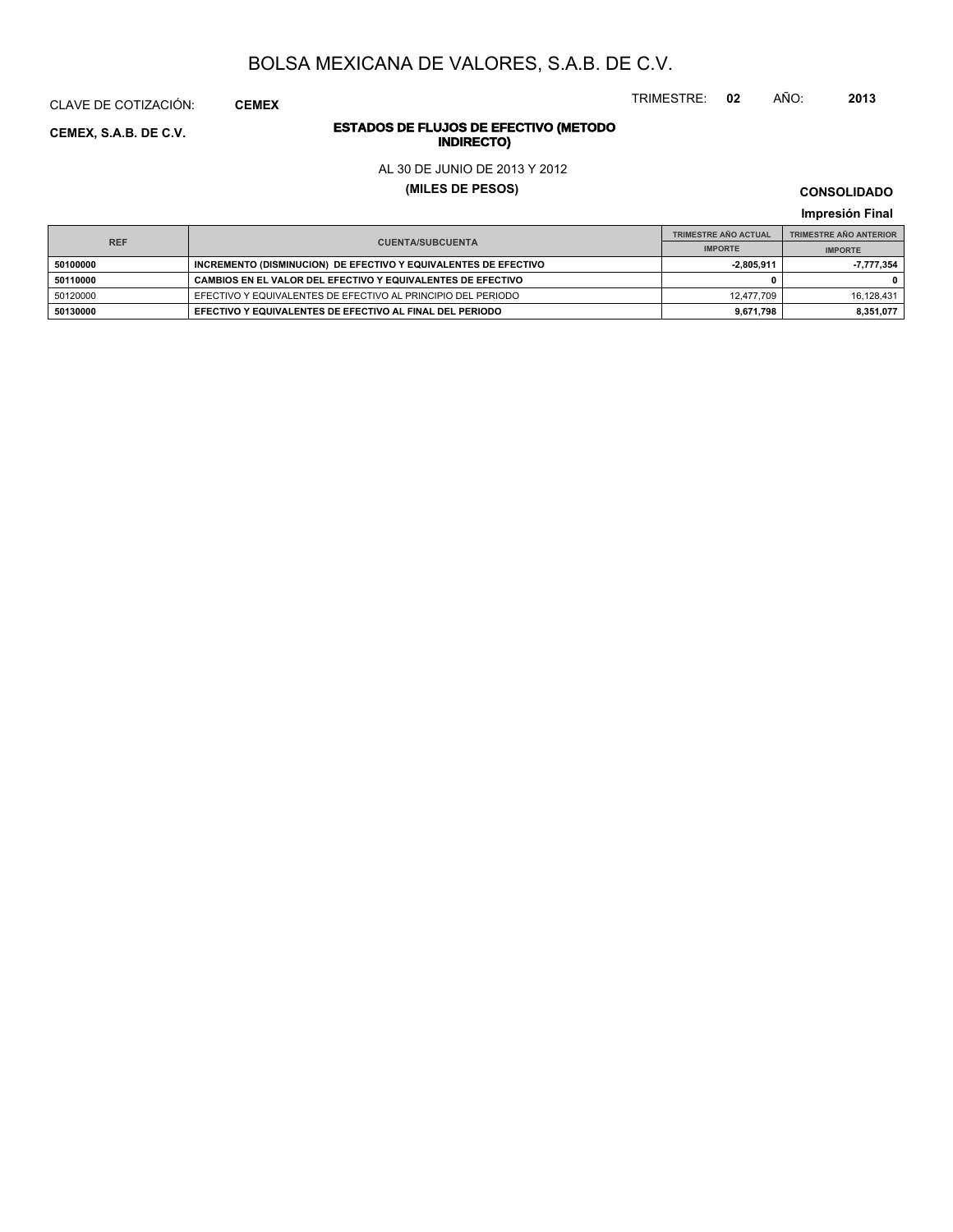# BOLSA MEXICANA DE VALORES, S.A.B. DE C.V.

CLAVE DE COTIZACIÓN: **CEMEX**

TRIMESTRE: **02** AÑO: **2013**

**CEMEX, S.A.B. DE C.V.**

**ESTADOS DE FLUJOS DE EFECTIVO (METODO INDIRECTO)**

AL 30 DE JUNIO DE 2013 Y 2012

**(MILES DE PESOS)**

**CONSOLIDADO**

**Impresión Final**

| REF | CUENTA/SUBCUENTA | TRIMESTRE AÑO ACTUAL | TRIMESTRE AÑO ANTERIOR |
|---|---|---|---|
| | | IMPORTE | IMPORTE |
| **50100000** | **INCREMENTO (DISMINUCION) DE EFECTIVO Y EQUIVALENTES DE EFECTIVO** | **-2,805,911** | **-7,777,354** |
| **50110000** | **CAMBIOS EN EL VALOR DEL EFECTIVO Y EQUIVALENTES DE EFECTIVO** | **0** | **0** |
| 50120000 | EFECTIVO Y EQUIVALENTES DE EFECTIVO AL PRINCIPIO DEL PERIODO | 12,477,709 | 16,128,431 |
| **50130000** | **EFECTIVO Y EQUIVALENTES DE EFECTIVO AL FINAL DEL PERIODO** | **9,671,798** | **8,351,077** |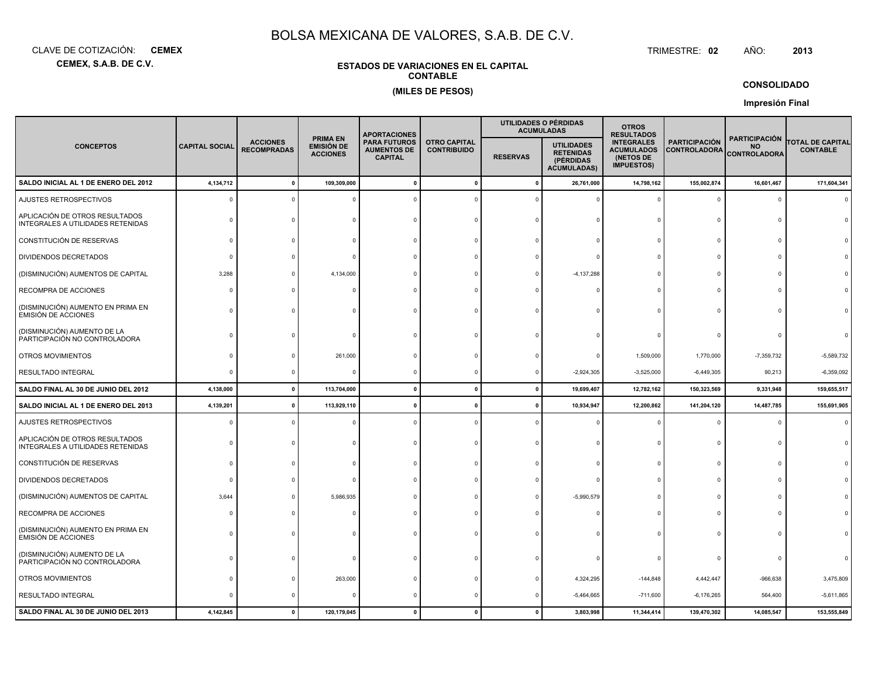# BOLSA MEXICANA DE VALORES, S.A.B. DE C.V.

CLAVE DE COTIZACIÓN: **CEMEX**

**CEMEX, S.A.B. DE C.V.**

TRIMESTRE: **02** AÑO: **2013**

**ESTADOS DE VARIACIONES EN EL CAPITAL CONTABLE**

**(MILES DE PESOS)**

**CONSOLIDADO**

**Impresión Final**

| CONCEPTOS | CAPITAL SOCIAL | ACCIONES RECOMPRADAS | PRIMA EN EMISIÓN DE ACCIONES | APORTACIONES PARA FUTUROS AUMENTOS DE CAPITAL | OTRO CAPITAL CONTRIBUIDO | UTILIDADES O PÉRDIDAS ACUMULADAS | | OTROS RESULTADOS INTEGRALES ACUMULADOS (NETOS DE IMPUESTOS) | PARTICIPACIÓN CONTROLADORA | PARTICIPACIÓN NO CONTROLADORA | TOTAL DE CAPITAL CONTABLE |
|---|---|---|---|---|---|---|---|---|---|---|---|
| | | | | | | RESERVAS | UTILIDADES RETENIDAS (PÉRDIDAS ACUMULADAS) | | | | |
| **SALDO INICIAL AL 1 DE ENERO DEL 2012** | **4,134,712** | **0** | **109,309,000** | **0** | **0** | **0** | **26,761,000** | **14,798,162** | **155,002,874** | **16,601,467** | **171,604,341** |
| AJUSTES RETROSPECTIVOS | 0 | 0 | 0 | 0 | 0 | 0 | 0 | 0 | 0 | 0 | 0 |
| APLICACIÓN DE OTROS RESULTADOS INTEGRALES A UTILIDADES RETENIDAS | 0 | 0 | 0 | 0 | 0 | 0 | 0 | 0 | 0 | 0 | 0 |
| CONSTITUCIÓN DE RESERVAS | 0 | 0 | 0 | 0 | 0 | 0 | 0 | 0 | 0 | 0 | 0 |
| DIVIDENDOS DECRETADOS | 0 | 0 | 0 | 0 | 0 | 0 | 0 | 0 | 0 | 0 | 0 |
| (DISMINUCIÓN) AUMENTOS DE CAPITAL | 3,288 | 0 | 4,134,000 | 0 | 0 | 0 | -4,137,288 | 0 | 0 | 0 | 0 |
| RECOMPRA DE ACCIONES | 0 | 0 | 0 | 0 | 0 | 0 | 0 | 0 | 0 | 0 | 0 |
| (DISMINUCIÓN) AUMENTO EN PRIMA EN EMISIÓN DE ACCIONES | 0 | 0 | 0 | 0 | 0 | 0 | 0 | 0 | 0 | 0 | 0 |
| (DISMINUCIÓN) AUMENTO DE LA PARTICIPACIÓN NO CONTROLADORA | 0 | 0 | 0 | 0 | 0 | 0 | 0 | 0 | 0 | 0 | 0 |
| OTROS MOVIMIENTOS | 0 | 0 | 261,000 | 0 | 0 | 0 | 0 | 1,509,000 | 1,770,000 | -7,359,732 | -5,589,732 |
| RESULTADO INTEGRAL | 0 | 0 | 0 | 0 | 0 | 0 | -2,924,305 | -3,525,000 | -6,449,305 | 90,213 | -6,359,092 |
| **SALDO FINAL AL 30 DE JUNIO DEL 2012** | **4,138,000** | **0** | **113,704,000** | **0** | **0** | **0** | **19,699,407** | **12,782,162** | **150,323,569** | **9,331,948** | **159,655,517** |
| **SALDO INICIAL AL 1 DE ENERO DEL 2013** | **4,139,201** | **0** | **113,929,110** | **0** | **0** | **0** | **10,934,947** | **12,200,862** | **141,204,120** | **14,487,785** | **155,691,905** |
| AJUSTES RETROSPECTIVOS | 0 | 0 | 0 | 0 | 0 | 0 | 0 | 0 | 0 | 0 | 0 |
| APLICACIÓN DE OTROS RESULTADOS INTEGRALES A UTILIDADES RETENIDAS | 0 | 0 | 0 | 0 | 0 | 0 | 0 | 0 | 0 | 0 | 0 |
| CONSTITUCIÓN DE RESERVAS | 0 | 0 | 0 | 0 | 0 | 0 | 0 | 0 | 0 | 0 | 0 |
| DIVIDENDOS DECRETADOS | 0 | 0 | 0 | 0 | 0 | 0 | 0 | 0 | 0 | 0 | 0 |
| (DISMINUCIÓN) AUMENTOS DE CAPITAL | 3,644 | 0 | 5,986,935 | 0 | 0 | 0 | -5,990,579 | 0 | 0 | 0 | 0 |
| RECOMPRA DE ACCIONES | 0 | 0 | 0 | 0 | 0 | 0 | 0 | 0 | 0 | 0 | 0 |
| (DISMINUCIÓN) AUMENTO EN PRIMA EN EMISIÓN DE ACCIONES | 0 | 0 | 0 | 0 | 0 | 0 | 0 | 0 | 0 | 0 | 0 |
| (DISMINUCIÓN) AUMENTO DE LA PARTICIPACIÓN NO CONTROLADORA | 0 | 0 | 0 | 0 | 0 | 0 | 0 | 0 | 0 | 0 | 0 |
| OTROS MOVIMIENTOS | 0 | 0 | 263,000 | 0 | 0 | 0 | 4,324,295 | -144,848 | 4,442,447 | -966,638 | 3,475,809 |
| RESULTADO INTEGRAL | 0 | 0 | 0 | 0 | 0 | 0 | -5,464,665 | -711,600 | -6,176,265 | 564,400 | -5,611,865 |
| **SALDO FINAL AL 30 DE JUNIO DEL 2013** | **4,142,845** | **0** | **120,179,045** | **0** | **0** | **0** | **3,803,998** | **11,344,414** | **139,470,302** | **14,085,547** | **153,555,849** |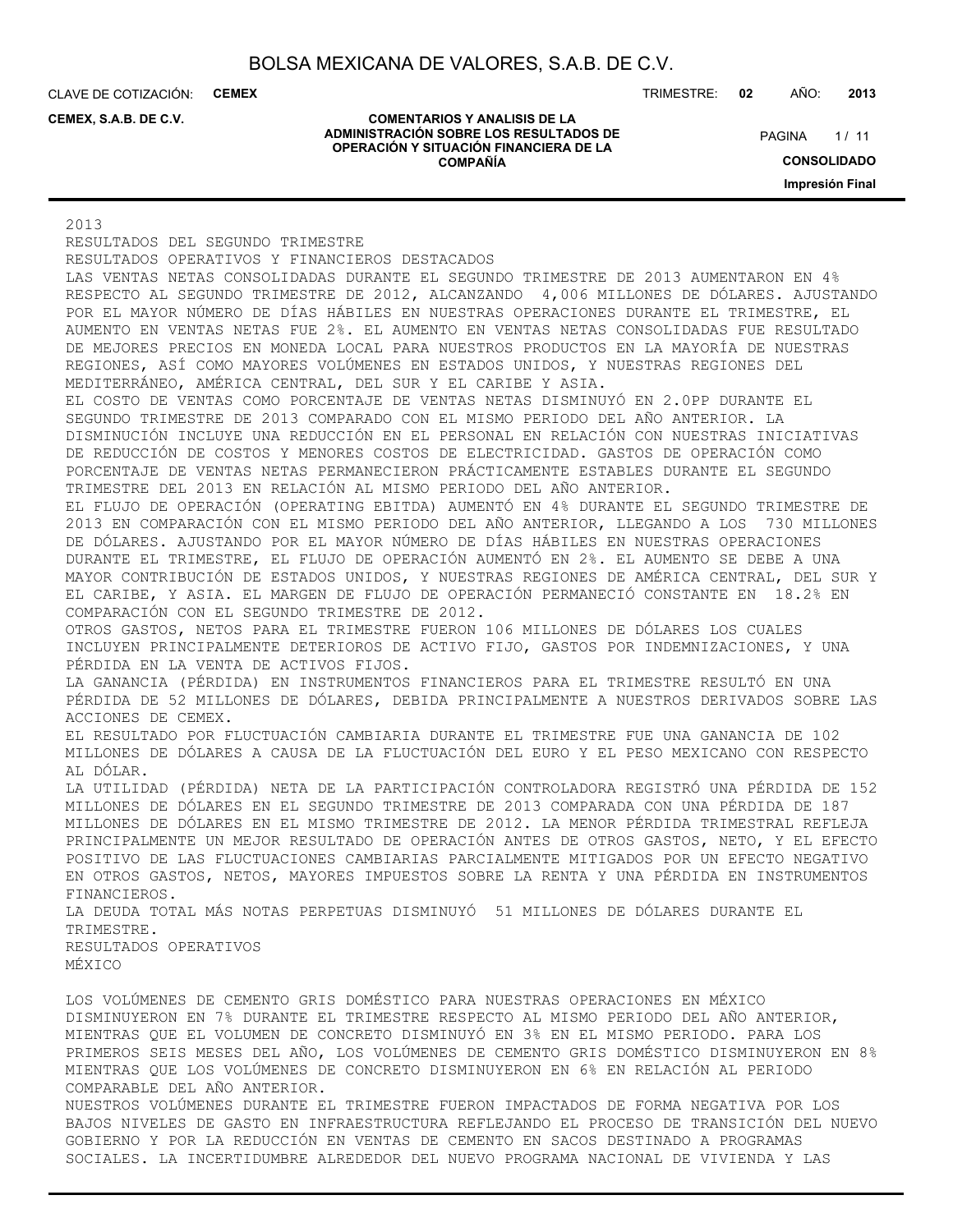2013

RESULTADOS DEL SEGUNDO TRIMESTRE

RESULTADOS OPERATIVOS Y FINANCIEROS DESTACADOS

LAS VENTAS NETAS CONSOLIDADAS DURANTE EL SEGUNDO TRIMESTRE DE 2013 AUMENTARON EN 4% RESPECTO AL SEGUNDO TRIMESTRE DE 2012, ALCANZANDO 4,006 MILLONES DE DÓLARES. AJUSTANDO POR EL MAYOR NÚMERO DE DÍAS HÁBILES EN NUESTRAS OPERACIONES DURANTE EL TRIMESTRE, EL AUMENTO EN VENTAS NETAS FUE 2%. EL AUMENTO EN VENTAS NETAS CONSOLIDADAS FUE RESULTADO DE MEJORES PRECIOS EN MONEDA LOCAL PARA NUESTROS PRODUCTOS EN LA MAYORÍA DE NUESTRAS REGIONES, ASÍ COMO MAYORES VOLÚMENES EN ESTADOS UNIDOS, Y NUESTRAS REGIONES DEL MEDITERRÁNEO, AMÉRICA CENTRAL, DEL SUR Y EL CARIBE Y ASIA.

EL COSTO DE VENTAS COMO PORCENTAJE DE VENTAS NETAS DISMINUYÓ EN 2.0PP DURANTE EL SEGUNDO TRIMESTRE DE 2013 COMPARADO CON EL MISMO PERIODO DEL AÑO ANTERIOR. LA DISMINUCIÓN INCLUYE UNA REDUCCIÓN EN EL PERSONAL EN RELACIÓN CON NUESTRAS INICIATIVAS DE REDUCCIÓN DE COSTOS Y MENORES COSTOS DE ELECTRICIDAD. GASTOS DE OPERACIÓN COMO PORCENTAJE DE VENTAS NETAS PERMANECIERON PRÁCTICAMENTE ESTABLES DURANTE EL SEGUNDO TRIMESTRE DEL 2013 EN RELACIÓN AL MISMO PERIODO DEL AÑO ANTERIOR.

EL FLUJO DE OPERACIÓN (OPERATING EBITDA) AUMENTÓ EN 4% DURANTE EL SEGUNDO TRIMESTRE DE 2013 EN COMPARACIÓN CON EL MISMO PERIODO DEL AÑO ANTERIOR, LLEGANDO A LOS 730 MILLONES DE DÓLARES. AJUSTANDO POR EL MAYOR NÚMERO DE DÍAS HÁBILES EN NUESTRAS OPERACIONES DURANTE EL TRIMESTRE, EL FLUJO DE OPERACIÓN AUMENTÓ EN 2%. EL AUMENTO SE DEBE A UNA MAYOR CONTRIBUCIÓN DE ESTADOS UNIDOS, Y NUESTRAS REGIONES DE AMÉRICA CENTRAL, DEL SUR Y EL CARIBE, Y ASIA. EL MARGEN DE FLUJO DE OPERACIÓN PERMANECIÓ CONSTANTE EN 18.2% EN COMPARACIÓN CON EL SEGUNDO TRIMESTRE DE 2012.

OTROS GASTOS, NETOS PARA EL TRIMESTRE FUERON 106 MILLONES DE DÓLARES LOS CUALES INCLUYEN PRINCIPALMENTE DETERIOROS DE ACTIVO FIJO, GASTOS POR INDEMNIZACIONES, Y UNA PÉRDIDA EN LA VENTA DE ACTIVOS FIJOS.

LA GANANCIA (PÉRDIDA) EN INSTRUMENTOS FINANCIEROS PARA EL TRIMESTRE RESULTÓ EN UNA PÉRDIDA DE 52 MILLONES DE DÓLARES, DEBIDA PRINCIPALMENTE A NUESTROS DERIVADOS SOBRE LAS ACCIONES DE CEMEX.

EL RESULTADO POR FLUCTUACIÓN CAMBIARIA DURANTE EL TRIMESTRE FUE UNA GANANCIA DE 102 MILLONES DE DÓLARES A CAUSA DE LA FLUCTUACIÓN DEL EURO Y EL PESO MEXICANO CON RESPECTO AL DÓLAR.

LA UTILIDAD (PÉRDIDA) NETA DE LA PARTICIPACIÓN CONTROLADORA REGISTRÓ UNA PÉRDIDA DE 152 MILLONES DE DÓLARES EN EL SEGUNDO TRIMESTRE DE 2013 COMPARADA CON UNA PÉRDIDA DE 187 MILLONES DE DÓLARES EN EL MISMO TRIMESTRE DE 2012. LA MENOR PÉRDIDA TRIMESTRAL REFLEJA PRINCIPALMENTE UN MEJOR RESULTADO DE OPERACIÓN ANTES DE OTROS GASTOS, NETO, Y EL EFECTO POSITIVO DE LAS FLUCTUACIONES CAMBIARIAS PARCIALMENTE MITIGADOS POR UN EFECTO NEGATIVO EN OTROS GASTOS, NETOS, MAYORES IMPUESTOS SOBRE LA RENTA Y UNA PÉRDIDA EN INSTRUMENTOS FINANCIEROS.

LA DEUDA TOTAL MÁS NOTAS PERPETUAS DISMINUYÓ 51 MILLONES DE DÓLARES DURANTE EL TRIMESTRE.

RESULTADOS OPERATIVOS

MÉXICO

LOS VOLÚMENES DE CEMENTO GRIS DOMÉSTICO PARA NUESTRAS OPERACIONES EN MÉXICO DISMINUYERON EN 7% DURANTE EL TRIMESTRE RESPECTO AL MISMO PERIODO DEL AÑO ANTERIOR, MIENTRAS QUE EL VOLUMEN DE CONCRETO DISMINUYÓ EN 3% EN EL MISMO PERIODO. PARA LOS PRIMEROS SEIS MESES DEL AÑO, LOS VOLÚMENES DE CEMENTO GRIS DOMÉSTICO DISMINUYERON EN 8% MIENTRAS QUE LOS VOLÚMENES DE CONCRETO DISMINUYERON EN 6% EN RELACIÓN AL PERIODO COMPARABLE DEL AÑO ANTERIOR.

NUESTROS VOLÚMENES DURANTE EL TRIMESTRE FUERON IMPACTADOS DE FORMA NEGATIVA POR LOS BAJOS NIVELES DE GASTO EN INFRAESTRUCTURA REFLEJANDO EL PROCESO DE TRANSICIÓN DEL NUEVO GOBIERNO Y POR LA REDUCCIÓN EN VENTAS DE CEMENTO EN SACOS DESTINADO A PROGRAMAS SOCIALES. LA INCERTIDUMBRE ALREDEDOR DEL NUEVO PROGRAMA NACIONAL DE VIVIENDA Y LAS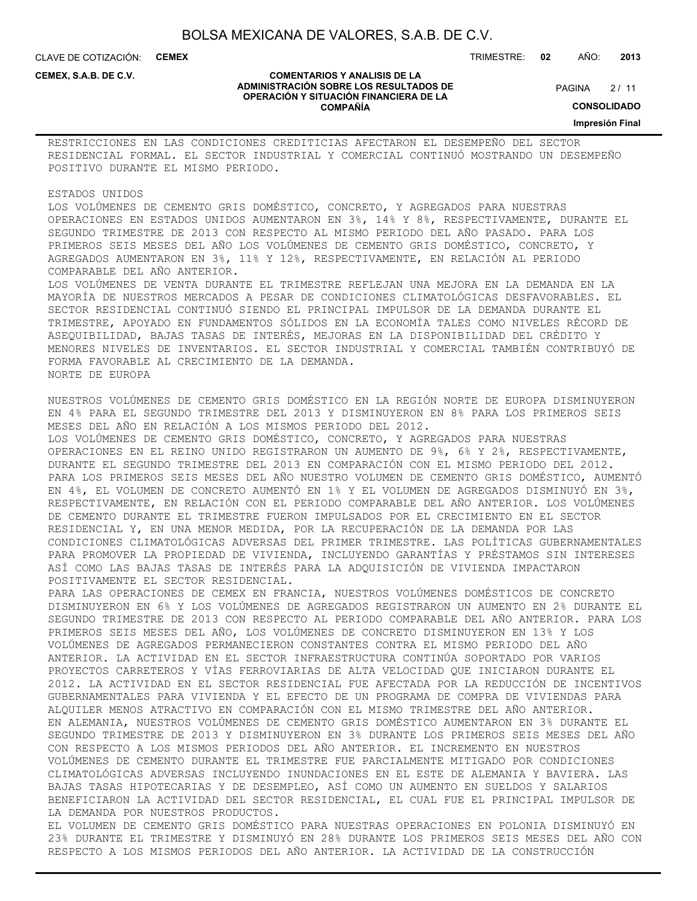RESTRICCIONES EN LAS CONDICIONES CREDITICIAS AFECTARON EL DESEMPEÑO DEL SECTOR RESIDENCIAL FORMAL. EL SECTOR INDUSTRIAL Y COMERCIAL CONTINUÓ MOSTRANDO UN DESEMPEÑO POSITIVO DURANTE EL MISMO PERIODO.

ESTADOS UNIDOS

LOS VOLÚMENES DE CEMENTO GRIS DOMÉSTICO, CONCRETO, Y AGREGADOS PARA NUESTRAS OPERACIONES EN ESTADOS UNIDOS AUMENTARON EN 3%, 14% Y 8%, RESPECTIVAMENTE, DURANTE EL SEGUNDO TRIMESTRE DE 2013 CON RESPECTO AL MISMO PERIODO DEL AÑO PASADO. PARA LOS PRIMEROS SEIS MESES DEL AÑO LOS VOLÚMENES DE CEMENTO GRIS DOMÉSTICO, CONCRETO, Y AGREGADOS AUMENTARON EN 3%, 11% Y 12%, RESPECTIVAMENTE, EN RELACIÓN AL PERIODO COMPARABLE DEL AÑO ANTERIOR.

LOS VOLÚMENES DE VENTA DURANTE EL TRIMESTRE REFLEJAN UNA MEJORA EN LA DEMANDA EN LA MAYORÍA DE NUESTROS MERCADOS A PESAR DE CONDICIONES CLIMATOLÓGICAS DESFAVORABLES. EL SECTOR RESIDENCIAL CONTINUÓ SIENDO EL PRINCIPAL IMPULSOR DE LA DEMANDA DURANTE EL TRIMESTRE, APOYADO EN FUNDAMENTOS SÓLIDOS EN LA ECONOMÍA TALES COMO NIVELES RÉCORD DE ASEQUIBILIDAD, BAJAS TASAS DE INTERÉS, MEJORAS EN LA DISPONIBILIDAD DEL CRÉDITO Y MENORES NIVELES DE INVENTARIOS. EL SECTOR INDUSTRIAL Y COMERCIAL TAMBIÉN CONTRIBUYÓ DE FORMA FAVORABLE AL CRECIMIENTO DE LA DEMANDA.

NORTE DE EUROPA

NUESTROS VOLÚMENES DE CEMENTO GRIS DOMÉSTICO EN LA REGIÓN NORTE DE EUROPA DISMINUYERON EN 4% PARA EL SEGUNDO TRIMESTRE DEL 2013 Y DISMINUYERON EN 8% PARA LOS PRIMEROS SEIS MESES DEL AÑO EN RELACIÓN A LOS MISMOS PERIODO DEL 2012.

LOS VOLÚMENES DE CEMENTO GRIS DOMÉSTICO, CONCRETO, Y AGREGADOS PARA NUESTRAS OPERACIONES EN EL REINO UNIDO REGISTRARON UN AUMENTO DE 9%, 6% Y 2%, RESPECTIVAMENTE, DURANTE EL SEGUNDO TRIMESTRE DEL 2013 EN COMPARACIÓN CON EL MISMO PERIODO DEL 2012. PARA LOS PRIMEROS SEIS MESES DEL AÑO NUESTRO VOLUMEN DE CEMENTO GRIS DOMÉSTICO, AUMENTÓ EN 4%, EL VOLUMEN DE CONCRETO AUMENTÓ EN 1% Y EL VOLUMEN DE AGREGADOS DISMINUYÓ EN 3%, RESPECTIVAMENTE, EN RELACIÓN CON EL PERIODO COMPARABLE DEL AÑO ANTERIOR. LOS VOLÚMENES DE CEMENTO DURANTE EL TRIMESTRE FUERON IMPULSADOS POR EL CRECIMIENTO EN EL SECTOR RESIDENCIAL Y, EN UNA MENOR MEDIDA, POR LA RECUPERACIÓN DE LA DEMANDA POR LAS CONDICIONES CLIMATOLÓGICAS ADVERSAS DEL PRIMER TRIMESTRE. LAS POLÍTICAS GUBERNAMENTALES PARA PROMOVER LA PROPIEDAD DE VIVIENDA, INCLUYENDO GARANTÍAS Y PRÉSTAMOS SIN INTERESES ASÍ COMO LAS BAJAS TASAS DE INTERÉS PARA LA ADQUISICIÓN DE VIVIENDA IMPACTARON POSITIVAMENTE EL SECTOR RESIDENCIAL.

PARA LAS OPERACIONES DE CEMEX EN FRANCIA, NUESTROS VOLÚMENES DOMÉSTICOS DE CONCRETO DISMINUYERON EN 6% Y LOS VOLÚMENES DE AGREGADOS REGISTRARON UN AUMENTO EN 2% DURANTE EL SEGUNDO TRIMESTRE DE 2013 CON RESPECTO AL PERIODO COMPARABLE DEL AÑO ANTERIOR. PARA LOS PRIMEROS SEIS MESES DEL AÑO, LOS VOLÚMENES DE CONCRETO DISMINUYERON EN 13% Y LOS VOLÚMENES DE AGREGADOS PERMANECIERON CONSTANTES CONTRA EL MISMO PERIODO DEL AÑO ANTERIOR. LA ACTIVIDAD EN EL SECTOR INFRAESTRUCTURA CONTINÚA SOPORTADO POR VARIOS PROYECTOS CARRETEROS Y VÍAS FERROVIARIAS DE ALTA VELOCIDAD QUE INICIARON DURANTE EL 2012. LA ACTIVIDAD EN EL SECTOR RESIDENCIAL FUE AFECTADA POR LA REDUCCIÓN DE INCENTIVOS GUBERNAMENTALES PARA VIVIENDA Y EL EFECTO DE UN PROGRAMA DE COMPRA DE VIVIENDAS PARA ALQUILER MENOS ATRACTIVO EN COMPARACIÓN CON EL MISMO TRIMESTRE DEL AÑO ANTERIOR.

EN ALEMANIA, NUESTROS VOLÚMENES DE CEMENTO GRIS DOMÉSTICO AUMENTARON EN 3% DURANTE EL SEGUNDO TRIMESTRE DE 2013 Y DISMINUYERON EN 3% DURANTE LOS PRIMEROS SEIS MESES DEL AÑO CON RESPECTO A LOS MISMOS PERIODOS DEL AÑO ANTERIOR. EL INCREMENTO EN NUESTROS VOLÚMENES DE CEMENTO DURANTE EL TRIMESTRE FUE PARCIALMENTE MITIGADO POR CONDICIONES CLIMATOLÓGICAS ADVERSAS INCLUYENDO INUNDACIONES EN EL ESTE DE ALEMANIA Y BAVIERA. LAS BAJAS TASAS HIPOTECARIAS Y DE DESEMPLEO, ASÍ COMO UN AUMENTO EN SUELDOS Y SALARIOS BENEFICIARON LA ACTIVIDAD DEL SECTOR RESIDENCIAL, EL CUAL FUE EL PRINCIPAL IMPULSOR DE LA DEMANDA POR NUESTROS PRODUCTOS.

EL VOLUMEN DE CEMENTO GRIS DOMÉSTICO PARA NUESTRAS OPERACIONES EN POLONIA DISMINUYÓ EN 23% DURANTE EL TRIMESTRE Y DISMINUYÓ EN 28% DURANTE LOS PRIMEROS SEIS MESES DEL AÑO CON RESPECTO A LOS MISMOS PERIODOS DEL AÑO ANTERIOR. LA ACTIVIDAD DE LA CONSTRUCCIÓN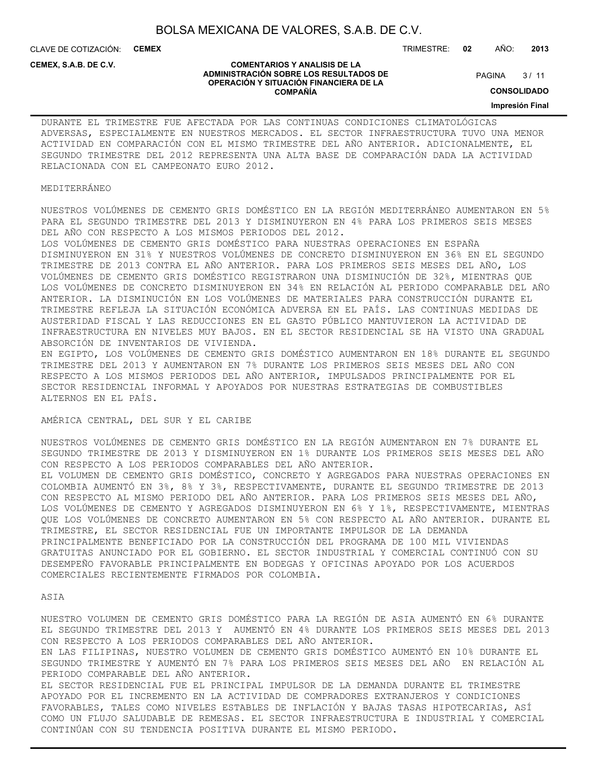DURANTE EL TRIMESTRE FUE AFECTADA POR LAS CONTINUAS CONDICIONES CLIMATOLÓGICAS ADVERSAS, ESPECIALMENTE EN NUESTROS MERCADOS. EL SECTOR INFRAESTRUCTURA TUVO UNA MENOR ACTIVIDAD EN COMPARACIÓN CON EL MISMO TRIMESTRE DEL AÑO ANTERIOR. ADICIONALMENTE, EL SEGUNDO TRIMESTRE DEL 2012 REPRESENTA UNA ALTA BASE DE COMPARACIÓN DADA LA ACTIVIDAD RELACIONADA CON EL CAMPEONATO EURO 2012.

MEDITERRÁNEO

NUESTROS VOLÚMENES DE CEMENTO GRIS DOMÉSTICO EN LA REGIÓN MEDITERRÁNEO AUMENTARON EN 5% PARA EL SEGUNDO TRIMESTRE DEL 2013 Y DISMINUYERON EN 4% PARA LOS PRIMEROS SEIS MESES DEL AÑO CON RESPECTO A LOS MISMOS PERIODOS DEL 2012.
LOS VOLÚMENES DE CEMENTO GRIS DOMÉSTICO PARA NUESTRAS OPERACIONES EN ESPAÑA DISMINUYERON EN 31% Y NUESTROS VOLÚMENES DE CONCRETO DISMINUYERON EN 36% EN EL SEGUNDO TRIMESTRE DE 2013 CONTRA EL AÑO ANTERIOR. PARA LOS PRIMEROS SEIS MESES DEL AÑO, LOS VOLÚMENES DE CEMENTO GRIS DOMÉSTICO REGISTRARON UNA DISMINUCIÓN DE 32%, MIENTRAS QUE LOS VOLÚMENES DE CONCRETO DISMINUYERON EN 34% EN RELACIÓN AL PERIODO COMPARABLE DEL AÑO ANTERIOR. LA DISMINUCIÓN EN LOS VOLÚMENES DE MATERIALES PARA CONSTRUCCIÓN DURANTE EL TRIMESTRE REFLEJA LA SITUACIÓN ECONÓMICA ADVERSA EN EL PAÍS. LAS CONTINUAS MEDIDAS DE AUSTERIDAD FISCAL Y LAS REDUCCIONES EN EL GASTO PÚBLICO MANTUVIERON LA ACTIVIDAD DE INFRAESTRUCTURA EN NIVELES MUY BAJOS. EN EL SECTOR RESIDENCIAL SE HA VISTO UNA GRADUAL ABSORCIÓN DE INVENTARIOS DE VIVIENDA.
EN EGIPTO, LOS VOLÚMENES DE CEMENTO GRIS DOMÉSTICO AUMENTARON EN 18% DURANTE EL SEGUNDO TRIMESTRE DEL 2013 Y AUMENTARON EN 7% DURANTE LOS PRIMEROS SEIS MESES DEL AÑO CON RESPECTO A LOS MISMOS PERIODOS DEL AÑO ANTERIOR, IMPULSADOS PRINCIPALMENTE POR EL SECTOR RESIDENCIAL INFORMAL Y APOYADOS POR NUESTRAS ESTRATEGIAS DE COMBUSTIBLES ALTERNOS EN EL PAÍS.

AMÉRICA CENTRAL, DEL SUR Y EL CARIBE

NUESTROS VOLÚMENES DE CEMENTO GRIS DOMÉSTICO EN LA REGIÓN AUMENTARON EN 7% DURANTE EL SEGUNDO TRIMESTRE DE 2013 Y DISMINUYERON EN 1% DURANTE LOS PRIMEROS SEIS MESES DEL AÑO CON RESPECTO A LOS PERIODOS COMPARABLES DEL AÑO ANTERIOR.
EL VOLUMEN DE CEMENTO GRIS DOMÉSTICO, CONCRETO Y AGREGADOS PARA NUESTRAS OPERACIONES EN COLOMBIA AUMENTÓ EN 3%, 8% Y 3%, RESPECTIVAMENTE, DURANTE EL SEGUNDO TRIMESTRE DE 2013 CON RESPECTO AL MISMO PERIODO DEL AÑO ANTERIOR. PARA LOS PRIMEROS SEIS MESES DEL AÑO, LOS VOLÚMENES DE CEMENTO Y AGREGADOS DISMINUYERON EN 6% Y 1%, RESPECTIVAMENTE, MIENTRAS QUE LOS VOLÚMENES DE CONCRETO AUMENTARON EN 5% CON RESPECTO AL AÑO ANTERIOR. DURANTE EL TRIMESTRE, EL SECTOR RESIDENCIAL FUE UN IMPORTANTE IMPULSOR DE LA DEMANDA PRINCIPALMENTE BENEFICIADO POR LA CONSTRUCCIÓN DEL PROGRAMA DE 100 MIL VIVIENDAS GRATUITAS ANUNCIADO POR EL GOBIERNO. EL SECTOR INDUSTRIAL Y COMERCIAL CONTINUÓ CON SU DESEMPEÑO FAVORABLE PRINCIPALMENTE EN BODEGAS Y OFICINAS APOYADO POR LOS ACUERDOS COMERCIALES RECIENTEMENTE FIRMADOS POR COLOMBIA.

ASIA

NUESTRO VOLUMEN DE CEMENTO GRIS DOMÉSTICO PARA LA REGIÓN DE ASIA AUMENTÓ EN 6% DURANTE EL SEGUNDO TRIMESTRE DEL 2013 Y AUMENTÓ EN 4% DURANTE LOS PRIMEROS SEIS MESES DEL 2013 CON RESPECTO A LOS PERIODOS COMPARABLES DEL AÑO ANTERIOR.
EN LAS FILIPINAS, NUESTRO VOLUMEN DE CEMENTO GRIS DOMÉSTICO AUMENTÓ EN 10% DURANTE EL SEGUNDO TRIMESTRE Y AUMENTÓ EN 7% PARA LOS PRIMEROS SEIS MESES DEL AÑO EN RELACIÓN AL PERIODO COMPARABLE DEL AÑO ANTERIOR.
EL SECTOR RESIDENCIAL FUE EL PRINCIPAL IMPULSOR DE LA DEMANDA DURANTE EL TRIMESTRE APOYADO POR EL INCREMENTO EN LA ACTIVIDAD DE COMPRADORES EXTRANJEROS Y CONDICIONES FAVORABLES, TALES COMO NIVELES ESTABLES DE INFLACIÓN Y BAJAS TASAS HIPOTECARIAS, ASÍ COMO UN FLUJO SALUDABLE DE REMESAS. EL SECTOR INFRAESTRUCTURA E INDUSTRIAL Y COMERCIAL CONTINÚAN CON SU TENDENCIA POSITIVA DURANTE EL MISMO PERIODO.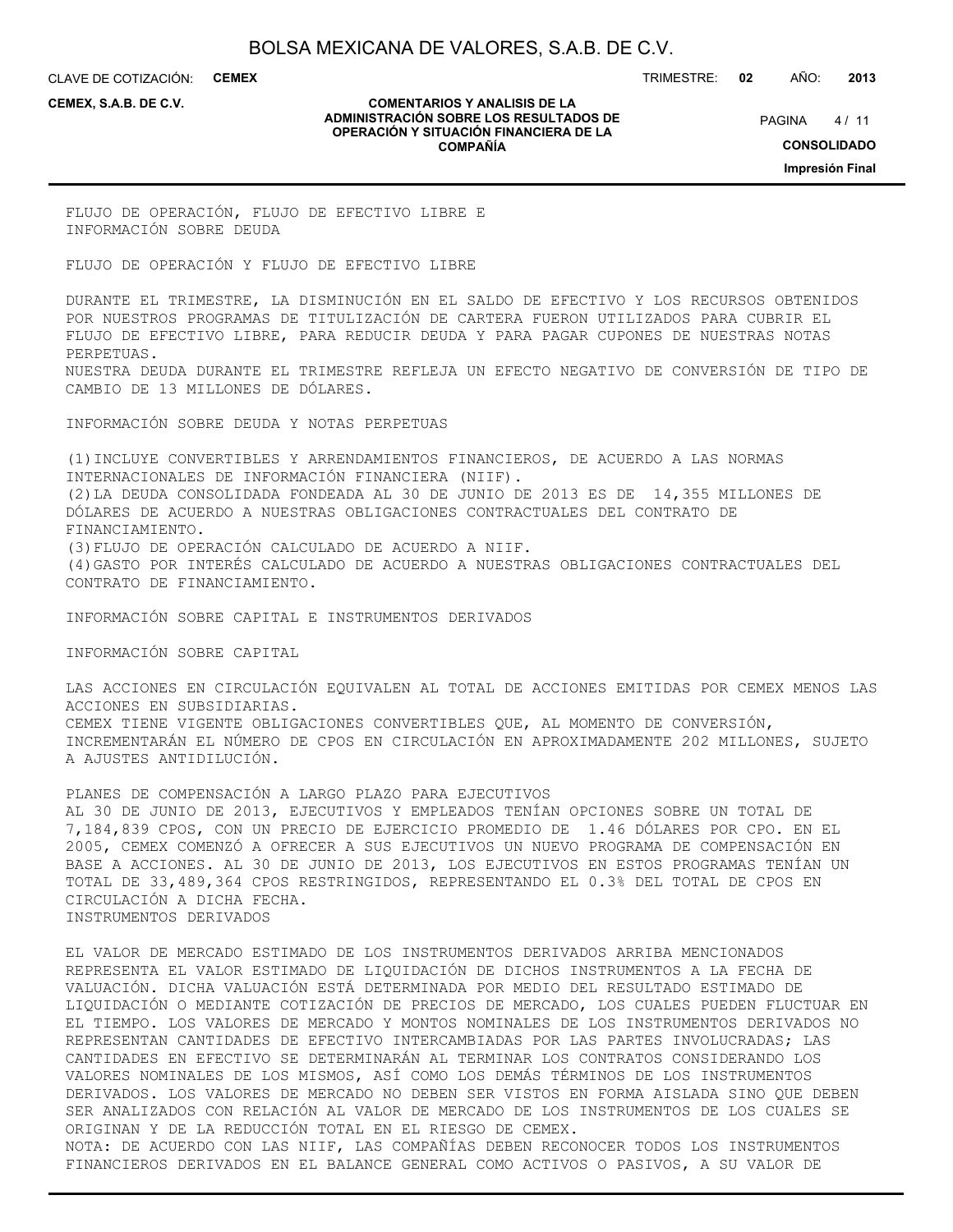FLUJO DE OPERACIÓN, FLUJO DE EFECTIVO LIBRE E INFORMACIÓN SOBRE DEUDA

FLUJO DE OPERACIÓN Y FLUJO DE EFECTIVO LIBRE

DURANTE EL TRIMESTRE, LA DISMINUCIÓN EN EL SALDO DE EFECTIVO Y LOS RECURSOS OBTENIDOS POR NUESTROS PROGRAMAS DE TITULIZACIÓN DE CARTERA FUERON UTILIZADOS PARA CUBRIR EL FLUJO DE EFECTIVO LIBRE, PARA REDUCIR DEUDA Y PARA PAGAR CUPONES DE NUESTRAS NOTAS PERPETUAS.
NUESTRA DEUDA DURANTE EL TRIMESTRE REFLEJA UN EFECTO NEGATIVO DE CONVERSIÓN DE TIPO DE CAMBIO DE 13 MILLONES DE DÓLARES.

INFORMACIÓN SOBRE DEUDA Y NOTAS PERPETUAS

(1)INCLUYE CONVERTIBLES Y ARRENDAMIENTOS FINANCIEROS, DE ACUERDO A LAS NORMAS INTERNACIONALES DE INFORMACIÓN FINANCIERA (NIIF).
(2)LA DEUDA CONSOLIDADA FONDEADA AL 30 DE JUNIO DE 2013 ES DE 14,355 MILLONES DE DÓLARES DE ACUERDO A NUESTRAS OBLIGACIONES CONTRACTUALES DEL CONTRATO DE FINANCIAMIENTO.
(3)FLUJO DE OPERACIÓN CALCULADO DE ACUERDO A NIIF.
(4)GASTO POR INTERÉS CALCULADO DE ACUERDO A NUESTRAS OBLIGACIONES CONTRACTUALES DEL CONTRATO DE FINANCIAMIENTO.

INFORMACIÓN SOBRE CAPITAL E INSTRUMENTOS DERIVADOS

INFORMACIÓN SOBRE CAPITAL

LAS ACCIONES EN CIRCULACIÓN EQUIVALEN AL TOTAL DE ACCIONES EMITIDAS POR CEMEX MENOS LAS ACCIONES EN SUBSIDIARIAS.
CEMEX TIENE VIGENTE OBLIGACIONES CONVERTIBLES QUE, AL MOMENTO DE CONVERSIÓN, INCREMENTARÁN EL NÚMERO DE CPOS EN CIRCULACIÓN EN APROXIMADAMENTE 202 MILLONES, SUJETO A AJUSTES ANTIDILUCIÓN.

PLANES DE COMPENSACIÓN A LARGO PLAZO PARA EJECUTIVOS
AL 30 DE JUNIO DE 2013, EJECUTIVOS Y EMPLEADOS TENÍAN OPCIONES SOBRE UN TOTAL DE 7,184,839 CPOS, CON UN PRECIO DE EJERCICIO PROMEDIO DE 1.46 DÓLARES POR CPO. EN EL 2005, CEMEX COMENZÓ A OFRECER A SUS EJECUTIVOS UN NUEVO PROGRAMA DE COMPENSACIÓN EN BASE A ACCIONES. AL 30 DE JUNIO DE 2013, LOS EJECUTIVOS EN ESTOS PROGRAMAS TENÍAN UN TOTAL DE 33,489,364 CPOS RESTRINGIDOS, REPRESENTANDO EL 0.3% DEL TOTAL DE CPOS EN CIRCULACIÓN A DICHA FECHA.
INSTRUMENTOS DERIVADOS

EL VALOR DE MERCADO ESTIMADO DE LOS INSTRUMENTOS DERIVADOS ARRIBA MENCIONADOS REPRESENTA EL VALOR ESTIMADO DE LIQUIDACIÓN DE DICHOS INSTRUMENTOS A LA FECHA DE VALUACIÓN. DICHA VALUACIÓN ESTÁ DETERMINADA POR MEDIO DEL RESULTADO ESTIMADO DE LIQUIDACIÓN O MEDIANTE COTIZACIÓN DE PRECIOS DE MERCADO, LOS CUALES PUEDEN FLUCTUAR EN EL TIEMPO. LOS VALORES DE MERCADO Y MONTOS NOMINALES DE LOS INSTRUMENTOS DERIVADOS NO REPRESENTAN CANTIDADES DE EFECTIVO INTERCAMBIADAS POR LAS PARTES INVOLUCRADAS; LAS CANTIDADES EN EFECTIVO SE DETERMINARÁN AL TERMINAR LOS CONTRATOS CONSIDERANDO LOS VALORES NOMINALES DE LOS MISMOS, ASÍ COMO LOS DEMÁS TÉRMINOS DE LOS INSTRUMENTOS DERIVADOS. LOS VALORES DE MERCADO NO DEBEN SER VISTOS EN FORMA AISLADA SINO QUE DEBEN SER ANALIZADOS CON RELACIÓN AL VALOR DE MERCADO DE LOS INSTRUMENTOS DE LOS CUALES SE ORIGINAN Y DE LA REDUCCIÓN TOTAL EN EL RIESGO DE CEMEX.
NOTA: DE ACUERDO CON LAS NIIF, LAS COMPAÑÍAS DEBEN RECONOCER TODOS LOS INSTRUMENTOS FINANCIEROS DERIVADOS EN EL BALANCE GENERAL COMO ACTIVOS O PASIVOS, A SU VALOR DE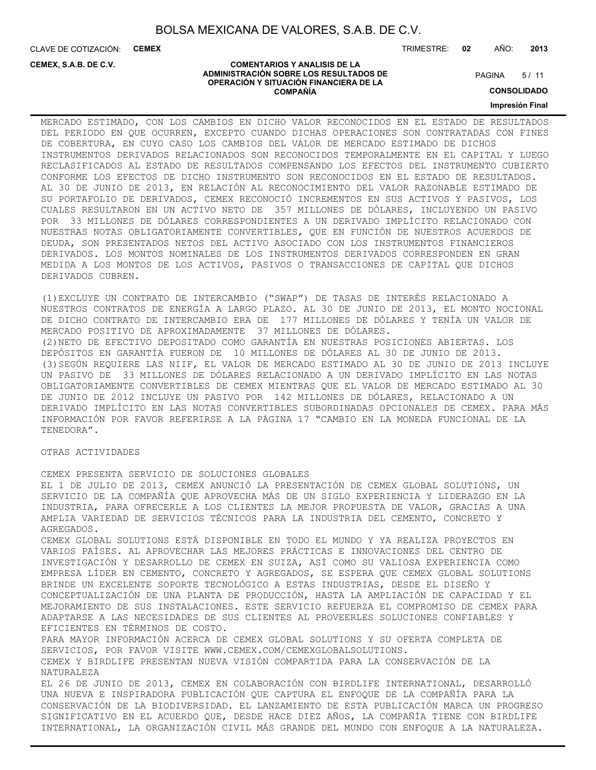MERCADO ESTIMADO, CON LOS CAMBIOS EN DICHO VALOR RECONOCIDOS EN EL ESTADO DE RESULTADOS DEL PERIODO EN QUE OCURREN, EXCEPTO CUANDO DICHAS OPERACIONES SON CONTRATADAS CON FINES DE COBERTURA, EN CUYO CASO LOS CAMBIOS DEL VALOR DE MERCADO ESTIMADO DE DICHOS INSTRUMENTOS DERIVADOS RELACIONADOS SON RECONOCIDOS TEMPORALMENTE EN EL CAPITAL Y LUEGO RECLASIFICADOS AL ESTADO DE RESULTADOS COMPENSANDO LOS EFECTOS DEL INSTRUMENTO CUBIERTO CONFORME LOS EFECTOS DE DICHO INSTRUMENTO SON RECONOCIDOS EN EL ESTADO DE RESULTADOS. AL 30 DE JUNIO DE 2013, EN RELACIÓN AL RECONOCIMIENTO DEL VALOR RAZONABLE ESTIMADO DE SU PORTAFOLIO DE DERIVADOS, CEMEX RECONOCIÓ INCREMENTOS EN SUS ACTIVOS Y PASIVOS, LOS CUALES RESULTARON EN UN ACTIVO NETO DE 357 MILLONES DE DÓLARES, INCLUYENDO UN PASIVO POR 33 MILLONES DE DÓLARES CORRESPONDIENTES A UN DERIVADO IMPLÍCITO RELACIONADO CON NUESTRAS NOTAS OBLIGATORIAMENTE CONVERTIBLES, QUE EN FUNCIÓN DE NUESTROS ACUERDOS DE DEUDA, SON PRESENTADOS NETOS DEL ACTIVO ASOCIADO CON LOS INSTRUMENTOS FINANCIEROS DERIVADOS. LOS MONTOS NOMINALES DE LOS INSTRUMENTOS DERIVADOS CORRESPONDEN EN GRAN MEDIDA A LOS MONTOS DE LOS ACTIVOS, PASIVOS O TRANSACCIONES DE CAPITAL QUE DICHOS DERIVADOS CUBREN.

(1)EXCLUYE UN CONTRATO DE INTERCAMBIO ("SWAP") DE TASAS DE INTERÉS RELACIONADO A NUESTROS CONTRATOS DE ENERGÍA A LARGO PLAZO. AL 30 DE JUNIO DE 2013, EL MONTO NOCIONAL DE DICHO CONTRATO DE INTERCAMBIO ERA DE 177 MILLONES DE DÓLARES Y TENÍA UN VALOR DE MERCADO POSITIVO DE APROXIMADAMENTE 37 MILLONES DE DÓLARES.
(2)NETO DE EFECTIVO DEPOSITADO COMO GARANTÍA EN NUESTRAS POSICIONES ABIERTAS. LOS DEPÓSITOS EN GARANTÍA FUERON DE 10 MILLONES DE DÓLARES AL 30 DE JUNIO DE 2013.
(3)SEGÚN REQUIERE LAS NIIF, EL VALOR DE MERCADO ESTIMADO AL 30 DE JUNIO DE 2013 INCLUYE UN PASIVO DE 33 MILLONES DE DÓLARES RELACIONADO A UN DERIVADO IMPLÍCITO EN LAS NOTAS OBLIGATORIAMENTE CONVERTIBLES DE CEMEX MIENTRAS QUE EL VALOR DE MERCADO ESTIMADO AL 30 DE JUNIO DE 2012 INCLUYE UN PASIVO POR 142 MILLONES DE DÓLARES, RELACIONADO A UN DERIVADO IMPLÍCITO EN LAS NOTAS CONVERTIBLES SUBORDINADAS OPCIONALES DE CEMEX. PARA MÁS INFORMACIÓN POR FAVOR REFERIRSE A LA PÁGINA 17 "CAMBIO EN LA MONEDA FUNCIONAL DE LA TENEDORA".

OTRAS ACTIVIDADES

CEMEX PRESENTA SERVICIO DE SOLUCIONES GLOBALES

EL 1 DE JULIO DE 2013, CEMEX ANUNCIÓ LA PRESENTACIÓN DE CEMEX GLOBAL SOLUTIONS, UN SERVICIO DE LA COMPAÑÍA QUE APROVECHA MÁS DE UN SIGLO EXPERIENCIA Y LIDERAZGO EN LA INDUSTRIA, PARA OFRECERLE A LOS CLIENTES LA MEJOR PROPUESTA DE VALOR, GRACIAS A UNA AMPLIA VARIEDAD DE SERVICIOS TÉCNICOS PARA LA INDUSTRIA DEL CEMENTO, CONCRETO Y AGREGADOS.

CEMEX GLOBAL SOLUTIONS ESTÁ DISPONIBLE EN TODO EL MUNDO Y YA REALIZA PROYECTOS EN VARIOS PAÍSES. AL APROVECHAR LAS MEJORES PRÁCTICAS E INNOVACIONES DEL CENTRO DE INVESTIGACIÓN Y DESARROLLO DE CEMEX EN SUIZA, ASÍ COMO SU VALIOSA EXPERIENCIA COMO EMPRESA LÍDER EN CEMENTO, CONCRETO Y AGREGADOS, SE ESPERA QUE CEMEX GLOBAL SOLUTIONS BRINDE UN EXCELENTE SOPORTE TECNOLÓGICO A ESTAS INDUSTRIAS, DESDE EL DISEÑO Y CONCEPTUALIZACIÓN DE UNA PLANTA DE PRODUCCIÓN, HASTA LA AMPLIACIÓN DE CAPACIDAD Y EL MEJORAMIENTO DE SUS INSTALACIONES. ESTE SERVICIO REFUERZA EL COMPROMISO DE CEMEX PARA ADAPTARSE A LAS NECESIDADES DE SUS CLIENTES AL PROVEERLES SOLUCIONES CONFIABLES Y EFICIENTES EN TÉRMINOS DE COSTO.

PARA MAYOR INFORMACIÓN ACERCA DE CEMEX GLOBAL SOLUTIONS Y SU OFERTA COMPLETA DE SERVICIOS, POR FAVOR VISITE WWW.CEMEX.COM/CEMEXGLOBALSOLUTIONS.

CEMEX Y BIRDLIFE PRESENTAN NUEVA VISIÓN COMPARTIDA PARA LA CONSERVACIÓN DE LA NATURALEZA

EL 26 DE JUNIO DE 2013, CEMEX EN COLABORACIÓN CON BIRDLIFE INTERNATIONAL, DESARROLLÓ UNA NUEVA E INSPIRADORA PUBLICACIÓN QUE CAPTURA EL ENFOQUE DE LA COMPAÑÍA PARA LA CONSERVACIÓN DE LA BIODIVERSIDAD. EL LANZAMIENTO DE ESTA PUBLICACIÓN MARCA UN PROGRESO SIGNIFICATIVO EN EL ACUERDO QUE, DESDE HACE DIEZ AÑOS, LA COMPAÑÍA TIENE CON BIRDLIFE INTERNATIONAL, LA ORGANIZACIÓN CIVIL MÁS GRANDE DEL MUNDO CON ENFOQUE A LA NATURALEZA.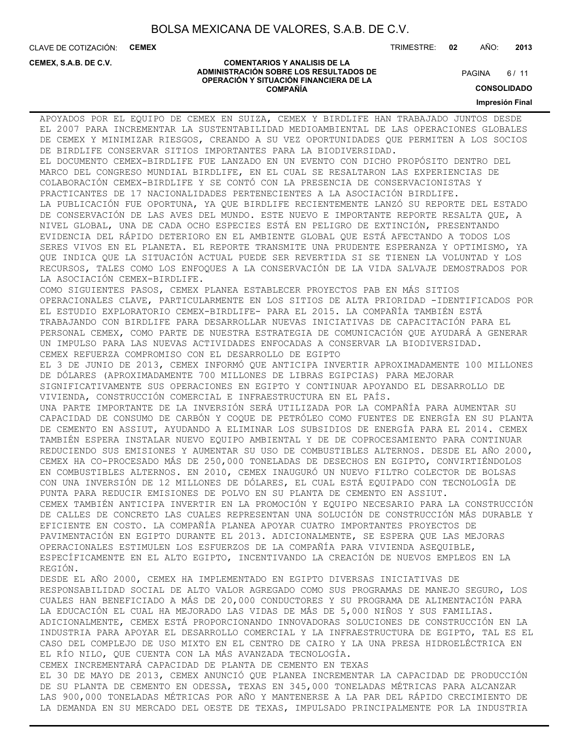APOYADOS POR EL EQUIPO DE CEMEX EN SUIZA, CEMEX Y BIRDLIFE HAN TRABAJADO JUNTOS DESDE EL 2007 PARA INCREMENTAR LA SUSTENTABILIDAD MEDIOAMBIENTAL DE LAS OPERACIONES GLOBALES DE CEMEX Y MINIMIZAR RIESGOS, CREANDO A SU VEZ OPORTUNIDADES QUE PERMITEN A LOS SOCIOS DE BIRDLIFE CONSERVAR SITIOS IMPORTANTES PARA LA BIODIVERSIDAD.

EL DOCUMENTO CEMEX-BIRDLIFE FUE LANZADO EN UN EVENTO CON DICHO PROPÓSITO DENTRO DEL MARCO DEL CONGRESO MUNDIAL BIRDLIFE, EN EL CUAL SE RESALTARON LAS EXPERIENCIAS DE COLABORACIÓN CEMEX-BIRDLIFE Y SE CONTÓ CON LA PRESENCIA DE CONSERVACIONISTAS Y PRACTICANTES DE 17 NACIONALIDADES PERTENECIENTES A LA ASOCIACIÓN BIRDLIFE.

LA PUBLICACIÓN FUE OPORTUNA, YA QUE BIRDLIFE RECIENTEMENTE LANZÓ SU REPORTE DEL ESTADO DE CONSERVACIÓN DE LAS AVES DEL MUNDO. ESTE NUEVO E IMPORTANTE REPORTE RESALTA QUE, A NIVEL GLOBAL, UNA DE CADA OCHO ESPECIES ESTÁ EN PELIGRO DE EXTINCIÓN, PRESENTANDO EVIDENCIA DEL RÁPIDO DETERIORO EN EL AMBIENTE GLOBAL QUE ESTÁ AFECTANDO A TODOS LOS SERES VIVOS EN EL PLANETA. EL REPORTE TRANSMITE UNA PRUDENTE ESPERANZA Y OPTIMISMO, YA QUE INDICA QUE LA SITUACIÓN ACTUAL PUEDE SER REVERTIDA SI SE TIENEN LA VOLUNTAD Y LOS RECURSOS, TALES COMO LOS ENFOQUES A LA CONSERVACIÓN DE LA VIDA SALVAJE DEMOSTRADOS POR LA ASOCIACIÓN CEMEX-BIRDLIFE.

COMO SIGUIENTES PASOS, CEMEX PLANEA ESTABLECER PROYECTOS PAB EN MÁS SITIOS OPERACIONALES CLAVE, PARTICULARMENTE EN LOS SITIOS DE ALTA PRIORIDAD -IDENTIFICADOS POR EL ESTUDIO EXPLORATORIO CEMEX-BIRDLIFE- PARA EL 2015. LA COMPAÑÍA TAMBIÉN ESTÁ TRABAJANDO CON BIRDLIFE PARA DESARROLLAR NUEVAS INICIATIVAS DE CAPACITACIÓN PARA EL PERSONAL CEMEX, COMO PARTE DE NUESTRA ESTRATEGIA DE COMUNICACIÓN QUE AYUDARÁ A GENERAR UN IMPULSO PARA LAS NUEVAS ACTIVIDADES ENFOCADAS A CONSERVAR LA BIODIVERSIDAD.

CEMEX REFUERZA COMPROMISO CON EL DESARROLLO DE EGIPTO

EL 3 DE JUNIO DE 2013, CEMEX INFORMÓ QUE ANTICIPA INVERTIR APROXIMADAMENTE 100 MILLONES DE DÓLARES (APROXIMADAMENTE 700 MILLONES DE LIBRAS EGIPCIAS) PARA MEJORAR SIGNIFICATIVAMENTE SUS OPERACIONES EN EGIPTO Y CONTINUAR APOYANDO EL DESARROLLO DE VIVIENDA, CONSTRUCCIÓN COMERCIAL E INFRAESTRUCTURA EN EL PAÍS.

UNA PARTE IMPORTANTE DE LA INVERSIÓN SERÁ UTILIZADA POR LA COMPAÑÍA PARA AUMENTAR SU CAPACIDAD DE CONSUMO DE CARBÓN Y COQUE DE PETRÓLEO COMO FUENTES DE ENERGÍA EN SU PLANTA DE CEMENTO EN ASSIUT, AYUDANDO A ELIMINAR LOS SUBSIDIOS DE ENERGÍA PARA EL 2014. CEMEX TAMBIÉN ESPERA INSTALAR NUEVO EQUIPO AMBIENTAL Y DE DE COPROCESAMIENTO PARA CONTINUAR REDUCIENDO SUS EMISIONES Y AUMENTAR SU USO DE COMBUSTIBLES ALTERNOS. DESDE EL AÑO 2000, CEMEX HA CO-PROCESADO MÁS DE 250,000 TONELADAS DE DESECHOS EN EGIPTO, CONVIRTIÉNDOLOS EN COMBUSTIBLES ALTERNOS. EN 2010, CEMEX INAUGURÓ UN NUEVO FILTRO COLECTOR DE BOLSAS CON UNA INVERSIÓN DE 12 MILLONES DE DÓLARES, EL CUAL ESTÁ EQUIPADO CON TECNOLOGÍA DE PUNTA PARA REDUCIR EMISIONES DE POLVO EN SU PLANTA DE CEMENTO EN ASSIUT.

CEMEX TAMBIÉN ANTICIPA INVERTIR EN LA PROMOCIÓN Y EQUIPO NECESARIO PARA LA CONSTRUCCIÓN DE CALLES DE CONCRETO LAS CUALES REPRESENTAN UNA SOLUCIÓN DE CONSTRUCCIÓN MÁS DURABLE Y EFICIENTE EN COSTO. LA COMPAÑÍA PLANEA APOYAR CUATRO IMPORTANTES PROYECTOS DE PAVIMENTACIÓN EN EGIPTO DURANTE EL 2013. ADICIONALMENTE, SE ESPERA QUE LAS MEJORAS OPERACIONALES ESTIMULEN LOS ESFUERZOS DE LA COMPAÑÍA PARA VIVIENDA ASEQUIBLE, ESPECÍFICAMENTE EN EL ALTO EGIPTO, INCENTIVANDO LA CREACIÓN DE NUEVOS EMPLEOS EN LA REGIÓN.

DESDE EL AÑO 2000, CEMEX HA IMPLEMENTADO EN EGIPTO DIVERSAS INICIATIVAS DE RESPONSABILIDAD SOCIAL DE ALTO VALOR AGREGADO COMO SUS PROGRAMAS DE MANEJO SEGURO, LOS CUALES HAN BENEFICIADO A MÁS DE 20,000 CONDUCTORES Y SU PROGRAMA DE ALIMENTACIÓN PARA LA EDUCACIÓN EL CUAL HA MEJORADO LAS VIDAS DE MÁS DE 5,000 NIÑOS Y SUS FAMILIAS. ADICIONALMENTE, CEMEX ESTÁ PROPORCIONANDO INNOVADORAS SOLUCIONES DE CONSTRUCCIÓN EN LA INDUSTRIA PARA APOYAR EL DESARROLLO COMERCIAL Y LA INFRAESTRUCTURA DE EGIPTO, TAL ES EL CASO DEL COMPLEJO DE USO MIXTO EN EL CENTRO DE CAIRO Y LA UNA PRESA HIDROELÉCTRICA EN EL RÍO NILO, QUE CUENTA CON LA MÁS AVANZADA TECNOLOGÍA.

CEMEX INCREMENTARÁ CAPACIDAD DE PLANTA DE CEMENTO EN TEXAS

EL 30 DE MAYO DE 2013, CEMEX ANUNCIÓ QUE PLANEA INCREMENTAR LA CAPACIDAD DE PRODUCCIÓN DE SU PLANTA DE CEMENTO EN ODESSA, TEXAS EN 345,000 TONELADAS MÉTRICAS PARA ALCANZAR LAS 900,000 TONELADAS MÉTRICAS POR AÑO Y MANTENERSE A LA PAR DEL RÁPIDO CRECIMIENTO DE LA DEMANDA EN SU MERCADO DEL OESTE DE TEXAS, IMPULSADO PRINCIPALMENTE POR LA INDUSTRIA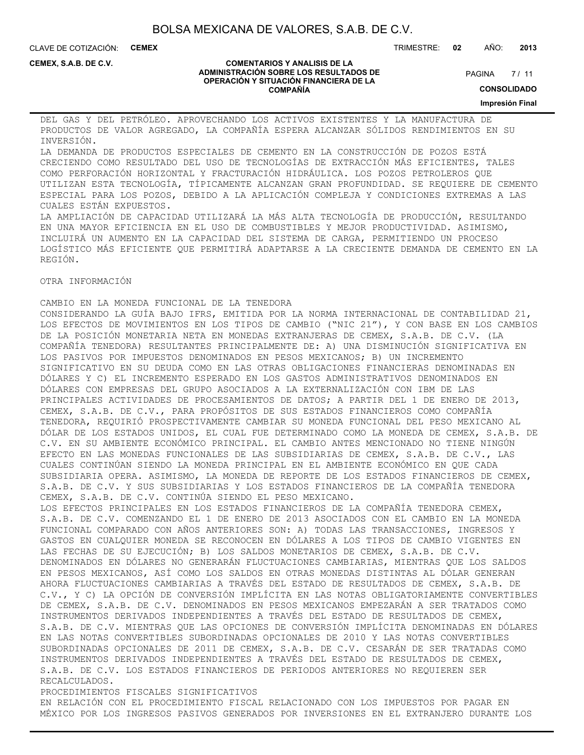DEL GAS Y DEL PETRÓLEO. APROVECHANDO LOS ACTIVOS EXISTENTES Y LA MANUFACTURA DE PRODUCTOS DE VALOR AGREGADO, LA COMPAÑÍA ESPERA ALCANZAR SÓLIDOS RENDIMIENTOS EN SU INVERSIÓN.

LA DEMANDA DE PRODUCTOS ESPECIALES DE CEMENTO EN LA CONSTRUCCIÓN DE POZOS ESTÁ CRECIENDO COMO RESULTADO DEL USO DE TECNOLOGÍAS DE EXTRACCIÓN MÁS EFICIENTES, TALES COMO PERFORACIÓN HORIZONTAL Y FRACTURACIÓN HIDRÁULICA. LOS POZOS PETROLEROS QUE UTILIZAN ESTA TECNOLOGÍA, TÍPICAMENTE ALCANZAN GRAN PROFUNDIDAD. SE REQUIERE DE CEMENTO ESPECIAL PARA LOS POZOS, DEBIDO A LA APLICACIÓN COMPLEJA Y CONDICIONES EXTREMAS A LAS CUALES ESTÁN EXPUESTOS.

LA AMPLIACIÓN DE CAPACIDAD UTILIZARÁ LA MÁS ALTA TECNOLOGÍA DE PRODUCCIÓN, RESULTANDO EN UNA MAYOR EFICIENCIA EN EL USO DE COMBUSTIBLES Y MEJOR PRODUCTIVIDAD. ASIMISMO, INCLUIRÁ UN AUMENTO EN LA CAPACIDAD DEL SISTEMA DE CARGA, PERMITIENDO UN PROCESO LOGÍSTICO MÁS EFICIENTE QUE PERMITIRÁ ADAPTARSE A LA CRECIENTE DEMANDA DE CEMENTO EN LA REGIÓN.

OTRA INFORMACIÓN

CAMBIO EN LA MONEDA FUNCIONAL DE LA TENEDORA

CONSIDERANDO LA GUÍA BAJO IFRS, EMITIDA POR LA NORMA INTERNACIONAL DE CONTABILIDAD 21, LOS EFECTOS DE MOVIMIENTOS EN LOS TIPOS DE CAMBIO ("NIC 21"), Y CON BASE EN LOS CAMBIOS DE LA POSICIÓN MONETARIA NETA EN MONEDAS EXTRANJERAS DE CEMEX, S.A.B. DE C.V. (LA COMPAÑÍA TENEDORA) RESULTANTES PRINCIPALMENTE DE: A) UNA DISMINUCIÓN SIGNIFICATIVA EN LOS PASIVOS POR IMPUESTOS DENOMINADOS EN PESOS MEXICANOS; B) UN INCREMENTO SIGNIFICATIVO EN SU DEUDA COMO EN LAS OTRAS OBLIGACIONES FINANCIERAS DENOMINADAS EN DÓLARES Y C) EL INCREMENTO ESPERADO EN LOS GASTOS ADMINISTRATIVOS DENOMINADOS EN DÓLARES CON EMPRESAS DEL GRUPO ASOCIADOS A LA EXTERNALIZACIÓN CON IBM DE LAS PRINCIPALES ACTIVIDADES DE PROCESAMIENTOS DE DATOS; A PARTIR DEL 1 DE ENERO DE 2013, CEMEX, S.A.B. DE C.V., PARA PROPÓSITOS DE SUS ESTADOS FINANCIEROS COMO COMPAÑÍA TENEDORA, REQUIRIÓ PROSPECTIVAMENTE CAMBIAR SU MONEDA FUNCIONAL DEL PESO MEXICANO AL DÓLAR DE LOS ESTADOS UNIDOS, EL CUAL FUE DETERMINADO COMO LA MONEDA DE CEMEX, S.A.B. DE C.V. EN SU AMBIENTE ECONÓMICO PRINCIPAL. EL CAMBIO ANTES MENCIONADO NO TIENE NINGÚN EFECTO EN LAS MONEDAS FUNCIONALES DE LAS SUBSIDIARIAS DE CEMEX, S.A.B. DE C.V., LAS CUALES CONTINÚAN SIENDO LA MONEDA PRINCIPAL EN EL AMBIENTE ECONÓMICO EN QUE CADA SUBSIDIARIA OPERA. ASIMISMO, LA MONEDA DE REPORTE DE LOS ESTADOS FINANCIEROS DE CEMEX, S.A.B. DE C.V. Y SUS SUBSIDIARIAS Y LOS ESTADOS FINANCIEROS DE LA COMPAÑÍA TENEDORA CEMEX, S.A.B. DE C.V. CONTINÚA SIENDO EL PESO MEXICANO.

LOS EFECTOS PRINCIPALES EN LOS ESTADOS FINANCIEROS DE LA COMPAÑÍA TENEDORA CEMEX, S.A.B. DE C.V. COMENZANDO EL 1 DE ENERO DE 2013 ASOCIADOS CON EL CAMBIO EN LA MONEDA FUNCIONAL COMPARADO CON AÑOS ANTERIORES SON: A) TODAS LAS TRANSACCIONES, INGRESOS Y GASTOS EN CUALQUIER MONEDA SE RECONOCEN EN DÓLARES A LOS TIPOS DE CAMBIO VIGENTES EN LAS FECHAS DE SU EJECUCIÓN; B) LOS SALDOS MONETARIOS DE CEMEX, S.A.B. DE C.V. DENOMINADOS EN DÓLARES NO GENERARÁN FLUCTUACIONES CAMBIARIAS, MIENTRAS QUE LOS SALDOS EN PESOS MEXICANOS, ASÍ COMO LOS SALDOS EN OTRAS MONEDAS DISTINTAS AL DÓLAR GENERAN AHORA FLUCTUACIONES CAMBIARIAS A TRAVÉS DEL ESTADO DE RESULTADOS DE CEMEX, S.A.B. DE C.V., Y C) LA OPCIÓN DE CONVERSIÓN IMPLÍCITA EN LAS NOTAS OBLIGATORIAMENTE CONVERTIBLES DE CEMEX, S.A.B. DE C.V. DENOMINADOS EN PESOS MEXICANOS EMPEZARÁN A SER TRATADOS COMO INSTRUMENTOS DERIVADOS INDEPENDIENTES A TRAVÉS DEL ESTADO DE RESULTADOS DE CEMEX, S.A.B. DE C.V. MIENTRAS QUE LAS OPCIONES DE CONVERSIÓN IMPLÍCITA DENOMINADAS EN DÓLARES EN LAS NOTAS CONVERTIBLES SUBORDINADAS OPCIONALES DE 2010 Y LAS NOTAS CONVERTIBLES SUBORDINADAS OPCIONALES DE 2011 DE CEMEX, S.A.B. DE C.V. CESARÁN DE SER TRATADAS COMO INSTRUMENTOS DERIVADOS INDEPENDIENTES A TRAVÉS DEL ESTADO DE RESULTADOS DE CEMEX, S.A.B. DE C.V. LOS ESTADOS FINANCIEROS DE PERIODOS ANTERIORES NO REQUIEREN SER RECALCULADOS.

PROCEDIMIENTOS FISCALES SIGNIFICATIVOS

EN RELACIÓN CON EL PROCEDIMIENTO FISCAL RELACIONADO CON LOS IMPUESTOS POR PAGAR EN MÉXICO POR LOS INGRESOS PASIVOS GENERADOS POR INVERSIONES EN EL EXTRANJERO DURANTE LOS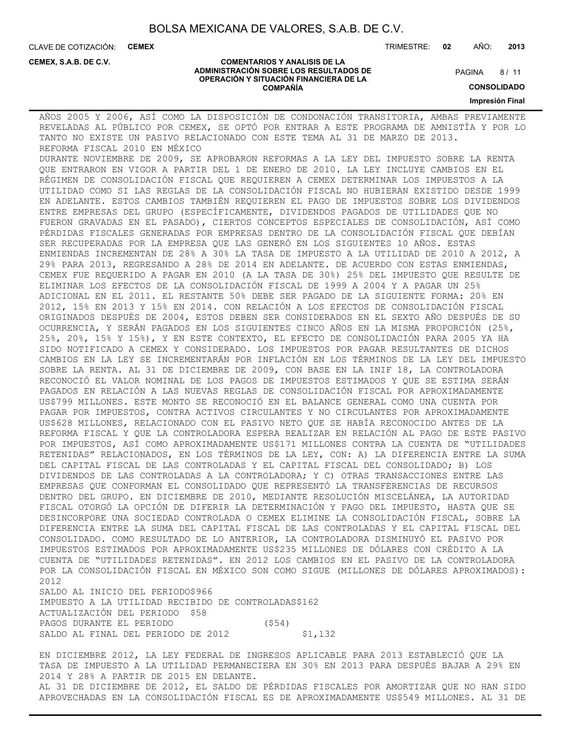AÑOS 2005 Y 2006, ASÍ COMO LA DISPOSICIÓN DE CONDONACIÓN TRANSITORIA, AMBAS PREVIAMENTE REVELADAS AL PÚBLICO POR CEMEX, SE OPTÓ POR ENTRAR A ESTE PROGRAMA DE AMNISTÍA Y POR LO TANTO NO EXISTE UN PASIVO RELACIONADO CON ESTE TEMA AL 31 DE MARZO DE 2013.

REFORMA FISCAL 2010 EN MÉXICO

DURANTE NOVIEMBRE DE 2009, SE APROBARON REFORMAS A LA LEY DEL IMPUESTO SOBRE LA RENTA QUE ENTRARON EN VIGOR A PARTIR DEL 1 DE ENERO DE 2010. LA LEY INCLUYE CAMBIOS EN EL RÉGIMEN DE CONSOLIDACIÓN FISCAL QUE REQUIEREN A CEMEX DETERMINAR LOS IMPUESTOS A LA UTILIDAD COMO SI LAS REGLAS DE LA CONSOLIDACIÓN FISCAL NO HUBIERAN EXISTIDO DESDE 1999 EN ADELANTE. ESTOS CAMBIOS TAMBIÉN REQUIEREN EL PAGO DE IMPUESTOS SOBRE LOS DIVIDENDOS ENTRE EMPRESAS DEL GRUPO (ESPECÍFICAMENTE, DIVIDENDOS PAGADOS DE UTILIDADES QUE NO FUERON GRAVADAS EN EL PASADO), CIERTOS CONCEPTOS ESPECIALES DE CONSOLIDACIÓN, ASÍ COMO PÉRDIDAS FISCALES GENERADAS POR EMPRESAS DENTRO DE LA CONSOLIDACIÓN FISCAL QUE DEBÍAN SER RECUPERADAS POR LA EMPRESA QUE LAS GENERÓ EN LOS SIGUIENTES 10 AÑOS. ESTAS ENMIENDAS INCREMENTAN DE 28% A 30% LA TASA DE IMPUESTO A LA UTILIDAD DE 2010 A 2012, A 29% PARA 2013, REGRESANDO A 28% DE 2014 EN ADELANTE. DE ACUERDO CON ESTAS ENMIENDAS, CEMEX FUE REQUERIDO A PAGAR EN 2010 (A LA TASA DE 30%) 25% DEL IMPUESTO QUE RESULTE DE ELIMINAR LOS EFECTOS DE LA CONSOLIDACIÓN FISCAL DE 1999 A 2004 Y A PAGAR UN 25% ADICIONAL EN EL 2011. EL RESTANTE 50% DEBE SER PAGADO DE LA SIGUIENTE FORMA: 20% EN 2012, 15% EN 2013 Y 15% EN 2014. CON RELACIÓN A LOS EFECTOS DE CONSOLIDACIÓN FISCAL ORIGINADOS DESPUÉS DE 2004, ESTOS DEBEN SER CONSIDERADOS EN EL SEXTO AÑO DESPUÉS DE SU OCURRENCIA, Y SERÁN PAGADOS EN LOS SIGUIENTES CINCO AÑOS EN LA MISMA PROPORCIÓN (25%, 25%, 20%, 15% Y 15%), Y EN ESTE CONTEXTO, EL EFECTO DE CONSOLIDACIÓN PARA 2005 YA HA SIDO NOTIFICADO A CEMEX Y CONSIDERADO. LOS IMPUESTOS POR PAGAR RESULTANTES DE DICHOS CAMBIOS EN LA LEY SE INCREMENTARÁN POR INFLACIÓN EN LOS TÉRMINOS DE LA LEY DEL IMPUESTO SOBRE LA RENTA. AL 31 DE DICIEMBRE DE 2009, CON BASE EN LA INIF 18, LA CONTROLADORA RECONOCIÓ EL VALOR NOMINAL DE LOS PAGOS DE IMPUESTOS ESTIMADOS Y QUE SE ESTIMA SERÁN PAGADOS EN RELACIÓN A LAS NUEVAS REGLAS DE CONSOLIDACIÓN FISCAL POR APROXIMADAMENTE US$799 MILLONES. ESTE MONTO SE RECONOCIÓ EN EL BALANCE GENERAL COMO UNA CUENTA POR PAGAR POR IMPUESTOS, CONTRA ACTIVOS CIRCULANTES Y NO CIRCULANTES POR APROXIMADAMENTE US$628 MILLONES, RELACIONADO CON EL PASIVO NETO QUE SE HABÍA RECONOCIDO ANTES DE LA REFORMA FISCAL Y QUE LA CONTROLADORA ESPERA REALIZAR EN RELACIÓN AL PAGO DE ESTE PASIVO POR IMPUESTOS, ASÍ COMO APROXIMADAMENTE US$171 MILLONES CONTRA LA CUENTA DE "UTILIDADES RETENIDAS" RELACIONADOS, EN LOS TÉRMINOS DE LA LEY, CON: A) LA DIFERENCIA ENTRE LA SUMA DEL CAPITAL FISCAL DE LAS CONTROLADAS Y EL CAPITAL FISCAL DEL CONSOLIDADO; B) LOS DIVIDENDOS DE LAS CONTROLADAS A LA CONTROLADORA; Y C) OTRAS TRANSACCIONES ENTRE LAS EMPRESAS QUE CONFORMAN EL CONSOLIDADO QUE REPRESENTÓ LA TRANSFERENCIAS DE RECURSOS DENTRO DEL GRUPO. EN DICIEMBRE DE 2010, MEDIANTE RESOLUCIÓN MISCELÁNEA, LA AUTORIDAD FISCAL OTORGÓ LA OPCIÓN DE DIFERIR LA DETERMINACIÓN Y PAGO DEL IMPUESTO, HASTA QUE SE DESINCORPORE UNA SOCIEDAD CONTROLADA O CEMEX ELIMINE LA CONSOLIDACIÓN FISCAL, SOBRE LA DIFERENCIA ENTRE LA SUMA DEL CAPITAL FISCAL DE LAS CONTROLADAS Y EL CAPITAL FISCAL DEL CONSOLIDADO. COMO RESULTADO DE LO ANTERIOR, LA CONTROLADORA DISMINUYÓ EL PASIVO POR IMPUESTOS ESTIMADOS POR APROXIMADAMENTE US$235 MILLONES DE DÓLARES CON CRÉDITO A LA CUENTA DE "UTILIDADES RETENIDAS". EN 2012 LOS CAMBIOS EN EL PASIVO DE LA CONTROLADORA POR LA CONSOLIDACIÓN FISCAL EN MÉXICO SON COMO SIGUE (MILLONES DE DÓLARES APROXIMADOS):

| | 2012 |
|---|---|
| SALDO AL INICIO DEL PERIODO | $966 |
| IMPUESTO A LA UTILIDAD RECIBIDO DE CONTROLADAS | $162 |
| ACTUALIZACIÓN DEL PERIODO | $58 |
| PAGOS DURANTE EL PERIODO | ($54) |
| SALDO AL FINAL DEL PERIODO DE 2012 | $1,132 |

EN DICIEMBRE 2012, LA LEY FEDERAL DE INGRESOS APLICABLE PARA 2013 ESTABLECIÓ QUE LA TASA DE IMPUESTO A LA UTILIDAD PERMANECIERA EN 30% EN 2013 PARA DESPUÉS BAJAR A 29% EN 2014 Y 28% A PARTIR DE 2015 EN DELANTE.

AL 31 DE DICIEMBRE DE 2012, EL SALDO DE PÉRDIDAS FISCALES POR AMORTIZAR QUE NO HAN SIDO APROVECHADAS EN LA CONSOLIDACIÓN FISCAL ES DE APROXIMADAMENTE US$549 MILLONES. AL 31 DE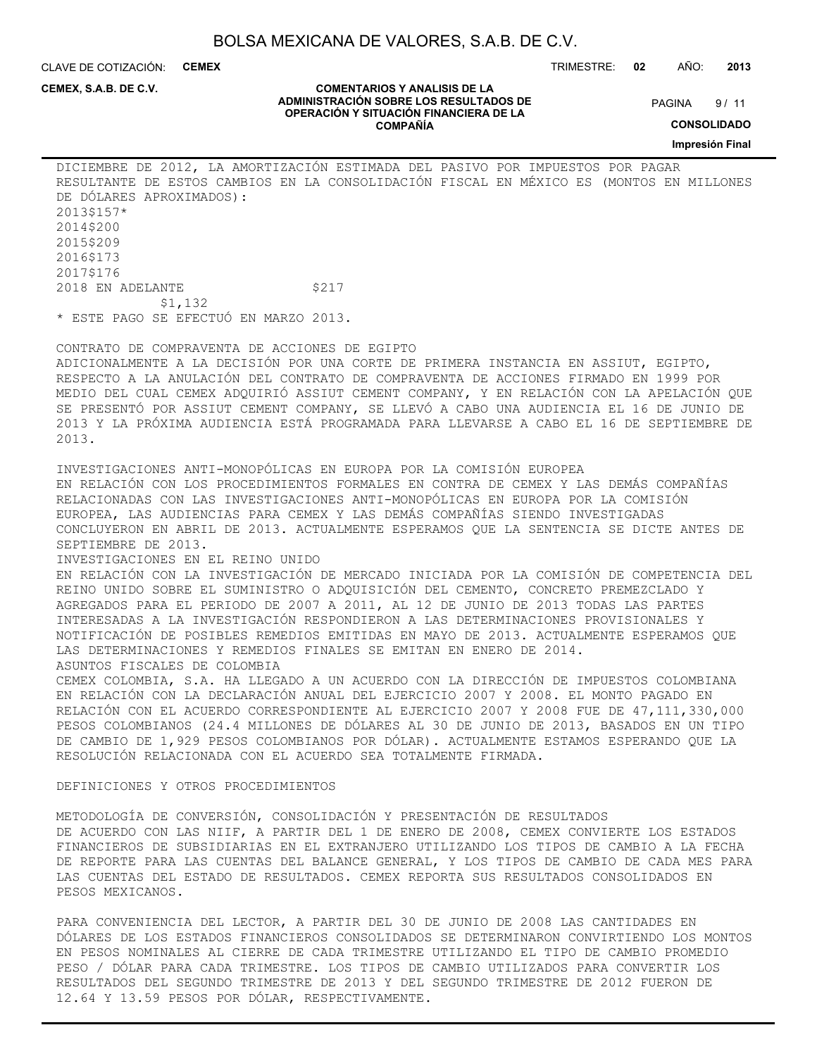DICIEMBRE DE 2012, LA AMORTIZACIÓN ESTIMADA DEL PASIVO POR IMPUESTOS POR PAGAR RESULTANTE DE ESTOS CAMBIOS EN LA CONSOLIDACIÓN FISCAL EN MÉXICO ES (MONTOS EN MILLONES DE DÓLARES APROXIMADOS):

| | |
|---|---|
| 2013 | $157* |
| 2014 | $200 |
| 2015 | $209 |
| 2016 | $173 |
| 2017 | $176 |
| 2018 EN ADELANTE | $217 |
| | $1,132 |

* ESTE PAGO SE EFECTUÓ EN MARZO 2013.

CONTRATO DE COMPRAVENTA DE ACCIONES DE EGIPTO

ADICIONALMENTE A LA DECISIÓN POR UNA CORTE DE PRIMERA INSTANCIA EN ASSIUT, EGIPTO, RESPECTO A LA ANULACIÓN DEL CONTRATO DE COMPRAVENTA DE ACCIONES FIRMADO EN 1999 POR MEDIO DEL CUAL CEMEX ADQUIRIÓ ASSIUT CEMENT COMPANY, Y EN RELACIÓN CON LA APELACIÓN QUE SE PRESENTÓ POR ASSIUT CEMENT COMPANY, SE LLEVÓ A CABO UNA AUDIENCIA EL 16 DE JUNIO DE 2013 Y LA PRÓXIMA AUDIENCIA ESTÁ PROGRAMADA PARA LLEVARSE A CABO EL 16 DE SEPTIEMBRE DE 2013.

INVESTIGACIONES ANTI-MONOPÓLICAS EN EUROPA POR LA COMISIÓN EUROPEA

EN RELACIÓN CON LOS PROCEDIMIENTOS FORMALES EN CONTRA DE CEMEX Y LAS DEMÁS COMPAÑÍAS RELACIONADAS CON LAS INVESTIGACIONES ANTI-MONOPÓLICAS EN EUROPA POR LA COMISIÓN EUROPEA, LAS AUDIENCIAS PARA CEMEX Y LAS DEMÁS COMPAÑÍAS SIENDO INVESTIGADAS CONCLUYERON EN ABRIL DE 2013. ACTUALMENTE ESPERAMOS QUE LA SENTENCIA SE DICTE ANTES DE SEPTIEMBRE DE 2013.

INVESTIGACIONES EN EL REINO UNIDO

EN RELACIÓN CON LA INVESTIGACIÓN DE MERCADO INICIADA POR LA COMISIÓN DE COMPETENCIA DEL REINO UNIDO SOBRE EL SUMINISTRO O ADQUISICIÓN DEL CEMENTO, CONCRETO PREMEZCLADO Y AGREGADOS PARA EL PERIODO DE 2007 A 2011, AL 12 DE JUNIO DE 2013 TODAS LAS PARTES INTERESADAS A LA INVESTIGACIÓN RESPONDIERON A LAS DETERMINACIONES PROVISIONALES Y NOTIFICACIÓN DE POSIBLES REMEDIOS EMITIDAS EN MAYO DE 2013. ACTUALMENTE ESPERAMOS QUE LAS DETERMINACIONES Y REMEDIOS FINALES SE EMITAN EN ENERO DE 2014.

ASUNTOS FISCALES DE COLOMBIA

CEMEX COLOMBIA, S.A. HA LLEGADO A UN ACUERDO CON LA DIRECCIÓN DE IMPUESTOS COLOMBIANA EN RELACIÓN CON LA DECLARACIÓN ANUAL DEL EJERCICIO 2007 Y 2008. EL MONTO PAGADO EN RELACIÓN CON EL ACUERDO CORRESPONDIENTE AL EJERCICIO 2007 Y 2008 FUE DE 47,111,330,000 PESOS COLOMBIANOS (24.4 MILLONES DE DÓLARES AL 30 DE JUNIO DE 2013, BASADOS EN UN TIPO DE CAMBIO DE 1,929 PESOS COLOMBIANOS POR DÓLAR). ACTUALMENTE ESTAMOS ESPERANDO QUE LA RESOLUCIÓN RELACIONADA CON EL ACUERDO SEA TOTALMENTE FIRMADA.

DEFINICIONES Y OTROS PROCEDIMIENTOS

METODOLOGÍA DE CONVERSIÓN, CONSOLIDACIÓN Y PRESENTACIÓN DE RESULTADOS

DE ACUERDO CON LAS NIIF, A PARTIR DEL 1 DE ENERO DE 2008, CEMEX CONVIERTE LOS ESTADOS FINANCIEROS DE SUBSIDIARIAS EN EL EXTRANJERO UTILIZANDO LOS TIPOS DE CAMBIO A LA FECHA DE REPORTE PARA LAS CUENTAS DEL BALANCE GENERAL, Y LOS TIPOS DE CAMBIO DE CADA MES PARA LAS CUENTAS DEL ESTADO DE RESULTADOS. CEMEX REPORTA SUS RESULTADOS CONSOLIDADOS EN PESOS MEXICANOS.

PARA CONVENIENCIA DEL LECTOR, A PARTIR DEL 30 DE JUNIO DE 2008 LAS CANTIDADES EN DÓLARES DE LOS ESTADOS FINANCIEROS CONSOLIDADOS SE DETERMINARON CONVIRTIENDO LOS MONTOS EN PESOS NOMINALES AL CIERRE DE CADA TRIMESTRE UTILIZANDO EL TIPO DE CAMBIO PROMEDIO PESO / DÓLAR PARA CADA TRIMESTRE. LOS TIPOS DE CAMBIO UTILIZADOS PARA CONVERTIR LOS RESULTADOS DEL SEGUNDO TRIMESTRE DE 2013 Y DEL SEGUNDO TRIMESTRE DE 2012 FUERON DE 12.64 Y 13.59 PESOS POR DÓLAR, RESPECTIVAMENTE.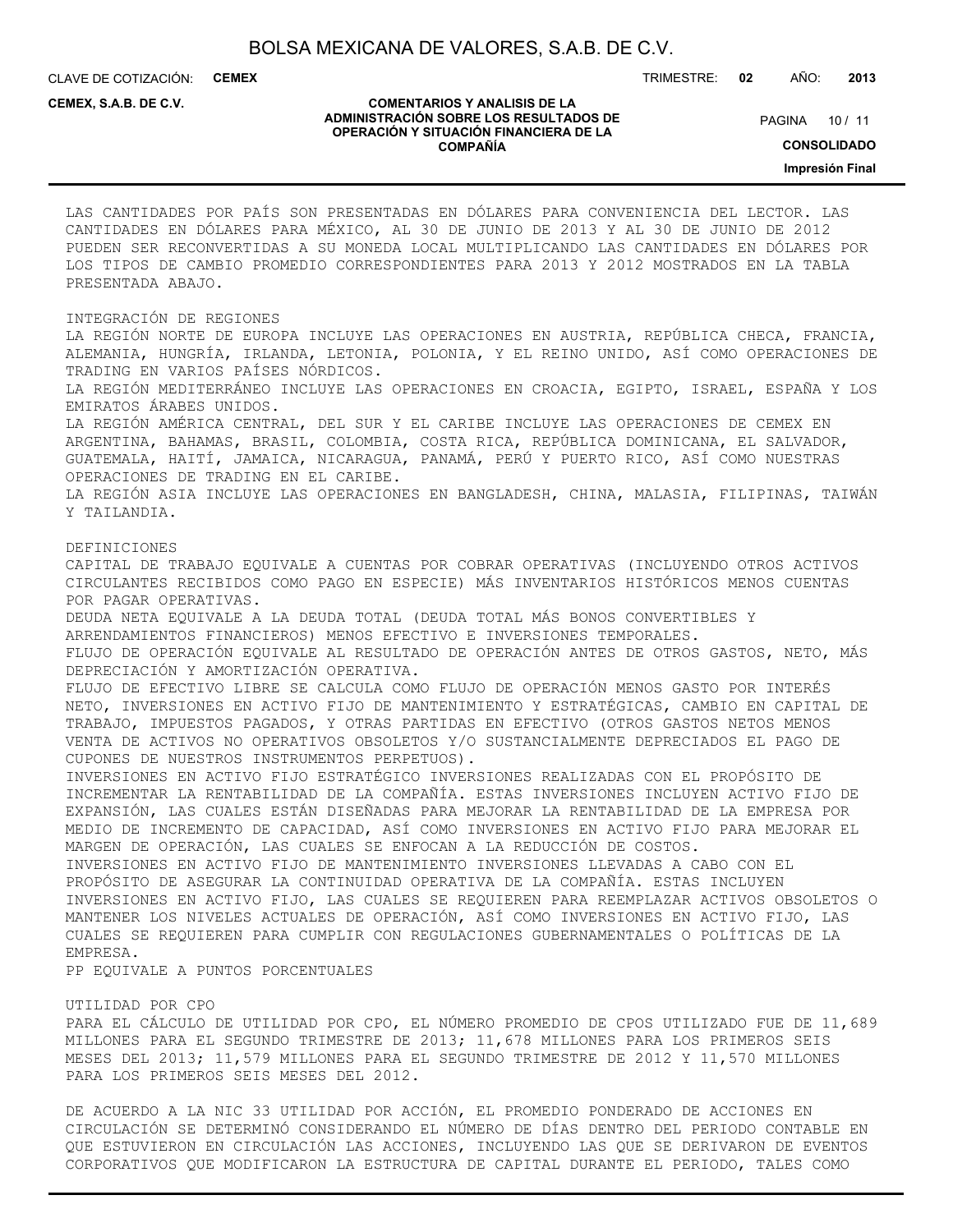LAS CANTIDADES POR PAÍS SON PRESENTADAS EN DÓLARES PARA CONVENIENCIA DEL LECTOR. LAS CANTIDADES EN DÓLARES PARA MÉXICO, AL 30 DE JUNIO DE 2013 Y AL 30 DE JUNIO DE 2012 PUEDEN SER RECONVERTIDAS A SU MONEDA LOCAL MULTIPLICANDO LAS CANTIDADES EN DÓLARES POR LOS TIPOS DE CAMBIO PROMEDIO CORRESPONDIENTES PARA 2013 Y 2012 MOSTRADOS EN LA TABLA PRESENTADA ABAJO.

INTEGRACIÓN DE REGIONES

LA REGIÓN NORTE DE EUROPA INCLUYE LAS OPERACIONES EN AUSTRIA, REPÚBLICA CHECA, FRANCIA, ALEMANIA, HUNGRÍA, IRLANDA, LETONIA, POLONIA, Y EL REINO UNIDO, ASÍ COMO OPERACIONES DE TRADING EN VARIOS PAÍSES NÓRDICOS.

LA REGIÓN MEDITERRÁNEO INCLUYE LAS OPERACIONES EN CROACIA, EGIPTO, ISRAEL, ESPAÑA Y LOS EMIRATOS ÁRABES UNIDOS.

LA REGIÓN AMÉRICA CENTRAL, DEL SUR Y EL CARIBE INCLUYE LAS OPERACIONES DE CEMEX EN ARGENTINA, BAHAMAS, BRASIL, COLOMBIA, COSTA RICA, REPÚBLICA DOMINICANA, EL SALVADOR, GUATEMALA, HAITÍ, JAMAICA, NICARAGUA, PANAMÁ, PERÚ Y PUERTO RICO, ASÍ COMO NUESTRAS OPERACIONES DE TRADING EN EL CARIBE.

LA REGIÓN ASIA INCLUYE LAS OPERACIONES EN BANGLADESH, CHINA, MALASIA, FILIPINAS, TAIWÁN Y TAILANDIA.

DEFINICIONES

CAPITAL DE TRABAJO EQUIVALE A CUENTAS POR COBRAR OPERATIVAS (INCLUYENDO OTROS ACTIVOS CIRCULANTES RECIBIDOS COMO PAGO EN ESPECIE) MÁS INVENTARIOS HISTÓRICOS MENOS CUENTAS POR PAGAR OPERATIVAS.

DEUDA NETA EQUIVALE A LA DEUDA TOTAL (DEUDA TOTAL MÁS BONOS CONVERTIBLES Y ARRENDAMIENTOS FINANCIEROS) MENOS EFECTIVO E INVERSIONES TEMPORALES.

FLUJO DE OPERACIÓN EQUIVALE AL RESULTADO DE OPERACIÓN ANTES DE OTROS GASTOS, NETO, MÁS DEPRECIACIÓN Y AMORTIZACIÓN OPERATIVA.

FLUJO DE EFECTIVO LIBRE SE CALCULA COMO FLUJO DE OPERACIÓN MENOS GASTO POR INTERÉS NETO, INVERSIONES EN ACTIVO FIJO DE MANTENIMIENTO Y ESTRATÉGICAS, CAMBIO EN CAPITAL DE TRABAJO, IMPUESTOS PAGADOS, Y OTRAS PARTIDAS EN EFECTIVO (OTROS GASTOS NETOS MENOS VENTA DE ACTIVOS NO OPERATIVOS OBSOLETOS Y/O SUSTANCIALMENTE DEPRECIADOS EL PAGO DE CUPONES DE NUESTROS INSTRUMENTOS PERPETUOS).

INVERSIONES EN ACTIVO FIJO ESTRATÉGICO INVERSIONES REALIZADAS CON EL PROPÓSITO DE INCREMENTAR LA RENTABILIDAD DE LA COMPAÑÍA. ESTAS INVERSIONES INCLUYEN ACTIVO FIJO DE EXPANSIÓN, LAS CUALES ESTÁN DISEÑADAS PARA MEJORAR LA RENTABILIDAD DE LA EMPRESA POR MEDIO DE INCREMENTO DE CAPACIDAD, ASÍ COMO INVERSIONES EN ACTIVO FIJO PARA MEJORAR EL MARGEN DE OPERACIÓN, LAS CUALES SE ENFOCAN A LA REDUCCIÓN DE COSTOS.

INVERSIONES EN ACTIVO FIJO DE MANTENIMIENTO INVERSIONES LLEVADAS A CABO CON EL PROPÓSITO DE ASEGURAR LA CONTINUIDAD OPERATIVA DE LA COMPAÑÍA. ESTAS INCLUYEN INVERSIONES EN ACTIVO FIJO, LAS CUALES SE REQUIEREN PARA REEMPLAZAR ACTIVOS OBSOLETOS O MANTENER LOS NIVELES ACTUALES DE OPERACIÓN, ASÍ COMO INVERSIONES EN ACTIVO FIJO, LAS CUALES SE REQUIEREN PARA CUMPLIR CON REGULACIONES GUBERNAMENTALES O POLÍTICAS DE LA EMPRESA.

PP EQUIVALE A PUNTOS PORCENTUALES

UTILIDAD POR CPO

PARA EL CÁLCULO DE UTILIDAD POR CPO, EL NÚMERO PROMEDIO DE CPOS UTILIZADO FUE DE 11,689 MILLONES PARA EL SEGUNDO TRIMESTRE DE 2013; 11,678 MILLONES PARA LOS PRIMEROS SEIS MESES DEL 2013; 11,579 MILLONES PARA EL SEGUNDO TRIMESTRE DE 2012 Y 11,570 MILLONES PARA LOS PRIMEROS SEIS MESES DEL 2012.

DE ACUERDO A LA NIC 33 UTILIDAD POR ACCIÓN, EL PROMEDIO PONDERADO DE ACCIONES EN CIRCULACIÓN SE DETERMINÓ CONSIDERANDO EL NÚMERO DE DÍAS DENTRO DEL PERIODO CONTABLE EN QUE ESTUVIERON EN CIRCULACIÓN LAS ACCIONES, INCLUYENDO LAS QUE SE DERIVARON DE EVENTOS CORPORATIVOS QUE MODIFICARON LA ESTRUCTURA DE CAPITAL DURANTE EL PERIODO, TALES COMO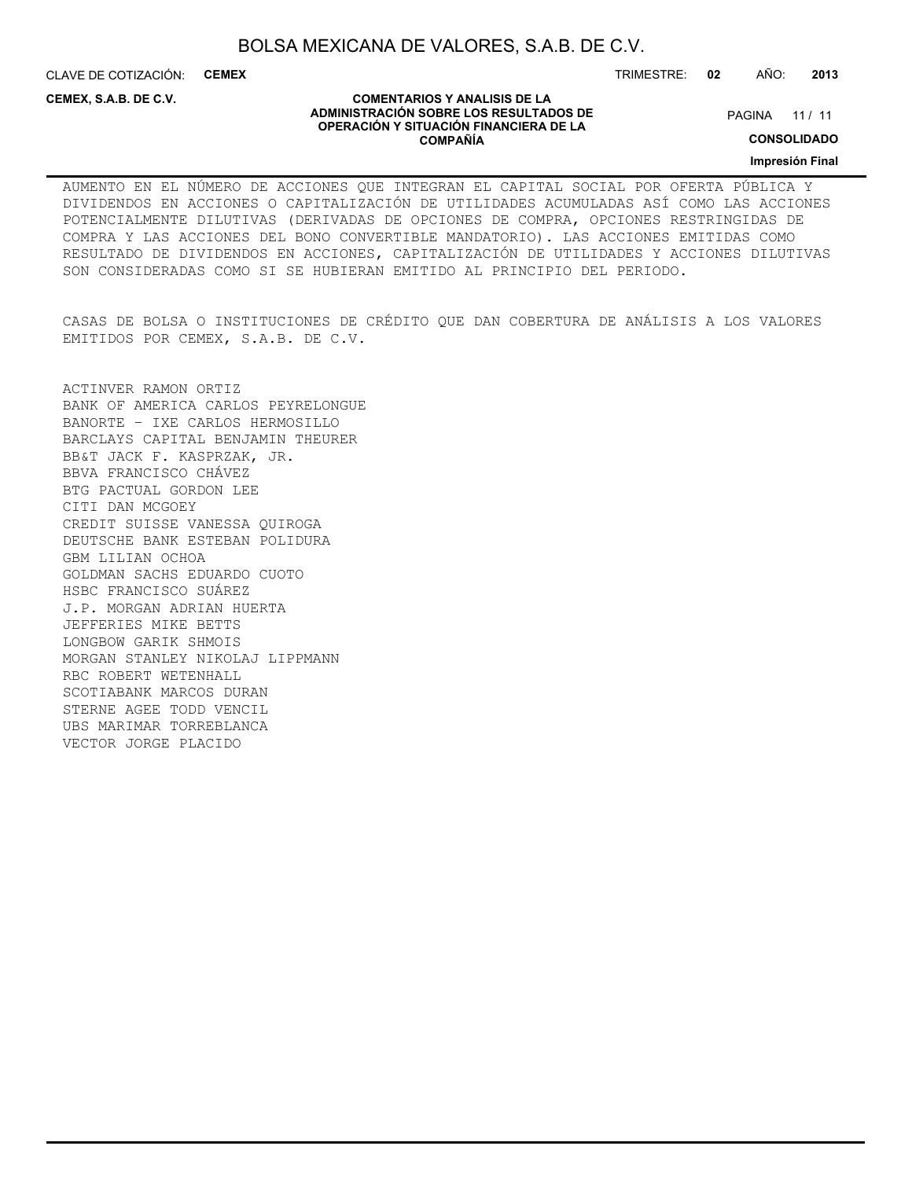AUMENTO EN EL NÚMERO DE ACCIONES QUE INTEGRAN EL CAPITAL SOCIAL POR OFERTA PÚBLICA Y DIVIDENDOS EN ACCIONES O CAPITALIZACIÓN DE UTILIDADES ACUMULADAS ASÍ COMO LAS ACCIONES POTENCIALMENTE DILUTIVAS (DERIVADAS DE OPCIONES DE COMPRA, OPCIONES RESTRINGIDAS DE COMPRA Y LAS ACCIONES DEL BONO CONVERTIBLE MANDATORIO). LAS ACCIONES EMITIDAS COMO RESULTADO DE DIVIDENDOS EN ACCIONES, CAPITALIZACIÓN DE UTILIDADES Y ACCIONES DILUTIVAS SON CONSIDERADAS COMO SI SE HUBIERAN EMITIDO AL PRINCIPIO DEL PERIODO.

CASAS DE BOLSA O INSTITUCIONES DE CRÉDITO QUE DAN COBERTURA DE ANÁLISIS A LOS VALORES EMITIDOS POR CEMEX, S.A.B. DE C.V.

ACTINVER RAMON ORTIZ
BANK OF AMERICA CARLOS PEYRELONGUE
BANORTE - IXE CARLOS HERMOSILLO
BARCLAYS CAPITAL BENJAMIN THEURER
BB&T JACK F. KASPRZAK, JR.
BBVA FRANCISCO CHÁVEZ
BTG PACTUAL GORDON LEE
CITI DAN MCGOEY
CREDIT SUISSE VANESSA QUIROGA
DEUTSCHE BANK ESTEBAN POLIDURA
GBM LILIAN OCHOA
GOLDMAN SACHS EDUARDO CUOTO
HSBC FRANCISCO SUÁREZ
J.P. MORGAN ADRIAN HUERTA
JEFFERIES MIKE BETTS
LONGBOW GARIK SHMOIS
MORGAN STANLEY NIKOLAJ LIPPMANN
RBC ROBERT WETENHALL
SCOTIABANK MARCOS DURAN
STERNE AGEE TODD VENCIL
UBS MARIMAR TORREBLANCA
VECTOR JORGE PLACIDO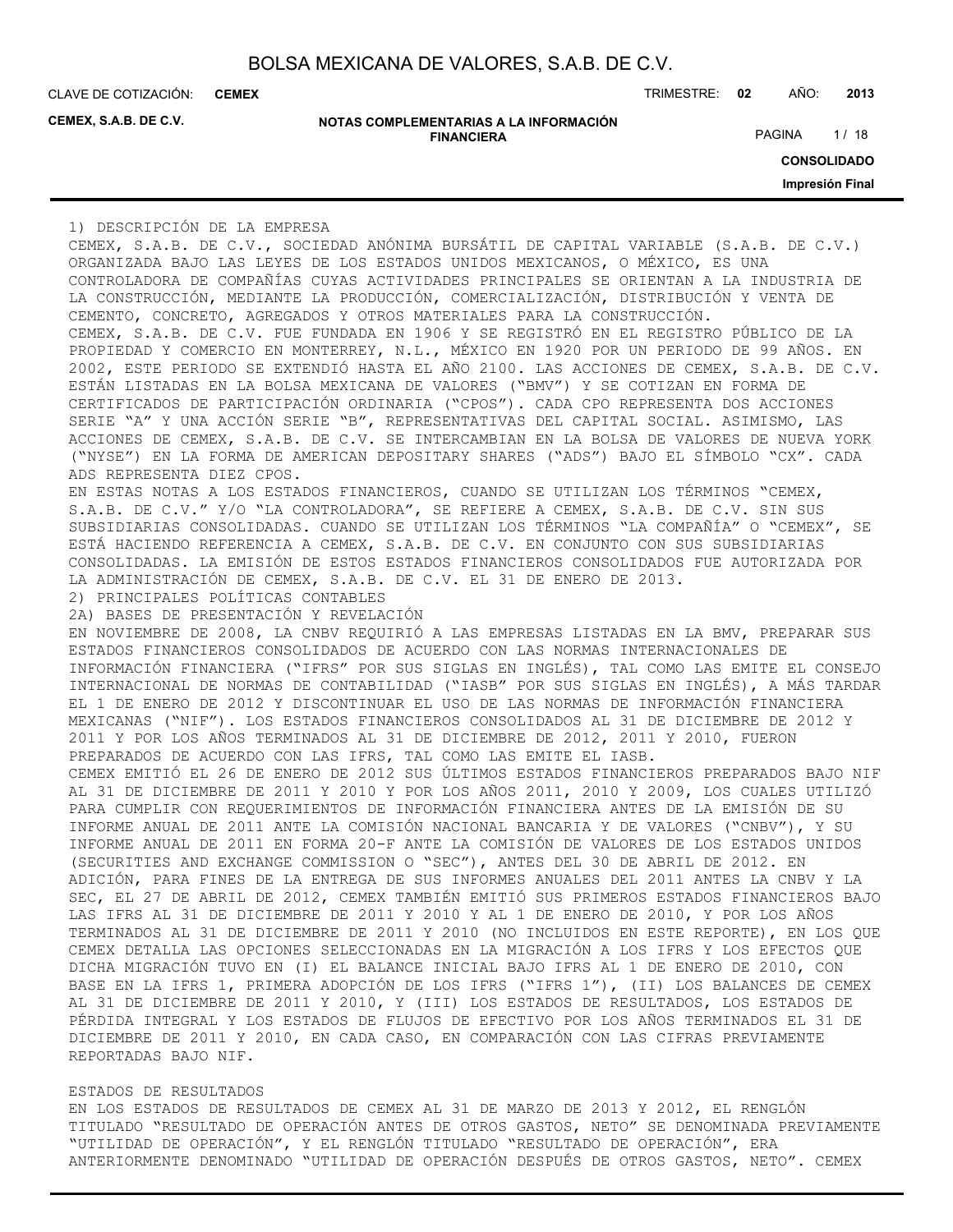## 1) DESCRIPCIÓN DE LA EMPRESA

CEMEX, S.A.B. DE C.V., SOCIEDAD ANÓNIMA BURSÁTIL DE CAPITAL VARIABLE (S.A.B. DE C.V.) ORGANIZADA BAJO LAS LEYES DE LOS ESTADOS UNIDOS MEXICANOS, O MÉXICO, ES UNA CONTROLADORA DE COMPAÑÍAS CUYAS ACTIVIDADES PRINCIPALES SE ORIENTAN A LA INDUSTRIA DE LA CONSTRUCCIÓN, MEDIANTE LA PRODUCCIÓN, COMERCIALIZACIÓN, DISTRIBUCIÓN Y VENTA DE CEMENTO, CONCRETO, AGREGADOS Y OTROS MATERIALES PARA LA CONSTRUCCIÓN.

CEMEX, S.A.B. DE C.V. FUE FUNDADA EN 1906 Y SE REGISTRÓ EN EL REGISTRO PÚBLICO DE LA PROPIEDAD Y COMERCIO EN MONTERREY, N.L., MÉXICO EN 1920 POR UN PERIODO DE 99 AÑOS. EN 2002, ESTE PERIODO SE EXTENDIÓ HASTA EL AÑO 2100. LAS ACCIONES DE CEMEX, S.A.B. DE C.V. ESTÁN LISTADAS EN LA BOLSA MEXICANA DE VALORES ("BMV") Y SE COTIZAN EN FORMA DE CERTIFICADOS DE PARTICIPACIÓN ORDINARIA ("CPOS"). CADA CPO REPRESENTA DOS ACCIONES SERIE "A" Y UNA ACCIÓN SERIE "B", REPRESENTATIVAS DEL CAPITAL SOCIAL. ASIMISMO, LAS ACCIONES DE CEMEX, S.A.B. DE C.V. SE INTERCAMBIAN EN LA BOLSA DE VALORES DE NUEVA YORK ("NYSE") EN LA FORMA DE AMERICAN DEPOSITARY SHARES ("ADS") BAJO EL SÍMBOLO "CX". CADA ADS REPRESENTA DIEZ CPOS.

EN ESTAS NOTAS A LOS ESTADOS FINANCIEROS, CUANDO SE UTILIZAN LOS TÉRMINOS "CEMEX, S.A.B. DE C.V." Y/O "LA CONTROLADORA", SE REFIERE A CEMEX, S.A.B. DE C.V. SIN SUS SUBSIDIARIAS CONSOLIDADAS. CUANDO SE UTILIZAN LOS TÉRMINOS "LA COMPAÑÍA" O "CEMEX", SE ESTÁ HACIENDO REFERENCIA A CEMEX, S.A.B. DE C.V. EN CONJUNTO CON SUS SUBSIDIARIAS CONSOLIDADAS. LA EMISIÓN DE ESTOS ESTADOS FINANCIEROS CONSOLIDADOS FUE AUTORIZADA POR LA ADMINISTRACIÓN DE CEMEX, S.A.B. DE C.V. EL 31 DE ENERO DE 2013.

## 2) PRINCIPALES POLÍTICAS CONTABLES

### 2A) BASES DE PRESENTACIÓN Y REVELACIÓN

EN NOVIEMBRE DE 2008, LA CNBV REQUIRIÓ A LAS EMPRESAS LISTADAS EN LA BMV, PREPARAR SUS ESTADOS FINANCIEROS CONSOLIDADOS DE ACUERDO CON LAS NORMAS INTERNACIONALES DE INFORMACIÓN FINANCIERA ("IFRS" POR SUS SIGLAS EN INGLÉS), TAL COMO LAS EMITE EL CONSEJO INTERNACIONAL DE NORMAS DE CONTABILIDAD ("IASB" POR SUS SIGLAS EN INGLÉS), A MÁS TARDAR EL 1 DE ENERO DE 2012 Y DISCONTINUAR EL USO DE LAS NORMAS DE INFORMACIÓN FINANCIERA MEXICANAS ("NIF"). LOS ESTADOS FINANCIEROS CONSOLIDADOS AL 31 DE DICIEMBRE DE 2012 Y 2011 Y POR LOS AÑOS TERMINADOS AL 31 DE DICIEMBRE DE 2012, 2011 Y 2010, FUERON PREPARADOS DE ACUERDO CON LAS IFRS, TAL COMO LAS EMITE EL IASB.

CEMEX EMITIÓ EL 26 DE ENERO DE 2012 SUS ÚLTIMOS ESTADOS FINANCIEROS PREPARADOS BAJO NIF AL 31 DE DICIEMBRE DE 2011 Y 2010 Y POR LOS AÑOS 2011, 2010 Y 2009, LOS CUALES UTILIZÓ PARA CUMPLIR CON REQUERIMIENTOS DE INFORMACIÓN FINANCIERA ANTES DE LA EMISIÓN DE SU INFORME ANUAL DE 2011 ANTE LA COMISIÓN NACIONAL BANCARIA Y DE VALORES ("CNBV"), Y SU INFORME ANUAL DE 2011 EN FORMA 20-F ANTE LA COMISIÓN DE VALORES DE LOS ESTADOS UNIDOS (SECURITIES AND EXCHANGE COMMISSION O "SEC"), ANTES DEL 30 DE ABRIL DE 2012. EN ADICIÓN, PARA FINES DE LA ENTREGA DE SUS INFORMES ANUALES DEL 2011 ANTE LA CNBV Y LA SEC, EL 27 DE ABRIL DE 2012, CEMEX TAMBIÉN EMITIÓ SUS PRIMEROS ESTADOS FINANCIEROS BAJO LAS IFRS AL 31 DE DICIEMBRE DE 2011 Y 2010 Y AL 1 DE ENERO DE 2010, Y POR LOS AÑOS TERMINADOS AL 31 DE DICIEMBRE DE 2011 Y 2010 (NO INCLUIDOS EN ESTE REPORTE), EN LOS QUE CEMEX DETALLA LAS OPCIONES SELECCIONADAS EN LA MIGRACIÓN A LOS IFRS Y LOS EFECTOS QUE DICHA MIGRACIÓN TUVO EN (I) EL BALANCE INICIAL BAJO IFRS AL 1 DE ENERO DE 2010, CON BASE EN LA IFRS 1, PRIMERA ADOPCIÓN DE LOS IFRS ("IFRS 1"), (II) LOS BALANCES DE CEMEX AL 31 DE DICIEMBRE DE 2011 Y 2010, Y (III) LOS ESTADOS DE RESULTADOS, LOS ESTADOS DE PÉRDIDA INTEGRAL Y LOS ESTADOS DE FLUJOS DE EFECTIVO POR LOS AÑOS TERMINADOS EL 31 DE DICIEMBRE DE 2011 Y 2010, EN CADA CASO, EN COMPARACIÓN CON LAS CIFRAS PREVIAMENTE REPORTADAS BAJO NIF.

#### ESTADOS DE RESULTADOS

EN LOS ESTADOS DE RESULTADOS DE CEMEX AL 31 DE MARZO DE 2013 Y 2012, EL RENGLÓN TITULADO "RESULTADO DE OPERACIÓN ANTES DE OTROS GASTOS, NETO" SE DENOMINADA PREVIAMENTE "UTILIDAD DE OPERACIÓN", Y EL RENGLÓN TITULADO "RESULTADO DE OPERACIÓN", ERA ANTERIORMENTE DENOMINADO "UTILIDAD DE OPERACIÓN DESPUÉS DE OTROS GASTOS, NETO". CEMEX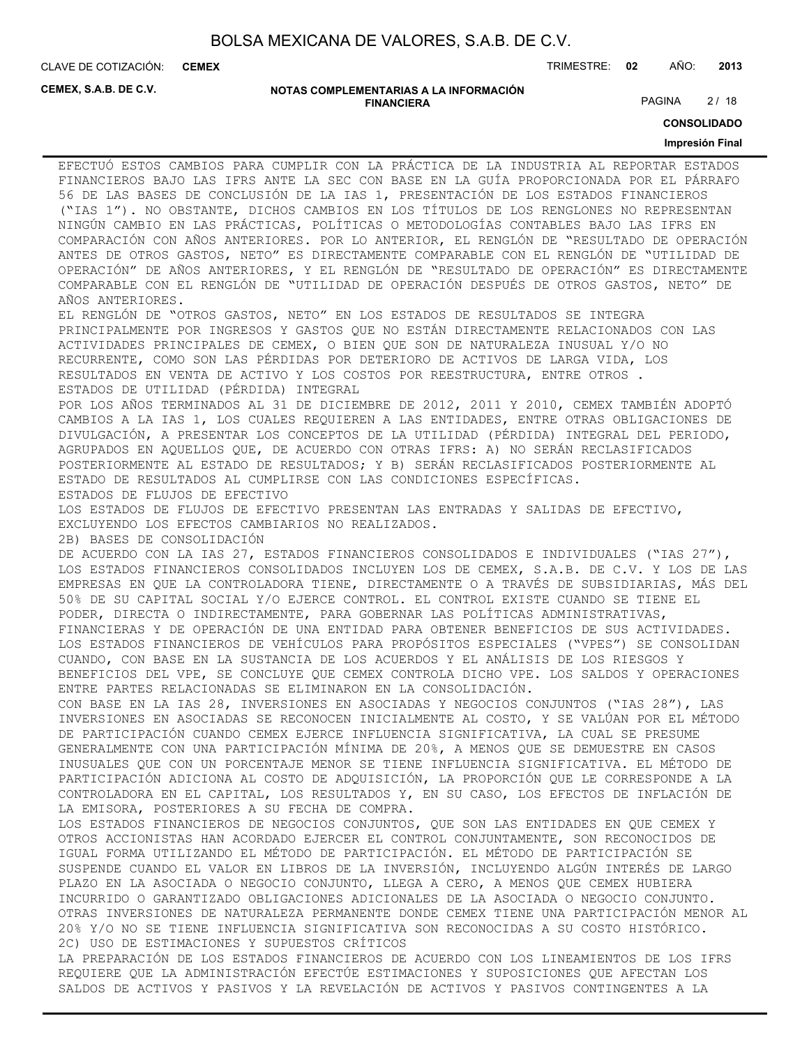EFECTUÓ ESTOS CAMBIOS PARA CUMPLIR CON LA PRÁCTICA DE LA INDUSTRIA AL REPORTAR ESTADOS FINANCIEROS BAJO LAS IFRS ANTE LA SEC CON BASE EN LA GUÍA PROPORCIONADA POR EL PÁRRAFO 56 DE LAS BASES DE CONCLUSIÓN DE LA IAS 1, PRESENTACIÓN DE LOS ESTADOS FINANCIEROS ("IAS 1"). NO OBSTANTE, DICHOS CAMBIOS EN LOS TÍTULOS DE LOS RENGLONES NO REPRESENTAN NINGÚN CAMBIO EN LAS PRÁCTICAS, POLÍTICAS O METODOLOGÍAS CONTABLES BAJO LAS IFRS EN COMPARACIÓN CON AÑOS ANTERIORES. POR LO ANTERIOR, EL RENGLÓN DE "RESULTADO DE OPERACIÓN ANTES DE OTROS GASTOS, NETO" ES DIRECTAMENTE COMPARABLE CON EL RENGLÓN DE "UTILIDAD DE OPERACIÓN" DE AÑOS ANTERIORES, Y EL RENGLÓN DE "RESULTADO DE OPERACIÓN" ES DIRECTAMENTE COMPARABLE CON EL RENGLÓN DE "UTILIDAD DE OPERACIÓN DESPUÉS DE OTROS GASTOS, NETO" DE AÑOS ANTERIORES.

EL RENGLÓN DE "OTROS GASTOS, NETO" EN LOS ESTADOS DE RESULTADOS SE INTEGRA PRINCIPALMENTE POR INGRESOS Y GASTOS QUE NO ESTÁN DIRECTAMENTE RELACIONADOS CON LAS ACTIVIDADES PRINCIPALES DE CEMEX, O BIEN QUE SON DE NATURALEZA INUSUAL Y/O NO RECURRENTE, COMO SON LAS PÉRDIDAS POR DETERIORO DE ACTIVOS DE LARGA VIDA, LOS RESULTADOS EN VENTA DE ACTIVO Y LOS COSTOS POR REESTRUCTURA, ENTRE OTROS .

ESTADOS DE UTILIDAD (PÉRDIDA) INTEGRAL

POR LOS AÑOS TERMINADOS AL 31 DE DICIEMBRE DE 2012, 2011 Y 2010, CEMEX TAMBIÉN ADOPTÓ CAMBIOS A LA IAS 1, LOS CUALES REQUIEREN A LAS ENTIDADES, ENTRE OTRAS OBLIGACIONES DE DIVULGACIÓN, A PRESENTAR LOS CONCEPTOS DE LA UTILIDAD (PÉRDIDA) INTEGRAL DEL PERIODO, AGRUPADOS EN AQUELLOS QUE, DE ACUERDO CON OTRAS IFRS: A) NO SERÁN RECLASIFICADOS POSTERIORMENTE AL ESTADO DE RESULTADOS; Y B) SERÁN RECLASIFICADOS POSTERIORMENTE AL ESTADO DE RESULTADOS AL CUMPLIRSE CON LAS CONDICIONES ESPECÍFICAS.

ESTADOS DE FLUJOS DE EFECTIVO

LOS ESTADOS DE FLUJOS DE EFECTIVO PRESENTAN LAS ENTRADAS Y SALIDAS DE EFECTIVO, EXCLUYENDO LOS EFECTOS CAMBIARIOS NO REALIZADOS.

2B) BASES DE CONSOLIDACIÓN

DE ACUERDO CON LA IAS 27, ESTADOS FINANCIEROS CONSOLIDADOS E INDIVIDUALES ("IAS 27"), LOS ESTADOS FINANCIEROS CONSOLIDADOS INCLUYEN LOS DE CEMEX, S.A.B. DE C.V. Y LOS DE LAS EMPRESAS EN QUE LA CONTROLADORA TIENE, DIRECTAMENTE O A TRAVÉS DE SUBSIDIARIAS, MÁS DEL 50% DE SU CAPITAL SOCIAL Y/O EJERCE CONTROL. EL CONTROL EXISTE CUANDO SE TIENE EL PODER, DIRECTA O INDIRECTAMENTE, PARA GOBERNAR LAS POLÍTICAS ADMINISTRATIVAS, FINANCIERAS Y DE OPERACIÓN DE UNA ENTIDAD PARA OBTENER BENEFICIOS DE SUS ACTIVIDADES. LOS ESTADOS FINANCIEROS DE VEHÍCULOS PARA PROPÓSITOS ESPECIALES ("VPES") SE CONSOLIDAN CUANDO, CON BASE EN LA SUSTANCIA DE LOS ACUERDOS Y EL ANÁLISIS DE LOS RIESGOS Y BENEFICIOS DEL VPE, SE CONCLUYE QUE CEMEX CONTROLA DICHO VPE. LOS SALDOS Y OPERACIONES ENTRE PARTES RELACIONADAS SE ELIMINARON EN LA CONSOLIDACIÓN.

CON BASE EN LA IAS 28, INVERSIONES EN ASOCIADAS Y NEGOCIOS CONJUNTOS ("IAS 28"), LAS INVERSIONES EN ASOCIADAS SE RECONOCEN INICIALMENTE AL COSTO, Y SE VALÚAN POR EL MÉTODO DE PARTICIPACIÓN CUANDO CEMEX EJERCE INFLUENCIA SIGNIFICATIVA, LA CUAL SE PRESUME GENERALMENTE CON UNA PARTICIPACIÓN MÍNIMA DE 20%, A MENOS QUE SE DEMUESTRE EN CASOS INUSUALES QUE CON UN PORCENTAJE MENOR SE TIENE INFLUENCIA SIGNIFICATIVA. EL MÉTODO DE PARTICIPACIÓN ADICIONA AL COSTO DE ADQUISICIÓN, LA PROPORCIÓN QUE LE CORRESPONDE A LA CONTROLADORA EN EL CAPITAL, LOS RESULTADOS Y, EN SU CASO, LOS EFECTOS DE INFLACIÓN DE LA EMISORA, POSTERIORES A SU FECHA DE COMPRA.

LOS ESTADOS FINANCIEROS DE NEGOCIOS CONJUNTOS, QUE SON LAS ENTIDADES EN QUE CEMEX Y OTROS ACCIONISTAS HAN ACORDADO EJERCER EL CONTROL CONJUNTAMENTE, SON RECONOCIDOS DE IGUAL FORMA UTILIZANDO EL MÉTODO DE PARTICIPACIÓN. EL MÉTODO DE PARTICIPACIÓN SE SUSPENDE CUANDO EL VALOR EN LIBROS DE LA INVERSIÓN, INCLUYENDO ALGÚN INTERÉS DE LARGO PLAZO EN LA ASOCIADA O NEGOCIO CONJUNTO, LLEGA A CERO, A MENOS QUE CEMEX HUBIERA INCURRIDO O GARANTIZADO OBLIGACIONES ADICIONALES DE LA ASOCIADA O NEGOCIO CONJUNTO. OTRAS INVERSIONES DE NATURALEZA PERMANENTE DONDE CEMEX TIENE UNA PARTICIPACIÓN MENOR AL 20% Y/O NO SE TIENE INFLUENCIA SIGNIFICATIVA SON RECONOCIDAS A SU COSTO HISTÓRICO.

2C) USO DE ESTIMACIONES Y SUPUESTOS CRÍTICOS

LA PREPARACIÓN DE LOS ESTADOS FINANCIEROS DE ACUERDO CON LOS LINEAMIENTOS DE LOS IFRS REQUIERE QUE LA ADMINISTRACIÓN EFECTÚE ESTIMACIONES Y SUPOSICIONES QUE AFECTAN LOS SALDOS DE ACTIVOS Y PASIVOS Y LA REVELACIÓN DE ACTIVOS Y PASIVOS CONTINGENTES A LA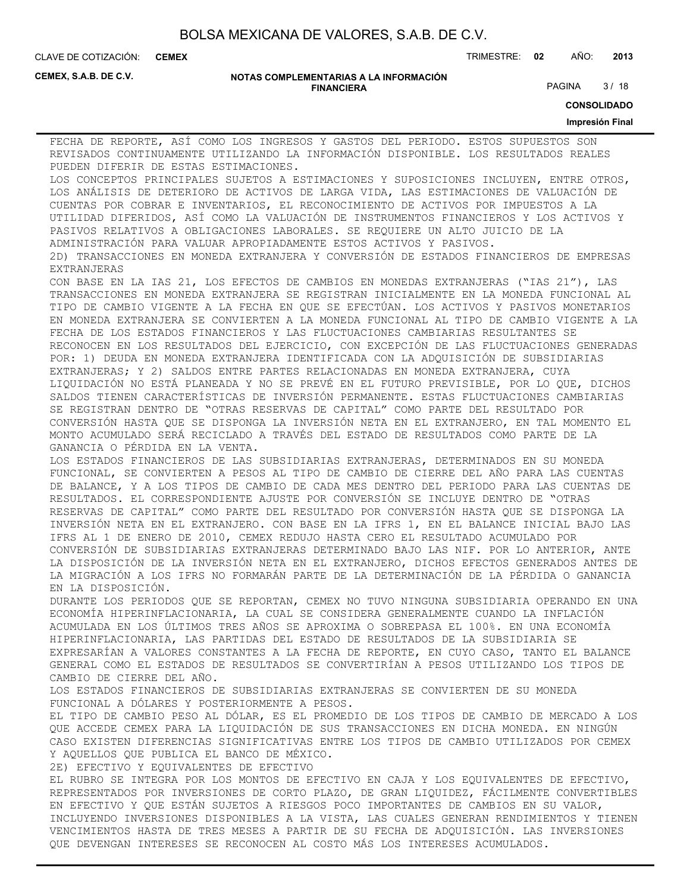FECHA DE REPORTE, ASÍ COMO LOS INGRESOS Y GASTOS DEL PERIODO. ESTOS SUPUESTOS SON REVISADOS CONTINUAMENTE UTILIZANDO LA INFORMACIÓN DISPONIBLE. LOS RESULTADOS REALES PUEDEN DIFERIR DE ESTAS ESTIMACIONES.

LOS CONCEPTOS PRINCIPALES SUJETOS A ESTIMACIONES Y SUPOSICIONES INCLUYEN, ENTRE OTROS, LOS ANÁLISIS DE DETERIORO DE ACTIVOS DE LARGA VIDA, LAS ESTIMACIONES DE VALUACIÓN DE CUENTAS POR COBRAR E INVENTARIOS, EL RECONOCIMIENTO DE ACTIVOS POR IMPUESTOS A LA UTILIDAD DIFERIDOS, ASÍ COMO LA VALUACIÓN DE INSTRUMENTOS FINANCIEROS Y LOS ACTIVOS Y PASIVOS RELATIVOS A OBLIGACIONES LABORALES. SE REQUIERE UN ALTO JUICIO DE LA ADMINISTRACIÓN PARA VALUAR APROPIADAMENTE ESTOS ACTIVOS Y PASIVOS.

2D) TRANSACCIONES EN MONEDA EXTRANJERA Y CONVERSIÓN DE ESTADOS FINANCIEROS DE EMPRESAS EXTRANJERAS

CON BASE EN LA IAS 21, LOS EFECTOS DE CAMBIOS EN MONEDAS EXTRANJERAS ("IAS 21"), LAS TRANSACCIONES EN MONEDA EXTRANJERA SE REGISTRAN INICIALMENTE EN LA MONEDA FUNCIONAL AL TIPO DE CAMBIO VIGENTE A LA FECHA EN QUE SE EFECTÚAN. LOS ACTIVOS Y PASIVOS MONETARIOS EN MONEDA EXTRANJERA SE CONVIERTEN A LA MONEDA FUNCIONAL AL TIPO DE CAMBIO VIGENTE A LA FECHA DE LOS ESTADOS FINANCIEROS Y LAS FLUCTUACIONES CAMBIARIAS RESULTANTES SE RECONOCEN EN LOS RESULTADOS DEL EJERCICIO, CON EXCEPCIÓN DE LAS FLUCTUACIONES GENERADAS POR: 1) DEUDA EN MONEDA EXTRANJERA IDENTIFICADA CON LA ADQUISICIÓN DE SUBSIDIARIAS EXTRANJERAS; Y 2) SALDOS ENTRE PARTES RELACIONADAS EN MONEDA EXTRANJERA, CUYA LIQUIDACIÓN NO ESTÁ PLANEADA Y NO SE PREVÉ EN EL FUTURO PREVISIBLE, POR LO QUE, DICHOS SALDOS TIENEN CARACTERÍSTICAS DE INVERSIÓN PERMANENTE. ESTAS FLUCTUACIONES CAMBIARIAS SE REGISTRAN DENTRO DE "OTRAS RESERVAS DE CAPITAL" COMO PARTE DEL RESULTADO POR CONVERSIÓN HASTA QUE SE DISPONGA LA INVERSIÓN NETA EN EL EXTRANJERO, EN TAL MOMENTO EL MONTO ACUMULADO SERÁ RECICLADO A TRAVÉS DEL ESTADO DE RESULTADOS COMO PARTE DE LA GANANCIA O PÉRDIDA EN LA VENTA.

LOS ESTADOS FINANCIEROS DE LAS SUBSIDIARIAS EXTRANJERAS, DETERMINADOS EN SU MONEDA FUNCIONAL, SE CONVIERTEN A PESOS AL TIPO DE CAMBIO DE CIERRE DEL AÑO PARA LAS CUENTAS DE BALANCE, Y A LOS TIPOS DE CAMBIO DE CADA MES DENTRO DEL PERIODO PARA LAS CUENTAS DE RESULTADOS. EL CORRESPONDIENTE AJUSTE POR CONVERSIÓN SE INCLUYE DENTRO DE "OTRAS RESERVAS DE CAPITAL" COMO PARTE DEL RESULTADO POR CONVERSIÓN HASTA QUE SE DISPONGA LA INVERSIÓN NETA EN EL EXTRANJERO. CON BASE EN LA IFRS 1, EN EL BALANCE INICIAL BAJO LAS IFRS AL 1 DE ENERO DE 2010, CEMEX REDUJO HASTA CERO EL RESULTADO ACUMULADO POR CONVERSIÓN DE SUBSIDIARIAS EXTRANJERAS DETERMINADO BAJO LAS NIF. POR LO ANTERIOR, ANTE LA DISPOSICIÓN DE LA INVERSIÓN NETA EN EL EXTRANJERO, DICHOS EFECTOS GENERADOS ANTES DE LA MIGRACIÓN A LOS IFRS NO FORMARÁN PARTE DE LA DETERMINACIÓN DE LA PÉRDIDA O GANANCIA EN LA DISPOSICIÓN.

DURANTE LOS PERIODOS QUE SE REPORTAN, CEMEX NO TUVO NINGUNA SUBSIDIARIA OPERANDO EN UNA ECONOMÍA HIPERINFLACIONARIA, LA CUAL SE CONSIDERA GENERALMENTE CUANDO LA INFLACIÓN ACUMULADA EN LOS ÚLTIMOS TRES AÑOS SE APROXIMA O SOBREPASA EL 100%. EN UNA ECONOMÍA HIPERINFLACIONARIA, LAS PARTIDAS DEL ESTADO DE RESULTADOS DE LA SUBSIDIARIA SE EXPRESARÍAN A VALORES CONSTANTES A LA FECHA DE REPORTE, EN CUYO CASO, TANTO EL BALANCE GENERAL COMO EL ESTADOS DE RESULTADOS SE CONVERTIRÍAN A PESOS UTILIZANDO LOS TIPOS DE CAMBIO DE CIERRE DEL AÑO.

LOS ESTADOS FINANCIEROS DE SUBSIDIARIAS EXTRANJERAS SE CONVIERTEN DE SU MONEDA FUNCIONAL A DÓLARES Y POSTERIORMENTE A PESOS.

EL TIPO DE CAMBIO PESO AL DÓLAR, ES EL PROMEDIO DE LOS TIPOS DE CAMBIO DE MERCADO A LOS QUE ACCEDE CEMEX PARA LA LIQUIDACIÓN DE SUS TRANSACCIONES EN DICHA MONEDA. EN NINGÚN CASO EXISTEN DIFERENCIAS SIGNIFICATIVAS ENTRE LOS TIPOS DE CAMBIO UTILIZADOS POR CEMEX Y AQUELLOS QUE PUBLICA EL BANCO DE MÉXICO.

2E) EFECTIVO Y EQUIVALENTES DE EFECTIVO

EL RUBRO SE INTEGRA POR LOS MONTOS DE EFECTIVO EN CAJA Y LOS EQUIVALENTES DE EFECTIVO, REPRESENTADOS POR INVERSIONES DE CORTO PLAZO, DE GRAN LIQUIDEZ, FÁCILMENTE CONVERTIBLES EN EFECTIVO Y QUE ESTÁN SUJETOS A RIESGOS POCO IMPORTANTES DE CAMBIOS EN SU VALOR, INCLUYENDO INVERSIONES DISPONIBLES A LA VISTA, LAS CUALES GENERAN RENDIMIENTOS Y TIENEN VENCIMIENTOS HASTA DE TRES MESES A PARTIR DE SU FECHA DE ADQUISICIÓN. LAS INVERSIONES QUE DEVENGAN INTERESES SE RECONOCEN AL COSTO MÁS LOS INTERESES ACUMULADOS.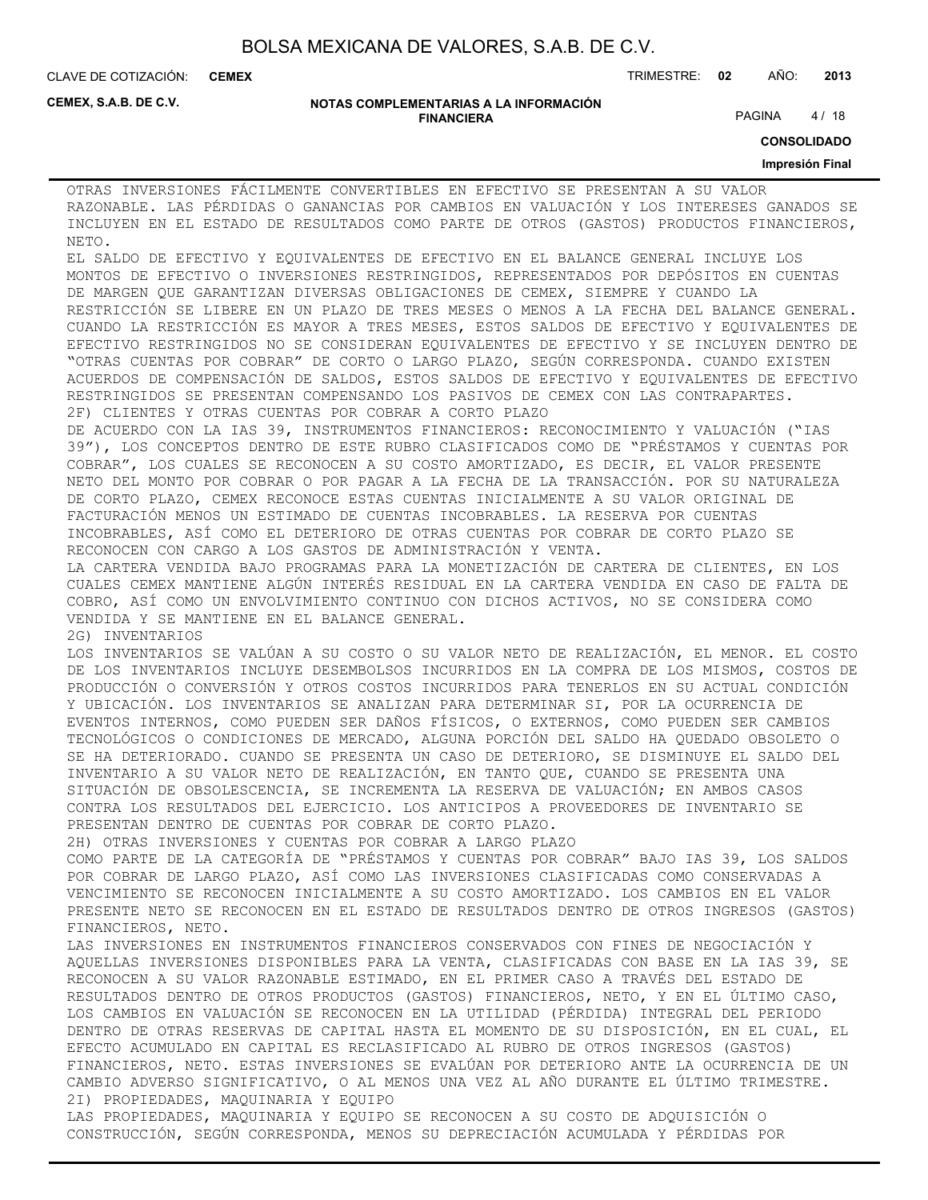OTRAS INVERSIONES FÁCILMENTE CONVERTIBLES EN EFECTIVO SE PRESENTAN A SU VALOR RAZONABLE. LAS PÉRDIDAS O GANANCIAS POR CAMBIOS EN VALUACIÓN Y LOS INTERESES GANADOS SE INCLUYEN EN EL ESTADO DE RESULTADOS COMO PARTE DE OTROS (GASTOS) PRODUCTOS FINANCIEROS, NETO.

EL SALDO DE EFECTIVO Y EQUIVALENTES DE EFECTIVO EN EL BALANCE GENERAL INCLUYE LOS MONTOS DE EFECTIVO O INVERSIONES RESTRINGIDOS, REPRESENTADOS POR DEPÓSITOS EN CUENTAS DE MARGEN QUE GARANTIZAN DIVERSAS OBLIGACIONES DE CEMEX, SIEMPRE Y CUANDO LA RESTRICCIÓN SE LIBERE EN UN PLAZO DE TRES MESES O MENOS A LA FECHA DEL BALANCE GENERAL. CUANDO LA RESTRICCIÓN ES MAYOR A TRES MESES, ESTOS SALDOS DE EFECTIVO Y EQUIVALENTES DE EFECTIVO RESTRINGIDOS NO SE CONSIDERAN EQUIVALENTES DE EFECTIVO Y SE INCLUYEN DENTRO DE "OTRAS CUENTAS POR COBRAR" DE CORTO O LARGO PLAZO, SEGÚN CORRESPONDA. CUANDO EXISTEN ACUERDOS DE COMPENSACIÓN DE SALDOS, ESTOS SALDOS DE EFECTIVO Y EQUIVALENTES DE EFECTIVO RESTRINGIDOS SE PRESENTAN COMPENSANDO LOS PASIVOS DE CEMEX CON LAS CONTRAPARTES.

2F) CLIENTES Y OTRAS CUENTAS POR COBRAR A CORTO PLAZO

DE ACUERDO CON LA IAS 39, INSTRUMENTOS FINANCIEROS: RECONOCIMIENTO Y VALUACIÓN ("IAS 39"), LOS CONCEPTOS DENTRO DE ESTE RUBRO CLASIFICADOS COMO DE "PRÉSTAMOS Y CUENTAS POR COBRAR", LOS CUALES SE RECONOCEN A SU COSTO AMORTIZADO, ES DECIR, EL VALOR PRESENTE NETO DEL MONTO POR COBRAR O POR PAGAR A LA FECHA DE LA TRANSACCIÓN. POR SU NATURALEZA DE CORTO PLAZO, CEMEX RECONOCE ESTAS CUENTAS INICIALMENTE A SU VALOR ORIGINAL DE FACTURACIÓN MENOS UN ESTIMADO DE CUENTAS INCOBRABLES. LA RESERVA POR CUENTAS INCOBRABLES, ASÍ COMO EL DETERIORO DE OTRAS CUENTAS POR COBRAR DE CORTO PLAZO SE RECONOCEN CON CARGO A LOS GASTOS DE ADMINISTRACIÓN Y VENTA.

LA CARTERA VENDIDA BAJO PROGRAMAS PARA LA MONETIZACIÓN DE CARTERA DE CLIENTES, EN LOS CUALES CEMEX MANTIENE ALGÚN INTERÉS RESIDUAL EN LA CARTERA VENDIDA EN CASO DE FALTA DE COBRO, ASÍ COMO UN ENVOLVIMIENTO CONTINUO CON DICHOS ACTIVOS, NO SE CONSIDERA COMO VENDIDA Y SE MANTIENE EN EL BALANCE GENERAL.

2G) INVENTARIOS

LOS INVENTARIOS SE VALÚAN A SU COSTO O SU VALOR NETO DE REALIZACIÓN, EL MENOR. EL COSTO DE LOS INVENTARIOS INCLUYE DESEMBOLSOS INCURRIDOS EN LA COMPRA DE LOS MISMOS, COSTOS DE PRODUCCIÓN O CONVERSIÓN Y OTROS COSTOS INCURRIDOS PARA TENERLOS EN SU ACTUAL CONDICIÓN Y UBICACIÓN. LOS INVENTARIOS SE ANALIZAN PARA DETERMINAR SI, POR LA OCURRENCIA DE EVENTOS INTERNOS, COMO PUEDEN SER DAÑOS FÍSICOS, O EXTERNOS, COMO PUEDEN SER CAMBIOS TECNOLÓGICOS O CONDICIONES DE MERCADO, ALGUNA PORCIÓN DEL SALDO HA QUEDADO OBSOLETO O SE HA DETERIORADO. CUANDO SE PRESENTA UN CASO DE DETERIORO, SE DISMINUYE EL SALDO DEL INVENTARIO A SU VALOR NETO DE REALIZACIÓN, EN TANTO QUE, CUANDO SE PRESENTA UNA SITUACIÓN DE OBSOLESCENCIA, SE INCREMENTA LA RESERVA DE VALUACIÓN; EN AMBOS CASOS CONTRA LOS RESULTADOS DEL EJERCICIO. LOS ANTICIPOS A PROVEEDORES DE INVENTARIO SE PRESENTAN DENTRO DE CUENTAS POR COBRAR DE CORTO PLAZO.

2H) OTRAS INVERSIONES Y CUENTAS POR COBRAR A LARGO PLAZO

COMO PARTE DE LA CATEGORÍA DE "PRÉSTAMOS Y CUENTAS POR COBRAR" BAJO IAS 39, LOS SALDOS POR COBRAR DE LARGO PLAZO, ASÍ COMO LAS INVERSIONES CLASIFICADAS COMO CONSERVADAS A VENCIMIENTO SE RECONOCEN INICIALMENTE A SU COSTO AMORTIZADO. LOS CAMBIOS EN EL VALOR PRESENTE NETO SE RECONOCEN EN EL ESTADO DE RESULTADOS DENTRO DE OTROS INGRESOS (GASTOS) FINANCIEROS, NETO.

LAS INVERSIONES EN INSTRUMENTOS FINANCIEROS CONSERVADOS CON FINES DE NEGOCIACIÓN Y AQUELLAS INVERSIONES DISPONIBLES PARA LA VENTA, CLASIFICADAS CON BASE EN LA IAS 39, SE RECONOCEN A SU VALOR RAZONABLE ESTIMADO, EN EL PRIMER CASO A TRAVÉS DEL ESTADO DE RESULTADOS DENTRO DE OTROS PRODUCTOS (GASTOS) FINANCIEROS, NETO, Y EN EL ÚLTIMO CASO, LOS CAMBIOS EN VALUACIÓN SE RECONOCEN EN LA UTILIDAD (PÉRDIDA) INTEGRAL DEL PERIODO DENTRO DE OTRAS RESERVAS DE CAPITAL HASTA EL MOMENTO DE SU DISPOSICIÓN, EN EL CUAL, EL EFECTO ACUMULADO EN CAPITAL ES RECLASIFICADO AL RUBRO DE OTROS INGRESOS (GASTOS) FINANCIEROS, NETO. ESTAS INVERSIONES SE EVALÚAN POR DETERIORO ANTE LA OCURRENCIA DE UN CAMBIO ADVERSO SIGNIFICATIVO, O AL MENOS UNA VEZ AL AÑO DURANTE EL ÚLTIMO TRIMESTRE.

2I) PROPIEDADES, MAQUINARIA Y EQUIPO

LAS PROPIEDADES, MAQUINARIA Y EQUIPO SE RECONOCEN A SU COSTO DE ADQUISICIÓN O CONSTRUCCIÓN, SEGÚN CORRESPONDA, MENOS SU DEPRECIACIÓN ACUMULADA Y PÉRDIDAS POR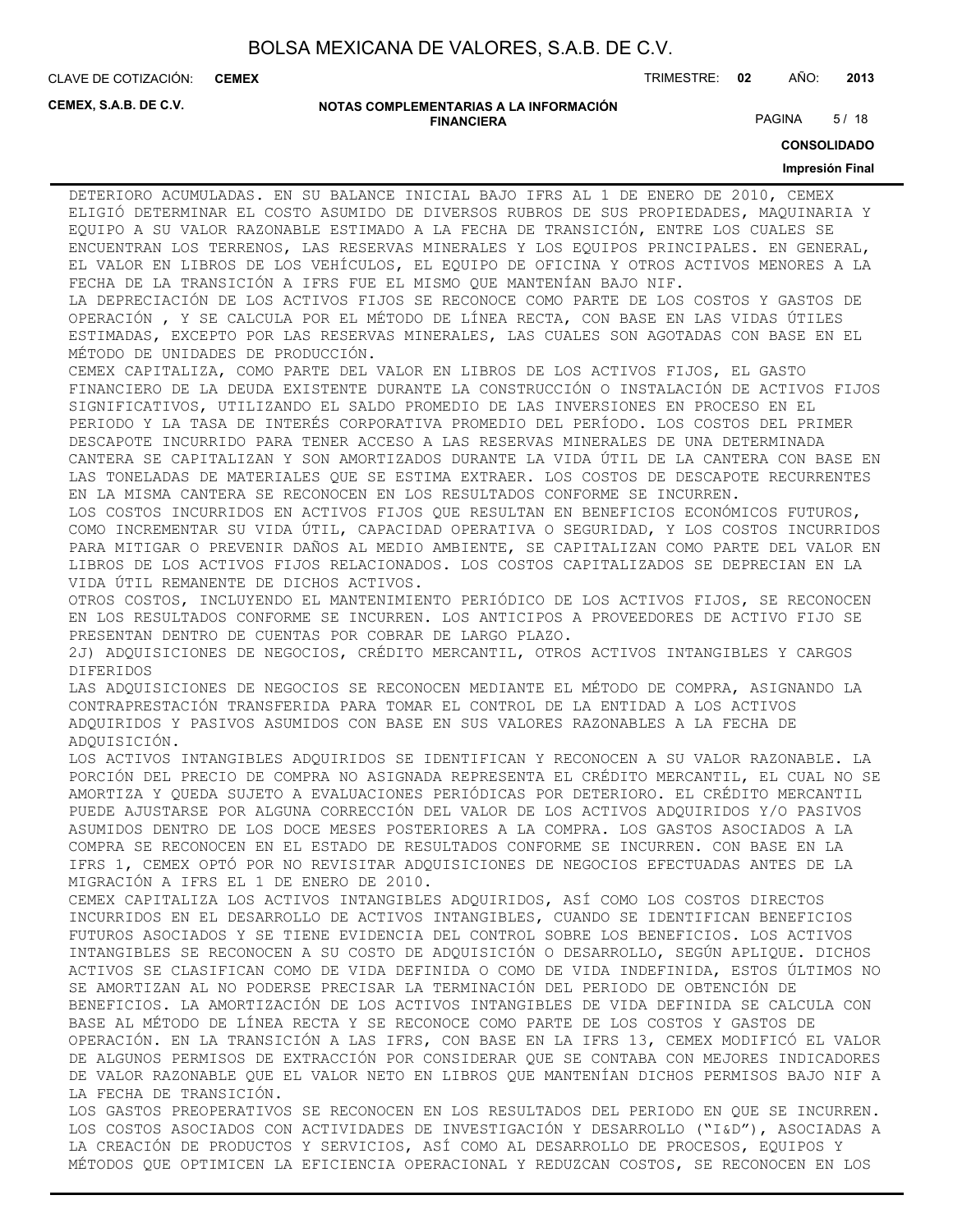DETERIORO ACUMULADAS. EN SU BALANCE INICIAL BAJO IFRS AL 1 DE ENERO DE 2010, CEMEX ELIGIÓ DETERMINAR EL COSTO ASUMIDO DE DIVERSOS RUBROS DE SUS PROPIEDADES, MAQUINARIA Y EQUIPO A SU VALOR RAZONABLE ESTIMADO A LA FECHA DE TRANSICIÓN, ENTRE LOS CUALES SE ENCUENTRAN LOS TERRENOS, LAS RESERVAS MINERALES Y LOS EQUIPOS PRINCIPALES. EN GENERAL, EL VALOR EN LIBROS DE LOS VEHÍCULOS, EL EQUIPO DE OFICINA Y OTROS ACTIVOS MENORES A LA FECHA DE LA TRANSICIÓN A IFRS FUE EL MISMO QUE MANTENÍAN BAJO NIF.

LA DEPRECIACIÓN DE LOS ACTIVOS FIJOS SE RECONOCE COMO PARTE DE LOS COSTOS Y GASTOS DE OPERACIÓN , Y SE CALCULA POR EL MÉTODO DE LÍNEA RECTA, CON BASE EN LAS VIDAS ÚTILES ESTIMADAS, EXCEPTO POR LAS RESERVAS MINERALES, LAS CUALES SON AGOTADAS CON BASE EN EL MÉTODO DE UNIDADES DE PRODUCCIÓN.

CEMEX CAPITALIZA, COMO PARTE DEL VALOR EN LIBROS DE LOS ACTIVOS FIJOS, EL GASTO FINANCIERO DE LA DEUDA EXISTENTE DURANTE LA CONSTRUCCIÓN O INSTALACIÓN DE ACTIVOS FIJOS SIGNIFICATIVOS, UTILIZANDO EL SALDO PROMEDIO DE LAS INVERSIONES EN PROCESO EN EL PERIODO Y LA TASA DE INTERÉS CORPORATIVA PROMEDIO DEL PERÍODO. LOS COSTOS DEL PRIMER DESCAPOTE INCURRIDO PARA TENER ACCESO A LAS RESERVAS MINERALES DE UNA DETERMINADA CANTERA SE CAPITALIZAN Y SON AMORTIZADOS DURANTE LA VIDA ÚTIL DE LA CANTERA CON BASE EN LAS TONELADAS DE MATERIALES QUE SE ESTIMA EXTRAER. LOS COSTOS DE DESCAPOTE RECURRENTES EN LA MISMA CANTERA SE RECONOCEN EN LOS RESULTADOS CONFORME SE INCURREN.

LOS COSTOS INCURRIDOS EN ACTIVOS FIJOS QUE RESULTAN EN BENEFICIOS ECONÓMICOS FUTUROS, COMO INCREMENTAR SU VIDA ÚTIL, CAPACIDAD OPERATIVA O SEGURIDAD, Y LOS COSTOS INCURRIDOS PARA MITIGAR O PREVENIR DAÑOS AL MEDIO AMBIENTE, SE CAPITALIZAN COMO PARTE DEL VALOR EN LIBROS DE LOS ACTIVOS FIJOS RELACIONADOS. LOS COSTOS CAPITALIZADOS SE DEPRECIAN EN LA VIDA ÚTIL REMANENTE DE DICHOS ACTIVOS.

OTROS COSTOS, INCLUYENDO EL MANTENIMIENTO PERIÓDICO DE LOS ACTIVOS FIJOS, SE RECONOCEN EN LOS RESULTADOS CONFORME SE INCURREN. LOS ANTICIPOS A PROVEEDORES DE ACTIVO FIJO SE PRESENTAN DENTRO DE CUENTAS POR COBRAR DE LARGO PLAZO.

2J) ADQUISICIONES DE NEGOCIOS, CRÉDITO MERCANTIL, OTROS ACTIVOS INTANGIBLES Y CARGOS DIFERIDOS

LAS ADQUISICIONES DE NEGOCIOS SE RECONOCEN MEDIANTE EL MÉTODO DE COMPRA, ASIGNANDO LA CONTRAPRESTACIÓN TRANSFERIDA PARA TOMAR EL CONTROL DE LA ENTIDAD A LOS ACTIVOS ADQUIRIDOS Y PASIVOS ASUMIDOS CON BASE EN SUS VALORES RAZONABLES A LA FECHA DE ADQUISICIÓN.

LOS ACTIVOS INTANGIBLES ADQUIRIDOS SE IDENTIFICAN Y RECONOCEN A SU VALOR RAZONABLE. LA PORCIÓN DEL PRECIO DE COMPRA NO ASIGNADA REPRESENTA EL CRÉDITO MERCANTIL, EL CUAL NO SE AMORTIZA Y QUEDA SUJETO A EVALUACIONES PERIÓDICAS POR DETERIORO. EL CRÉDITO MERCANTIL PUEDE AJUSTARSE POR ALGUNA CORRECCIÓN DEL VALOR DE LOS ACTIVOS ADQUIRIDOS Y/O PASIVOS ASUMIDOS DENTRO DE LOS DOCE MESES POSTERIORES A LA COMPRA. LOS GASTOS ASOCIADOS A LA COMPRA SE RECONOCEN EN EL ESTADO DE RESULTADOS CONFORME SE INCURREN. CON BASE EN LA IFRS 1, CEMEX OPTÓ POR NO REVISITAR ADQUISICIONES DE NEGOCIOS EFECTUADAS ANTES DE LA MIGRACIÓN A IFRS EL 1 DE ENERO DE 2010.

CEMEX CAPITALIZA LOS ACTIVOS INTANGIBLES ADQUIRIDOS, ASÍ COMO LOS COSTOS DIRECTOS INCURRIDOS EN EL DESARROLLO DE ACTIVOS INTANGIBLES, CUANDO SE IDENTIFICAN BENEFICIOS FUTUROS ASOCIADOS Y SE TIENE EVIDENCIA DEL CONTROL SOBRE LOS BENEFICIOS. LOS ACTIVOS INTANGIBLES SE RECONOCEN A SU COSTO DE ADQUISICIÓN O DESARROLLO, SEGÚN APLIQUE. DICHOS ACTIVOS SE CLASIFICAN COMO DE VIDA DEFINIDA O COMO DE VIDA INDEFINIDA, ESTOS ÚLTIMOS NO SE AMORTIZAN AL NO PODERSE PRECISAR LA TERMINACIÓN DEL PERIODO DE OBTENCIÓN DE BENEFICIOS. LA AMORTIZACIÓN DE LOS ACTIVOS INTANGIBLES DE VIDA DEFINIDA SE CALCULA CON BASE AL MÉTODO DE LÍNEA RECTA Y SE RECONOCE COMO PARTE DE LOS COSTOS Y GASTOS DE OPERACIÓN. EN LA TRANSICIÓN A LAS IFRS, CON BASE EN LA IFRS 13, CEMEX MODIFICÓ EL VALOR DE ALGUNOS PERMISOS DE EXTRACCIÓN POR CONSIDERAR QUE SE CONTABA CON MEJORES INDICADORES DE VALOR RAZONABLE QUE EL VALOR NETO EN LIBROS QUE MANTENÍAN DICHOS PERMISOS BAJO NIF A LA FECHA DE TRANSICIÓN.

LOS GASTOS PREOPERATIVOS SE RECONOCEN EN LOS RESULTADOS DEL PERIODO EN QUE SE INCURREN. LOS COSTOS ASOCIADOS CON ACTIVIDADES DE INVESTIGACIÓN Y DESARROLLO ("I&D"), ASOCIADAS A LA CREACIÓN DE PRODUCTOS Y SERVICIOS, ASÍ COMO AL DESARROLLO DE PROCESOS, EQUIPOS Y MÉTODOS QUE OPTIMICEN LA EFICIENCIA OPERACIONAL Y REDUZCAN COSTOS, SE RECONOCEN EN LOS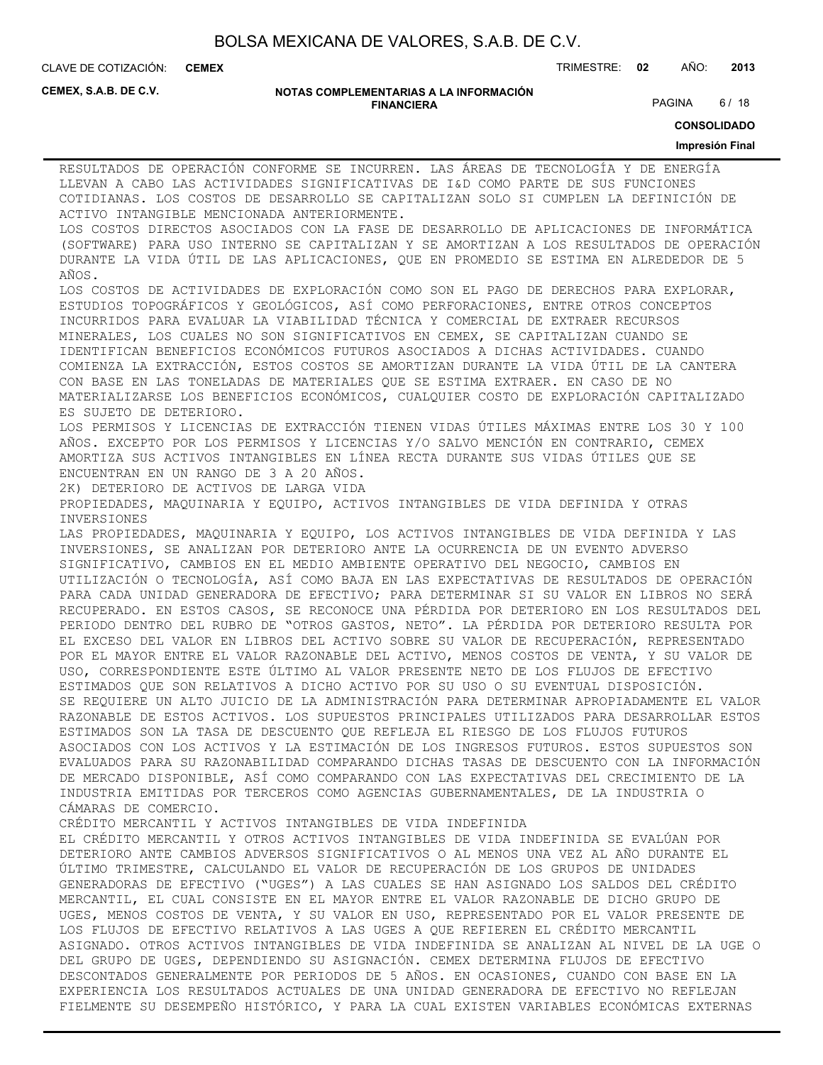RESULTADOS DE OPERACIÓN CONFORME SE INCURREN. LAS ÁREAS DE TECNOLOGÍA Y DE ENERGÍA LLEVAN A CABO LAS ACTIVIDADES SIGNIFICATIVAS DE I&D COMO PARTE DE SUS FUNCIONES COTIDIANAS. LOS COSTOS DE DESARROLLO SE CAPITALIZAN SOLO SI CUMPLEN LA DEFINICIÓN DE ACTIVO INTANGIBLE MENCIONADA ANTERIORMENTE.

LOS COSTOS DIRECTOS ASOCIADOS CON LA FASE DE DESARROLLO DE APLICACIONES DE INFORMÁTICA (SOFTWARE) PARA USO INTERNO SE CAPITALIZAN Y SE AMORTIZAN A LOS RESULTADOS DE OPERACIÓN DURANTE LA VIDA ÚTIL DE LAS APLICACIONES, QUE EN PROMEDIO SE ESTIMA EN ALREDEDOR DE 5 AÑOS.

LOS COSTOS DE ACTIVIDADES DE EXPLORACIÓN COMO SON EL PAGO DE DERECHOS PARA EXPLORAR, ESTUDIOS TOPOGRÁFICOS Y GEOLÓGICOS, ASÍ COMO PERFORACIONES, ENTRE OTROS CONCEPTOS INCURRIDOS PARA EVALUAR LA VIABILIDAD TÉCNICA Y COMERCIAL DE EXTRAER RECURSOS MINERALES, LOS CUALES NO SON SIGNIFICATIVOS EN CEMEX, SE CAPITALIZAN CUANDO SE IDENTIFICAN BENEFICIOS ECONÓMICOS FUTUROS ASOCIADOS A DICHAS ACTIVIDADES. CUANDO COMIENZA LA EXTRACCIÓN, ESTOS COSTOS SE AMORTIZAN DURANTE LA VIDA ÚTIL DE LA CANTERA CON BASE EN LAS TONELADAS DE MATERIALES QUE SE ESTIMA EXTRAER. EN CASO DE NO MATERIALIZARSE LOS BENEFICIOS ECONÓMICOS, CUALQUIER COSTO DE EXPLORACIÓN CAPITALIZADO ES SUJETO DE DETERIORO.

LOS PERMISOS Y LICENCIAS DE EXTRACCIÓN TIENEN VIDAS ÚTILES MÁXIMAS ENTRE LOS 30 Y 100 AÑOS. EXCEPTO POR LOS PERMISOS Y LICENCIAS Y/O SALVO MENCIÓN EN CONTRARIO, CEMEX AMORTIZA SUS ACTIVOS INTANGIBLES EN LÍNEA RECTA DURANTE SUS VIDAS ÚTILES QUE SE ENCUENTRAN EN UN RANGO DE 3 A 20 AÑOS.

2K) DETERIORO DE ACTIVOS DE LARGA VIDA

PROPIEDADES, MAQUINARIA Y EQUIPO, ACTIVOS INTANGIBLES DE VIDA DEFINIDA Y OTRAS INVERSIONES

LAS PROPIEDADES, MAQUINARIA Y EQUIPO, LOS ACTIVOS INTANGIBLES DE VIDA DEFINIDA Y LAS INVERSIONES, SE ANALIZAN POR DETERIORO ANTE LA OCURRENCIA DE UN EVENTO ADVERSO SIGNIFICATIVO, CAMBIOS EN EL MEDIO AMBIENTE OPERATIVO DEL NEGOCIO, CAMBIOS EN UTILIZACIÓN O TECNOLOGÍA, ASÍ COMO BAJA EN LAS EXPECTATIVAS DE RESULTADOS DE OPERACIÓN PARA CADA UNIDAD GENERADORA DE EFECTIVO; PARA DETERMINAR SI SU VALOR EN LIBROS NO SERÁ RECUPERADO. EN ESTOS CASOS, SE RECONOCE UNA PÉRDIDA POR DETERIORO EN LOS RESULTADOS DEL PERIODO DENTRO DEL RUBRO DE "OTROS GASTOS, NETO". LA PÉRDIDA POR DETERIORO RESULTA POR EL EXCESO DEL VALOR EN LIBROS DEL ACTIVO SOBRE SU VALOR DE RECUPERACIÓN, REPRESENTADO POR EL MAYOR ENTRE EL VALOR RAZONABLE DEL ACTIVO, MENOS COSTOS DE VENTA, Y SU VALOR DE USO, CORRESPONDIENTE ESTE ÚLTIMO AL VALOR PRESENTE NETO DE LOS FLUJOS DE EFECTIVO ESTIMADOS QUE SON RELATIVOS A DICHO ACTIVO POR SU USO O SU EVENTUAL DISPOSICIÓN.

SE REQUIERE UN ALTO JUICIO DE LA ADMINISTRACIÓN PARA DETERMINAR APROPIADAMENTE EL VALOR RAZONABLE DE ESTOS ACTIVOS. LOS SUPUESTOS PRINCIPALES UTILIZADOS PARA DESARROLLAR ESTOS ESTIMADOS SON LA TASA DE DESCUENTO QUE REFLEJA EL RIESGO DE LOS FLUJOS FUTUROS ASOCIADOS CON LOS ACTIVOS Y LA ESTIMACIÓN DE LOS INGRESOS FUTUROS. ESTOS SUPUESTOS SON EVALUADOS PARA SU RAZONABILIDAD COMPARANDO DICHAS TASAS DE DESCUENTO CON LA INFORMACIÓN DE MERCADO DISPONIBLE, ASÍ COMO COMPARANDO CON LAS EXPECTATIVAS DEL CRECIMIENTO DE LA INDUSTRIA EMITIDAS POR TERCEROS COMO AGENCIAS GUBERNAMENTALES, DE LA INDUSTRIA O CÁMARAS DE COMERCIO.

CRÉDITO MERCANTIL Y ACTIVOS INTANGIBLES DE VIDA INDEFINIDA

EL CRÉDITO MERCANTIL Y OTROS ACTIVOS INTANGIBLES DE VIDA INDEFINIDA SE EVALÚAN POR DETERIORO ANTE CAMBIOS ADVERSOS SIGNIFICATIVOS O AL MENOS UNA VEZ AL AÑO DURANTE EL ÚLTIMO TRIMESTRE, CALCULANDO EL VALOR DE RECUPERACIÓN DE LOS GRUPOS DE UNIDADES GENERADORAS DE EFECTIVO ("UGES") A LAS CUALES SE HAN ASIGNADO LOS SALDOS DEL CRÉDITO MERCANTIL, EL CUAL CONSISTE EN EL MAYOR ENTRE EL VALOR RAZONABLE DE DICHO GRUPO DE UGES, MENOS COSTOS DE VENTA, Y SU VALOR EN USO, REPRESENTADO POR EL VALOR PRESENTE DE LOS FLUJOS DE EFECTIVO RELATIVOS A LAS UGES A QUE REFIEREN EL CRÉDITO MERCANTIL ASIGNADO. OTROS ACTIVOS INTANGIBLES DE VIDA INDEFINIDA SE ANALIZAN AL NIVEL DE LA UGE O DEL GRUPO DE UGES, DEPENDIENDO SU ASIGNACIÓN. CEMEX DETERMINA FLUJOS DE EFECTIVO DESCONTADOS GENERALMENTE POR PERIODOS DE 5 AÑOS. EN OCASIONES, CUANDO CON BASE EN LA EXPERIENCIA LOS RESULTADOS ACTUALES DE UNA UNIDAD GENERADORA DE EFECTIVO NO REFLEJAN FIELMENTE SU DESEMPEÑO HISTÓRICO, Y PARA LA CUAL EXISTEN VARIABLES ECONÓMICAS EXTERNAS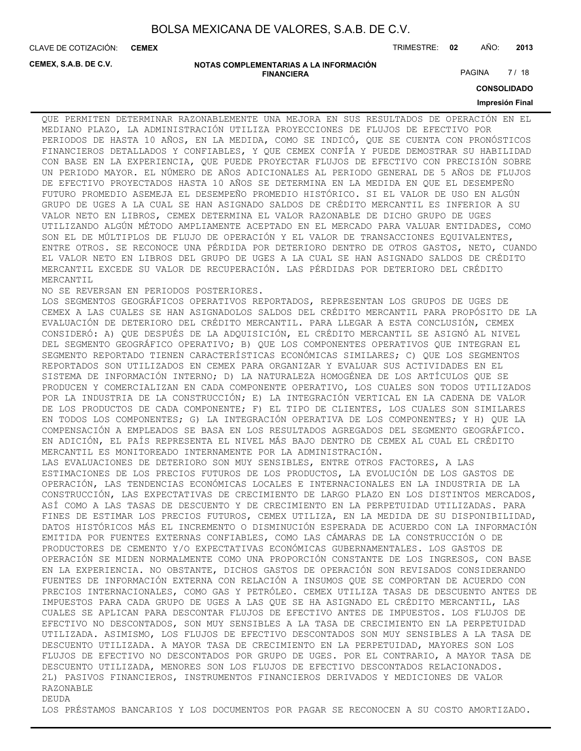QUE PERMITEN DETERMINAR RAZONABLEMENTE UNA MEJORA EN SUS RESULTADOS DE OPERACIÓN EN EL MEDIANO PLAZO, LA ADMINISTRACIÓN UTILIZA PROYECCIONES DE FLUJOS DE EFECTIVO POR PERIODOS DE HASTA 10 AÑOS, EN LA MEDIDA, COMO SE INDICÓ, QUE SE CUENTA CON PRONÓSTICOS FINANCIEROS DETALLADOS Y CONFIABLES, Y QUE CEMEX CONFÍA Y PUEDE DEMOSTRAR SU HABILIDAD CON BASE EN LA EXPERIENCIA, QUE PUEDE PROYECTAR FLUJOS DE EFECTIVO CON PRECISIÓN SOBRE UN PERIODO MAYOR. EL NÚMERO DE AÑOS ADICIONALES AL PERIODO GENERAL DE 5 AÑOS DE FLUJOS DE EFECTIVO PROYECTADOS HASTA 10 AÑOS SE DETERMINA EN LA MEDIDA EN QUE EL DESEMPEÑO FUTURO PROMEDIO ASEMEJA EL DESEMPEÑO PROMEDIO HISTÓRICO. SI EL VALOR DE USO EN ALGÚN GRUPO DE UGES A LA CUAL SE HAN ASIGNADO SALDOS DE CRÉDITO MERCANTIL ES INFERIOR A SU VALOR NETO EN LIBROS, CEMEX DETERMINA EL VALOR RAZONABLE DE DICHO GRUPO DE UGES UTILIZANDO ALGÚN MÉTODO AMPLIAMENTE ACEPTADO EN EL MERCADO PARA VALUAR ENTIDADES, COMO SON EL DE MÚLTIPLOS DE FLUJO DE OPERACIÓN Y EL VALOR DE TRANSACCIONES EQUIVALENTES, ENTRE OTROS. SE RECONOCE UNA PÉRDIDA POR DETERIORO DENTRO DE OTROS GASTOS, NETO, CUANDO EL VALOR NETO EN LIBROS DEL GRUPO DE UGES A LA CUAL SE HAN ASIGNADO SALDOS DE CRÉDITO MERCANTIL EXCEDE SU VALOR DE RECUPERACIÓN. LAS PÉRDIDAS POR DETERIORO DEL CRÉDITO MERCANTIL
NO SE REVERSAN EN PERIODOS POSTERIORES.

LOS SEGMENTOS GEOGRÁFICOS OPERATIVOS REPORTADOS, REPRESENTAN LOS GRUPOS DE UGES DE CEMEX A LAS CUALES SE HAN ASIGNADOLOS SALDOS DEL CRÉDITO MERCANTIL PARA PROPÓSITO DE LA EVALUACIÓN DE DETERIORO DEL CRÉDITO MERCANTIL. PARA LLEGAR A ESTA CONCLUSIÓN, CEMEX CONSIDERÓ: A) QUE DESPUÉS DE LA ADQUISICIÓN, EL CRÉDITO MERCANTIL SE ASIGNÓ AL NIVEL DEL SEGMENTO GEOGRÁFICO OPERATIVO; B) QUE LOS COMPONENTES OPERATIVOS QUE INTEGRAN EL SEGMENTO REPORTADO TIENEN CARACTERÍSTICAS ECONÓMICAS SIMILARES; C) QUE LOS SEGMENTOS REPORTADOS SON UTILIZADOS EN CEMEX PARA ORGANIZAR Y EVALUAR SUS ACTIVIDADES EN EL SISTEMA DE INFORMACIÓN INTERNO; D) LA NATURALEZA HOMOGÉNEA DE LOS ARTÍCULOS QUE SE PRODUCEN Y COMERCIALIZAN EN CADA COMPONENTE OPERATIVO, LOS CUALES SON TODOS UTILIZADOS POR LA INDUSTRIA DE LA CONSTRUCCIÓN; E) LA INTEGRACIÓN VERTICAL EN LA CADENA DE VALOR DE LOS PRODUCTOS DE CADA COMPONENTE; F) EL TIPO DE CLIENTES, LOS CUALES SON SIMILARES EN TODOS LOS COMPONENTES; G) LA INTEGRACIÓN OPERATIVA DE LOS COMPONENTES; Y H) QUE LA COMPENSACIÓN A EMPLEADOS SE BASA EN LOS RESULTADOS AGREGADOS DEL SEGMENTO GEOGRÁFICO. EN ADICIÓN, EL PAÍS REPRESENTA EL NIVEL MÁS BAJO DENTRO DE CEMEX AL CUAL EL CRÉDITO MERCANTIL ES MONITOREADO INTERNAMENTE POR LA ADMINISTRACIÓN.

LAS EVALUACIONES DE DETERIORO SON MUY SENSIBLES, ENTRE OTROS FACTORES, A LAS ESTIMACIONES DE LOS PRECIOS FUTUROS DE LOS PRODUCTOS, LA EVOLUCIÓN DE LOS GASTOS DE OPERACIÓN, LAS TENDENCIAS ECONÓMICAS LOCALES E INTERNACIONALES EN LA INDUSTRIA DE LA CONSTRUCCIÓN, LAS EXPECTATIVAS DE CRECIMIENTO DE LARGO PLAZO EN LOS DISTINTOS MERCADOS, ASÍ COMO A LAS TASAS DE DESCUENTO Y DE CRECIMIENTO EN LA PERPETUIDAD UTILIZADAS. PARA FINES DE ESTIMAR LOS PRECIOS FUTUROS, CEMEX UTILIZA, EN LA MEDIDA DE SU DISPONIBILIDAD, DATOS HISTÓRICOS MÁS EL INCREMENTO O DISMINUCIÓN ESPERADA DE ACUERDO CON LA INFORMACIÓN EMITIDA POR FUENTES EXTERNAS CONFIABLES, COMO LAS CÁMARAS DE LA CONSTRUCCIÓN O DE PRODUCTORES DE CEMENTO Y/O EXPECTATIVAS ECONÓMICAS GUBERNAMENTALES. LOS GASTOS DE OPERACIÓN SE MIDEN NORMALMENTE COMO UNA PROPORCIÓN CONSTANTE DE LOS INGRESOS, CON BASE EN LA EXPERIENCIA. NO OBSTANTE, DICHOS GASTOS DE OPERACIÓN SON REVISADOS CONSIDERANDO FUENTES DE INFORMACIÓN EXTERNA CON RELACIÓN A INSUMOS QUE SE COMPORTAN DE ACUERDO CON PRECIOS INTERNACIONALES, COMO GAS Y PETRÓLEO. CEMEX UTILIZA TASAS DE DESCUENTO ANTES DE IMPUESTOS PARA CADA GRUPO DE UGES A LAS QUE SE HA ASIGNADO EL CRÉDITO MERCANTIL, LAS CUALES SE APLICAN PARA DESCONTAR FLUJOS DE EFECTIVO ANTES DE IMPUESTOS. LOS FLUJOS DE EFECTIVO NO DESCONTADOS, SON MUY SENSIBLES A LA TASA DE CRECIMIENTO EN LA PERPETUIDAD UTILIZADA. ASIMISMO, LOS FLUJOS DE EFECTIVO DESCONTADOS SON MUY SENSIBLES A LA TASA DE DESCUENTO UTILIZADA. A MAYOR TASA DE CRECIMIENTO EN LA PERPETUIDAD, MAYORES SON LOS FLUJOS DE EFECTIVO NO DESCONTADOS POR GRUPO DE UGES. POR EL CONTRARIO, A MAYOR TASA DE DESCUENTO UTILIZADA, MENORES SON LOS FLUJOS DE EFECTIVO DESCONTADOS RELACIONADOS.

2L) PASIVOS FINANCIEROS, INSTRUMENTOS FINANCIEROS DERIVADOS Y MEDICIONES DE VALOR RAZONABLE

DEUDA

LOS PRÉSTAMOS BANCARIOS Y LOS DOCUMENTOS POR PAGAR SE RECONOCEN A SU COSTO AMORTIZADO.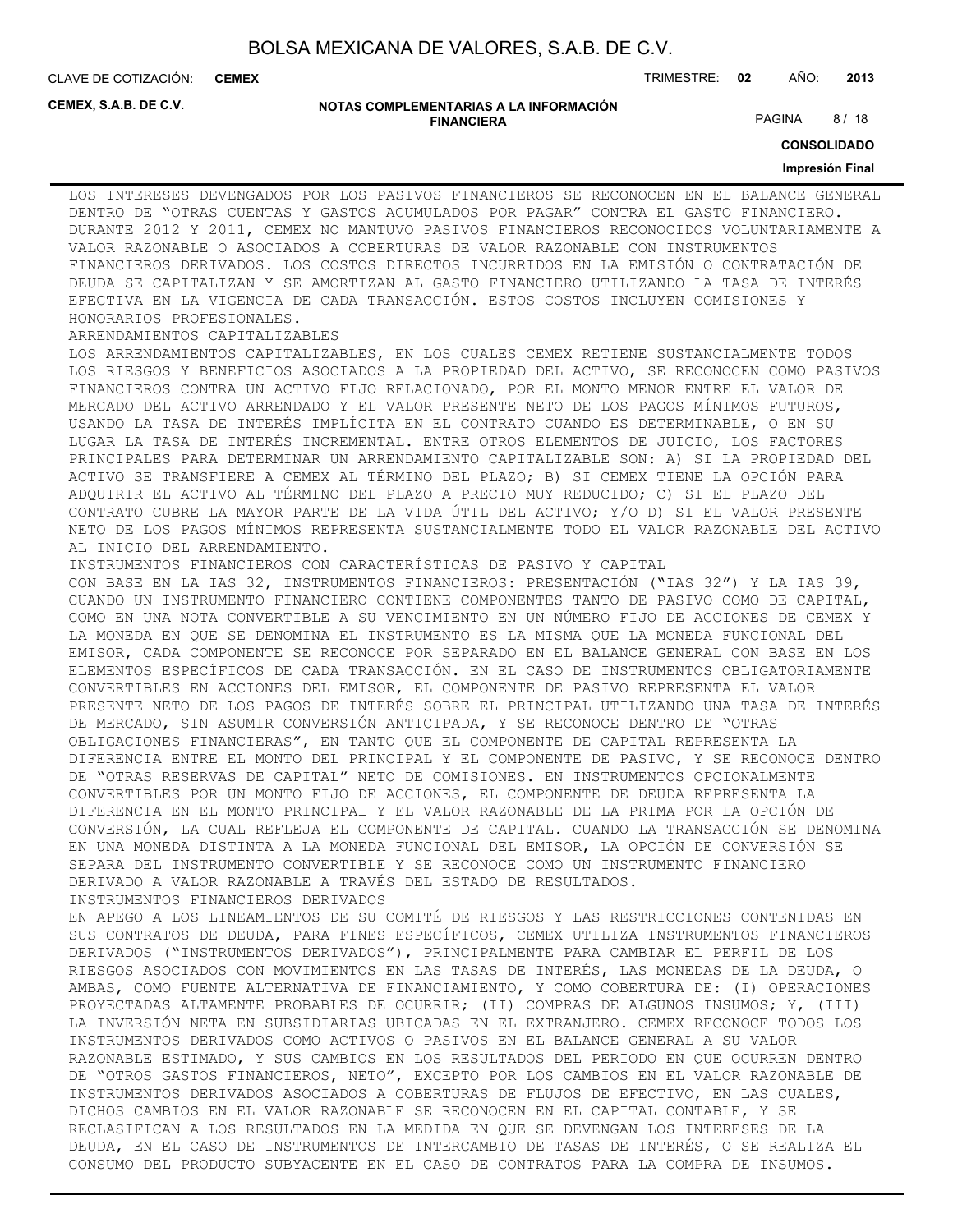LOS INTERESES DEVENGADOS POR LOS PASIVOS FINANCIEROS SE RECONOCEN EN EL BALANCE GENERAL DENTRO DE "OTRAS CUENTAS Y GASTOS ACUMULADOS POR PAGAR" CONTRA EL GASTO FINANCIERO. DURANTE 2012 Y 2011, CEMEX NO MANTUVO PASIVOS FINANCIEROS RECONOCIDOS VOLUNTARIAMENTE A VALOR RAZONABLE O ASOCIADOS A COBERTURAS DE VALOR RAZONABLE CON INSTRUMENTOS FINANCIEROS DERIVADOS. LOS COSTOS DIRECTOS INCURRIDOS EN LA EMISIÓN O CONTRATACIÓN DE DEUDA SE CAPITALIZAN Y SE AMORTIZAN AL GASTO FINANCIERO UTILIZANDO LA TASA DE INTERÉS EFECTIVA EN LA VIGENCIA DE CADA TRANSACCIÓN. ESTOS COSTOS INCLUYEN COMISIONES Y HONORARIOS PROFESIONALES.

ARRENDAMIENTOS CAPITALIZABLES

LOS ARRENDAMIENTOS CAPITALIZABLES, EN LOS CUALES CEMEX RETIENE SUSTANCIALMENTE TODOS LOS RIESGOS Y BENEFICIOS ASOCIADOS A LA PROPIEDAD DEL ACTIVO, SE RECONOCEN COMO PASIVOS FINANCIEROS CONTRA UN ACTIVO FIJO RELACIONADO, POR EL MONTO MENOR ENTRE EL VALOR DE MERCADO DEL ACTIVO ARRENDADO Y EL VALOR PRESENTE NETO DE LOS PAGOS MÍNIMOS FUTUROS, USANDO LA TASA DE INTERÉS IMPLÍCITA EN EL CONTRATO CUANDO ES DETERMINABLE, O EN SU LUGAR LA TASA DE INTERÉS INCREMENTAL. ENTRE OTROS ELEMENTOS DE JUICIO, LOS FACTORES PRINCIPALES PARA DETERMINAR UN ARRENDAMIENTO CAPITALIZABLE SON: A) SI LA PROPIEDAD DEL ACTIVO SE TRANSFIERE A CEMEX AL TÉRMINO DEL PLAZO; B) SI CEMEX TIENE LA OPCIÓN PARA ADQUIRIR EL ACTIVO AL TÉRMINO DEL PLAZO A PRECIO MUY REDUCIDO; C) SI EL PLAZO DEL CONTRATO CUBRE LA MAYOR PARTE DE LA VIDA ÚTIL DEL ACTIVO; Y/O D) SI EL VALOR PRESENTE NETO DE LOS PAGOS MÍNIMOS REPRESENTA SUSTANCIALMENTE TODO EL VALOR RAZONABLE DEL ACTIVO AL INICIO DEL ARRENDAMIENTO.

INSTRUMENTOS FINANCIEROS CON CARACTERÍSTICAS DE PASIVO Y CAPITAL

CON BASE EN LA IAS 32, INSTRUMENTOS FINANCIEROS: PRESENTACIÓN ("IAS 32") Y LA IAS 39, CUANDO UN INSTRUMENTO FINANCIERO CONTIENE COMPONENTES TANTO DE PASIVO COMO DE CAPITAL, COMO EN UNA NOTA CONVERTIBLE A SU VENCIMIENTO EN UN NÚMERO FIJO DE ACCIONES DE CEMEX Y LA MONEDA EN QUE SE DENOMINA EL INSTRUMENTO ES LA MISMA QUE LA MONEDA FUNCIONAL DEL EMISOR, CADA COMPONENTE SE RECONOCE POR SEPARADO EN EL BALANCE GENERAL CON BASE EN LOS ELEMENTOS ESPECÍFICOS DE CADA TRANSACCIÓN. EN EL CASO DE INSTRUMENTOS OBLIGATORIAMENTE CONVERTIBLES EN ACCIONES DEL EMISOR, EL COMPONENTE DE PASIVO REPRESENTA EL VALOR PRESENTE NETO DE LOS PAGOS DE INTERÉS SOBRE EL PRINCIPAL UTILIZANDO UNA TASA DE INTERÉS DE MERCADO, SIN ASUMIR CONVERSIÓN ANTICIPADA, Y SE RECONOCE DENTRO DE "OTRAS OBLIGACIONES FINANCIERAS", EN TANTO QUE EL COMPONENTE DE CAPITAL REPRESENTA LA DIFERENCIA ENTRE EL MONTO DEL PRINCIPAL Y EL COMPONENTE DE PASIVO, Y SE RECONOCE DENTRO DE "OTRAS RESERVAS DE CAPITAL" NETO DE COMISIONES. EN INSTRUMENTOS OPCIONALMENTE CONVERTIBLES POR UN MONTO FIJO DE ACCIONES, EL COMPONENTE DE DEUDA REPRESENTA LA DIFERENCIA EN EL MONTO PRINCIPAL Y EL VALOR RAZONABLE DE LA PRIMA POR LA OPCIÓN DE CONVERSIÓN, LA CUAL REFLEJA EL COMPONENTE DE CAPITAL. CUANDO LA TRANSACCIÓN SE DENOMINA EN UNA MONEDA DISTINTA A LA MONEDA FUNCIONAL DEL EMISOR, LA OPCIÓN DE CONVERSIÓN SE SEPARA DEL INSTRUMENTO CONVERTIBLE Y SE RECONOCE COMO UN INSTRUMENTO FINANCIERO DERIVADO A VALOR RAZONABLE A TRAVÉS DEL ESTADO DE RESULTADOS.

INSTRUMENTOS FINANCIEROS DERIVADOS

EN APEGO A LOS LINEAMIENTOS DE SU COMITÉ DE RIESGOS Y LAS RESTRICCIONES CONTENIDAS EN SUS CONTRATOS DE DEUDA, PARA FINES ESPECÍFICOS, CEMEX UTILIZA INSTRUMENTOS FINANCIEROS DERIVADOS ("INSTRUMENTOS DERIVADOS"), PRINCIPALMENTE PARA CAMBIAR EL PERFIL DE LOS RIESGOS ASOCIADOS CON MOVIMIENTOS EN LAS TASAS DE INTERÉS, LAS MONEDAS DE LA DEUDA, O AMBAS, COMO FUENTE ALTERNATIVA DE FINANCIAMIENTO, Y COMO COBERTURA DE: (I) OPERACIONES PROYECTADAS ALTAMENTE PROBABLES DE OCURRIR; (II) COMPRAS DE ALGUNOS INSUMOS; Y, (III) LA INVERSIÓN NETA EN SUBSIDIARIAS UBICADAS EN EL EXTRANJERO. CEMEX RECONOCE TODOS LOS INSTRUMENTOS DERIVADOS COMO ACTIVOS O PASIVOS EN EL BALANCE GENERAL A SU VALOR RAZONABLE ESTIMADO, Y SUS CAMBIOS EN LOS RESULTADOS DEL PERIODO EN QUE OCURREN DENTRO DE "OTROS GASTOS FINANCIEROS, NETO", EXCEPTO POR LOS CAMBIOS EN EL VALOR RAZONABLE DE INSTRUMENTOS DERIVADOS ASOCIADOS A COBERTURAS DE FLUJOS DE EFECTIVO, EN LAS CUALES, DICHOS CAMBIOS EN EL VALOR RAZONABLE SE RECONOCEN EN EL CAPITAL CONTABLE, Y SE RECLASIFICAN A LOS RESULTADOS EN LA MEDIDA EN QUE SE DEVENGAN LOS INTERESES DE LA DEUDA, EN EL CASO DE INSTRUMENTOS DE INTERCAMBIO DE TASAS DE INTERÉS, O SE REALIZA EL CONSUMO DEL PRODUCTO SUBYACENTE EN EL CASO DE CONTRATOS PARA LA COMPRA DE INSUMOS.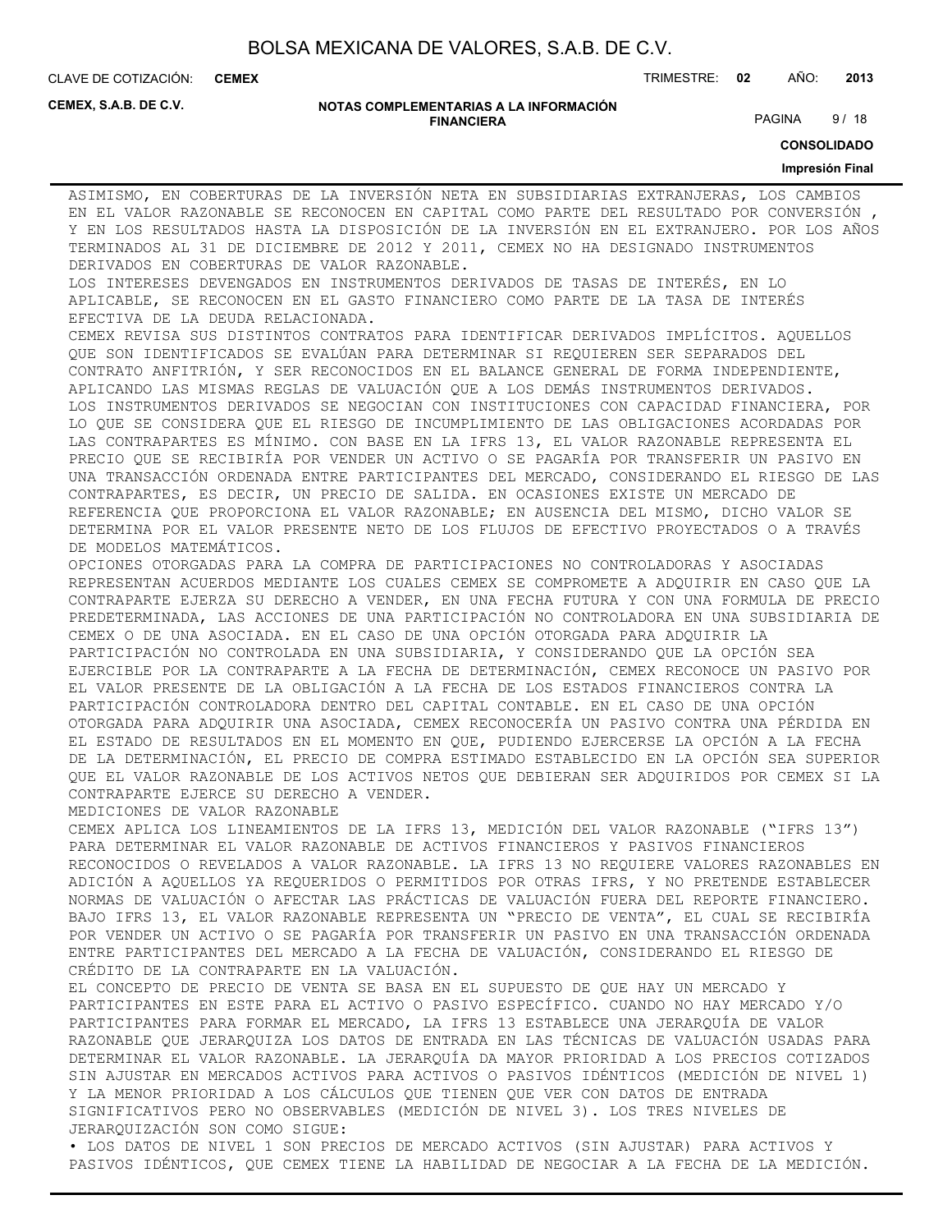ASIMISMO, EN COBERTURAS DE LA INVERSIÓN NETA EN SUBSIDIARIAS EXTRANJERAS, LOS CAMBIOS EN EL VALOR RAZONABLE SE RECONOCEN EN CAPITAL COMO PARTE DEL RESULTADO POR CONVERSIÓN , Y EN LOS RESULTADOS HASTA LA DISPOSICIÓN DE LA INVERSIÓN EN EL EXTRANJERO. POR LOS AÑOS TERMINADOS AL 31 DE DICIEMBRE DE 2012 Y 2011, CEMEX NO HA DESIGNADO INSTRUMENTOS DERIVADOS EN COBERTURAS DE VALOR RAZONABLE.

LOS INTERESES DEVENGADOS EN INSTRUMENTOS DERIVADOS DE TASAS DE INTERÉS, EN LO APLICABLE, SE RECONOCEN EN EL GASTO FINANCIERO COMO PARTE DE LA TASA DE INTERÉS EFECTIVA DE LA DEUDA RELACIONADA.

CEMEX REVISA SUS DISTINTOS CONTRATOS PARA IDENTIFICAR DERIVADOS IMPLÍCITOS. AQUELLOS QUE SON IDENTIFICADOS SE EVALÚAN PARA DETERMINAR SI REQUIEREN SER SEPARADOS DEL CONTRATO ANFITRIÓN, Y SER RECONOCIDOS EN EL BALANCE GENERAL DE FORMA INDEPENDIENTE, APLICANDO LAS MISMAS REGLAS DE VALUACIÓN QUE A LOS DEMÁS INSTRUMENTOS DERIVADOS.

LOS INSTRUMENTOS DERIVADOS SE NEGOCIAN CON INSTITUCIONES CON CAPACIDAD FINANCIERA, POR LO QUE SE CONSIDERA QUE EL RIESGO DE INCUMPLIMIENTO DE LAS OBLIGACIONES ACORDADAS POR LAS CONTRAPARTES ES MÍNIMO. CON BASE EN LA IFRS 13, EL VALOR RAZONABLE REPRESENTA EL PRECIO QUE SE RECIBIRÍA POR VENDER UN ACTIVO O SE PAGARÍA POR TRANSFERIR UN PASIVO EN UNA TRANSACCIÓN ORDENADA ENTRE PARTICIPANTES DEL MERCADO, CONSIDERANDO EL RIESGO DE LAS CONTRAPARTES, ES DECIR, UN PRECIO DE SALIDA. EN OCASIONES EXISTE UN MERCADO DE REFERENCIA QUE PROPORCIONA EL VALOR RAZONABLE; EN AUSENCIA DEL MISMO, DICHO VALOR SE DETERMINA POR EL VALOR PRESENTE NETO DE LOS FLUJOS DE EFECTIVO PROYECTADOS O A TRAVÉS DE MODELOS MATEMÁTICOS.

OPCIONES OTORGADAS PARA LA COMPRA DE PARTICIPACIONES NO CONTROLADORAS Y ASOCIADAS REPRESENTAN ACUERDOS MEDIANTE LOS CUALES CEMEX SE COMPROMETE A ADQUIRIR EN CASO QUE LA CONTRAPARTE EJERZA SU DERECHO A VENDER, EN UNA FECHA FUTURA Y CON UNA FORMULA DE PRECIO PREDETERMINADA, LAS ACCIONES DE UNA PARTICIPACIÓN NO CONTROLADORA EN UNA SUBSIDIARIA DE CEMEX O DE UNA ASOCIADA. EN EL CASO DE UNA OPCIÓN OTORGADA PARA ADQUIRIR LA PARTICIPACIÓN NO CONTROLADA EN UNA SUBSIDIARIA, Y CONSIDERANDO QUE LA OPCIÓN SEA EJERCIBLE POR LA CONTRAPARTE A LA FECHA DE DETERMINACIÓN, CEMEX RECONOCE UN PASIVO POR EL VALOR PRESENTE DE LA OBLIGACIÓN A LA FECHA DE LOS ESTADOS FINANCIEROS CONTRA LA PARTICIPACIÓN CONTROLADORA DENTRO DEL CAPITAL CONTABLE. EN EL CASO DE UNA OPCIÓN OTORGADA PARA ADQUIRIR UNA ASOCIADA, CEMEX RECONOCERÍA UN PASIVO CONTRA UNA PÉRDIDA EN EL ESTADO DE RESULTADOS EN EL MOMENTO EN QUE, PUDIENDO EJERCERSE LA OPCIÓN A LA FECHA DE LA DETERMINACIÓN, EL PRECIO DE COMPRA ESTIMADO ESTABLECIDO EN LA OPCIÓN SEA SUPERIOR QUE EL VALOR RAZONABLE DE LOS ACTIVOS NETOS QUE DEBIERAN SER ADQUIRIDOS POR CEMEX SI LA CONTRAPARTE EJERCE SU DERECHO A VENDER.

MEDICIONES DE VALOR RAZONABLE

CEMEX APLICA LOS LINEAMIENTOS DE LA IFRS 13, MEDICIÓN DEL VALOR RAZONABLE ("IFRS 13") PARA DETERMINAR EL VALOR RAZONABLE DE ACTIVOS FINANCIEROS Y PASIVOS FINANCIEROS RECONOCIDOS O REVELADOS A VALOR RAZONABLE. LA IFRS 13 NO REQUIERE VALORES RAZONABLES EN ADICIÓN A AQUELLOS YA REQUERIDOS O PERMITIDOS POR OTRAS IFRS, Y NO PRETENDE ESTABLECER NORMAS DE VALUACIÓN O AFECTAR LAS PRÁCTICAS DE VALUACIÓN FUERA DEL REPORTE FINANCIERO. BAJO IFRS 13, EL VALOR RAZONABLE REPRESENTA UN "PRECIO DE VENTA", EL CUAL SE RECIBIRÍA POR VENDER UN ACTIVO O SE PAGARÍA POR TRANSFERIR UN PASIVO EN UNA TRANSACCIÓN ORDENADA ENTRE PARTICIPANTES DEL MERCADO A LA FECHA DE VALUACIÓN, CONSIDERANDO EL RIESGO DE CRÉDITO DE LA CONTRAPARTE EN LA VALUACIÓN.

EL CONCEPTO DE PRECIO DE VENTA SE BASA EN EL SUPUESTO DE QUE HAY UN MERCADO Y PARTICIPANTES EN ESTE PARA EL ACTIVO O PASIVO ESPECÍFICO. CUANDO NO HAY MERCADO Y/O PARTICIPANTES PARA FORMAR EL MERCADO, LA IFRS 13 ESTABLECE UNA JERARQUÍA DE VALOR RAZONABLE QUE JERARQUIZA LOS DATOS DE ENTRADA EN LAS TÉCNICAS DE VALUACIÓN USADAS PARA DETERMINAR EL VALOR RAZONABLE. LA JERARQUÍA DA MAYOR PRIORIDAD A LOS PRECIOS COTIZADOS SIN AJUSTAR EN MERCADOS ACTIVOS PARA ACTIVOS O PASIVOS IDÉNTICOS (MEDICIÓN DE NIVEL 1) Y LA MENOR PRIORIDAD A LOS CÁLCULOS QUE TIENEN QUE VER CON DATOS DE ENTRADA SIGNIFICATIVOS PERO NO OBSERVABLES (MEDICIÓN DE NIVEL 3). LOS TRES NIVELES DE JERARQUIZACIÓN SON COMO SIGUE:

• LOS DATOS DE NIVEL 1 SON PRECIOS DE MERCADO ACTIVOS (SIN AJUSTAR) PARA ACTIVOS Y PASIVOS IDÉNTICOS, QUE CEMEX TIENE LA HABILIDAD DE NEGOCIAR A LA FECHA DE LA MEDICIÓN.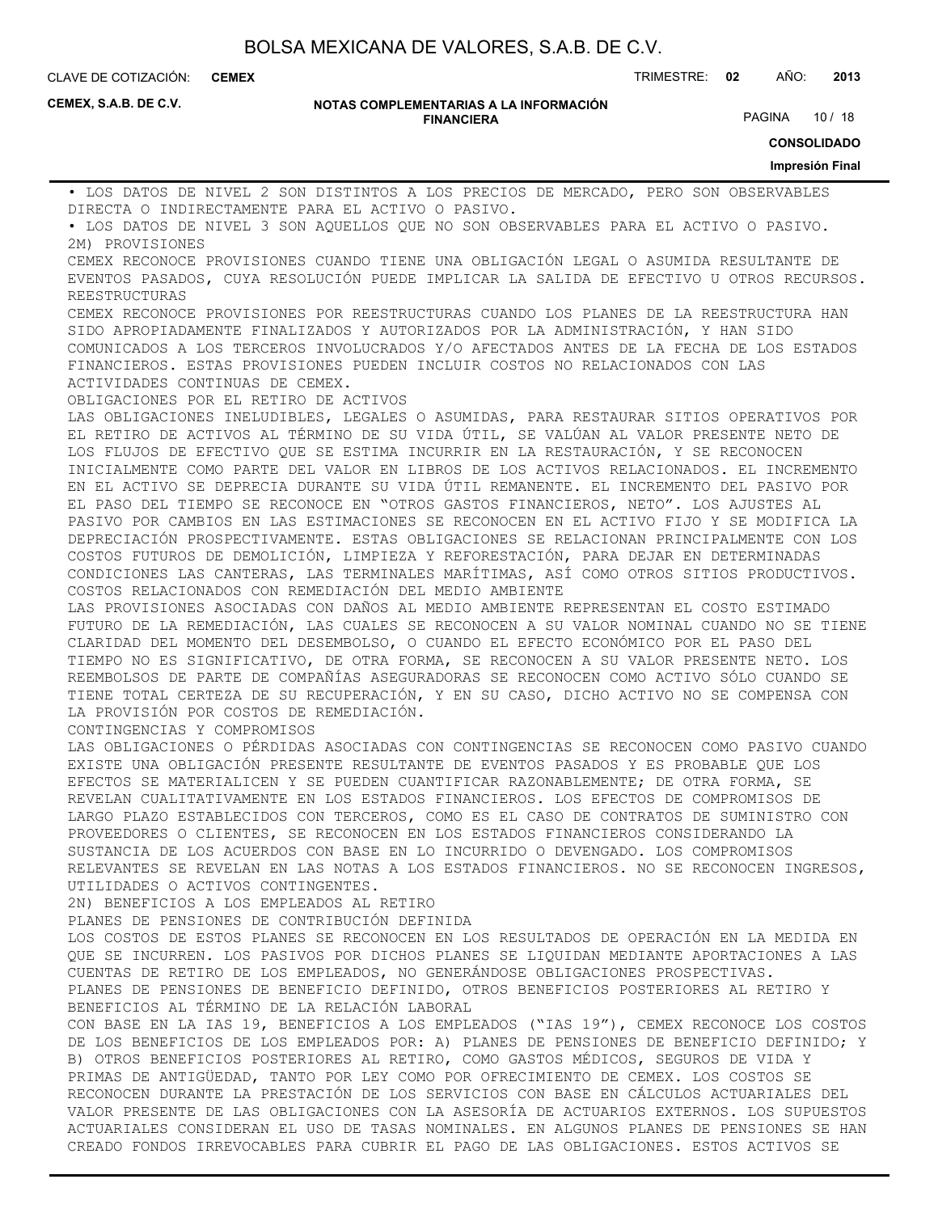• LOS DATOS DE NIVEL 2 SON DISTINTOS A LOS PRECIOS DE MERCADO, PERO SON OBSERVABLES DIRECTA O INDIRECTAMENTE PARA EL ACTIVO O PASIVO.

• LOS DATOS DE NIVEL 3 SON AQUELLOS QUE NO SON OBSERVABLES PARA EL ACTIVO O PASIVO.

2M) PROVISIONES

CEMEX RECONOCE PROVISIONES CUANDO TIENE UNA OBLIGACIÓN LEGAL O ASUMIDA RESULTANTE DE EVENTOS PASADOS, CUYA RESOLUCIÓN PUEDE IMPLICAR LA SALIDA DE EFECTIVO U OTROS RECURSOS.

REESTRUCTURAS

CEMEX RECONOCE PROVISIONES POR REESTRUCTURAS CUANDO LOS PLANES DE LA REESTRUCTURA HAN SIDO APROPIADAMENTE FINALIZADOS Y AUTORIZADOS POR LA ADMINISTRACIÓN, Y HAN SIDO COMUNICADOS A LOS TERCEROS INVOLUCRADOS Y/O AFECTADOS ANTES DE LA FECHA DE LOS ESTADOS FINANCIEROS. ESTAS PROVISIONES PUEDEN INCLUIR COSTOS NO RELACIONADOS CON LAS ACTIVIDADES CONTINUAS DE CEMEX.

OBLIGACIONES POR EL RETIRO DE ACTIVOS

LAS OBLIGACIONES INELUDIBLES, LEGALES O ASUMIDAS, PARA RESTAURAR SITIOS OPERATIVOS POR EL RETIRO DE ACTIVOS AL TÉRMINO DE SU VIDA ÚTIL, SE VALÚAN AL VALOR PRESENTE NETO DE LOS FLUJOS DE EFECTIVO QUE SE ESTIMA INCURRIR EN LA RESTAURACIÓN, Y SE RECONOCEN INICIALMENTE COMO PARTE DEL VALOR EN LIBROS DE LOS ACTIVOS RELACIONADOS. EL INCREMENTO EN EL ACTIVO SE DEPRECIA DURANTE SU VIDA ÚTIL REMANENTE. EL INCREMENTO DEL PASIVO POR EL PASO DEL TIEMPO SE RECONOCE EN "OTROS GASTOS FINANCIEROS, NETO". LOS AJUSTES AL PASIVO POR CAMBIOS EN LAS ESTIMACIONES SE RECONOCEN EN EL ACTIVO FIJO Y SE MODIFICA LA DEPRECIACIÓN PROSPECTIVAMENTE. ESTAS OBLIGACIONES SE RELACIONAN PRINCIPALMENTE CON LOS COSTOS FUTUROS DE DEMOLICIÓN, LIMPIEZA Y REFORESTACIÓN, PARA DEJAR EN DETERMINADAS CONDICIONES LAS CANTERAS, LAS TERMINALES MARÍTIMAS, ASÍ COMO OTROS SITIOS PRODUCTIVOS.

COSTOS RELACIONADOS CON REMEDIACIÓN DEL MEDIO AMBIENTE

LAS PROVISIONES ASOCIADAS CON DAÑOS AL MEDIO AMBIENTE REPRESENTAN EL COSTO ESTIMADO FUTURO DE LA REMEDIACIÓN, LAS CUALES SE RECONOCEN A SU VALOR NOMINAL CUANDO NO SE TIENE CLARIDAD DEL MOMENTO DEL DESEMBOLSO, O CUANDO EL EFECTO ECONÓMICO POR EL PASO DEL TIEMPO NO ES SIGNIFICATIVO, DE OTRA FORMA, SE RECONOCEN A SU VALOR PRESENTE NETO. LOS REEMBOLSOS DE PARTE DE COMPAÑÍAS ASEGURADORAS SE RECONOCEN COMO ACTIVO SÓLO CUANDO SE TIENE TOTAL CERTEZA DE SU RECUPERACIÓN, Y EN SU CASO, DICHO ACTIVO NO SE COMPENSA CON LA PROVISIÓN POR COSTOS DE REMEDIACIÓN.

CONTINGENCIAS Y COMPROMISOS

LAS OBLIGACIONES O PÉRDIDAS ASOCIADAS CON CONTINGENCIAS SE RECONOCEN COMO PASIVO CUANDO EXISTE UNA OBLIGACIÓN PRESENTE RESULTANTE DE EVENTOS PASADOS Y ES PROBABLE QUE LOS EFECTOS SE MATERIALICEN Y SE PUEDEN CUANTIFICAR RAZONABLEMENTE; DE OTRA FORMA, SE REVELAN CUALITATIVAMENTE EN LOS ESTADOS FINANCIEROS. LOS EFECTOS DE COMPROMISOS DE LARGO PLAZO ESTABLECIDOS CON TERCEROS, COMO ES EL CASO DE CONTRATOS DE SUMINISTRO CON PROVEEDORES O CLIENTES, SE RECONOCEN EN LOS ESTADOS FINANCIEROS CONSIDERANDO LA SUSTANCIA DE LOS ACUERDOS CON BASE EN LO INCURRIDO O DEVENGADO. LOS COMPROMISOS RELEVANTES SE REVELAN EN LAS NOTAS A LOS ESTADOS FINANCIEROS. NO SE RECONOCEN INGRESOS, UTILIDADES O ACTIVOS CONTINGENTES.

2N) BENEFICIOS A LOS EMPLEADOS AL RETIRO

PLANES DE PENSIONES DE CONTRIBUCIÓN DEFINIDA

LOS COSTOS DE ESTOS PLANES SE RECONOCEN EN LOS RESULTADOS DE OPERACIÓN EN LA MEDIDA EN QUE SE INCURREN. LOS PASIVOS POR DICHOS PLANES SE LIQUIDAN MEDIANTE APORTACIONES A LAS CUENTAS DE RETIRO DE LOS EMPLEADOS, NO GENERÁNDOSE OBLIGACIONES PROSPECTIVAS.

PLANES DE PENSIONES DE BENEFICIO DEFINIDO, OTROS BENEFICIOS POSTERIORES AL RETIRO Y BENEFICIOS AL TÉRMINO DE LA RELACIÓN LABORAL

CON BASE EN LA IAS 19, BENEFICIOS A LOS EMPLEADOS ("IAS 19"), CEMEX RECONOCE LOS COSTOS DE LOS BENEFICIOS DE LOS EMPLEADOS POR: A) PLANES DE PENSIONES DE BENEFICIO DEFINIDO; Y B) OTROS BENEFICIOS POSTERIORES AL RETIRO, COMO GASTOS MÉDICOS, SEGUROS DE VIDA Y PRIMAS DE ANTIGÜEDAD, TANTO POR LEY COMO POR OFRECIMIENTO DE CEMEX. LOS COSTOS SE RECONOCEN DURANTE LA PRESTACIÓN DE LOS SERVICIOS CON BASE EN CÁLCULOS ACTUARIALES DEL VALOR PRESENTE DE LAS OBLIGACIONES CON LA ASESORÍA DE ACTUARIOS EXTERNOS. LOS SUPUESTOS ACTUARIALES CONSIDERAN EL USO DE TASAS NOMINALES. EN ALGUNOS PLANES DE PENSIONES SE HAN CREADO FONDOS IRREVOCABLES PARA CUBRIR EL PAGO DE LAS OBLIGACIONES. ESTOS ACTIVOS SE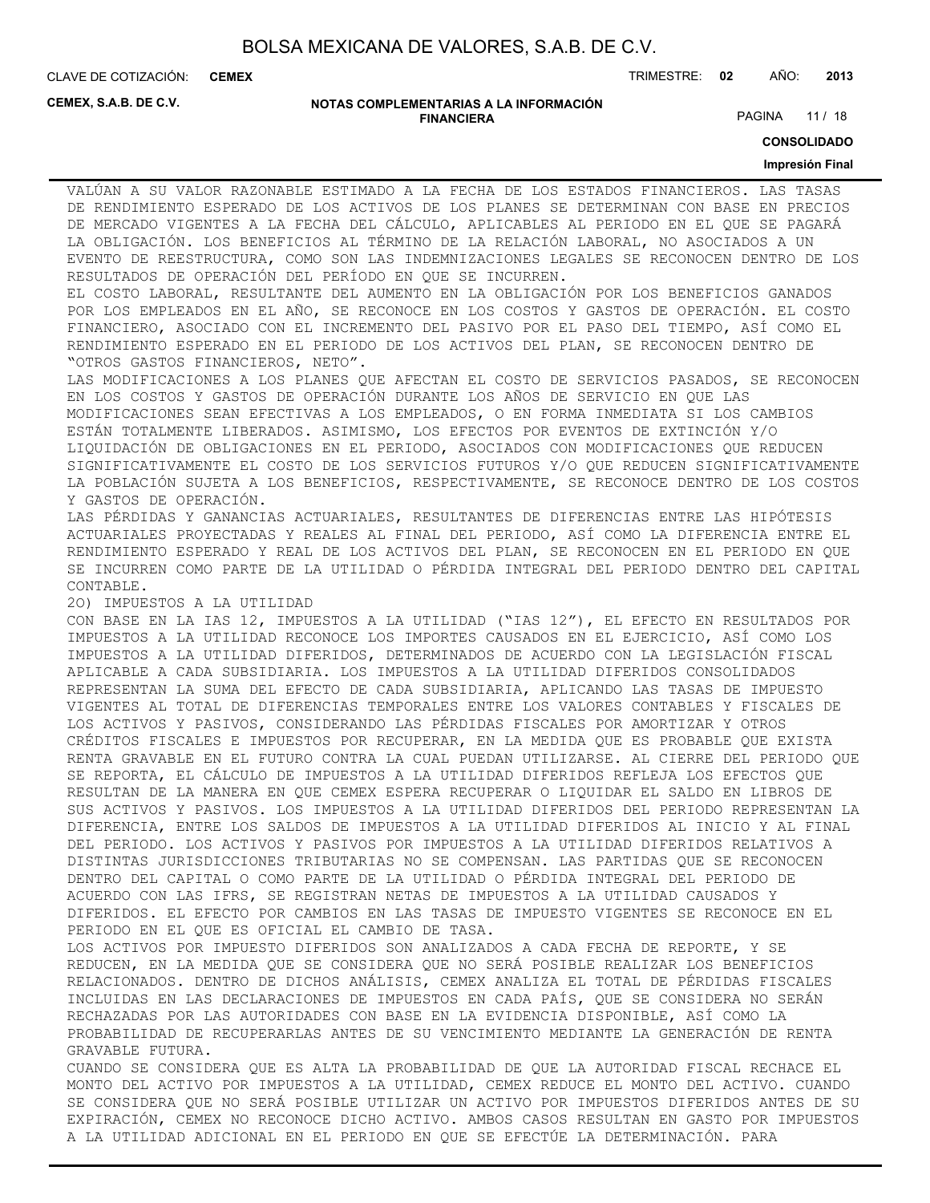VALÚAN A SU VALOR RAZONABLE ESTIMADO A LA FECHA DE LOS ESTADOS FINANCIEROS. LAS TASAS DE RENDIMIENTO ESPERADO DE LOS ACTIVOS DE LOS PLANES SE DETERMINAN CON BASE EN PRECIOS DE MERCADO VIGENTES A LA FECHA DEL CÁLCULO, APLICABLES AL PERIODO EN EL QUE SE PAGARÁ LA OBLIGACIÓN. LOS BENEFICIOS AL TÉRMINO DE LA RELACIÓN LABORAL, NO ASOCIADOS A UN EVENTO DE REESTRUCTURA, COMO SON LAS INDEMNIZACIONES LEGALES SE RECONOCEN DENTRO DE LOS RESULTADOS DE OPERACIÓN DEL PERÍODO EN QUE SE INCURREN.

EL COSTO LABORAL, RESULTANTE DEL AUMENTO EN LA OBLIGACIÓN POR LOS BENEFICIOS GANADOS POR LOS EMPLEADOS EN EL AÑO, SE RECONOCE EN LOS COSTOS Y GASTOS DE OPERACIÓN. EL COSTO FINANCIERO, ASOCIADO CON EL INCREMENTO DEL PASIVO POR EL PASO DEL TIEMPO, ASÍ COMO EL RENDIMIENTO ESPERADO EN EL PERIODO DE LOS ACTIVOS DEL PLAN, SE RECONOCEN DENTRO DE "OTROS GASTOS FINANCIEROS, NETO".

LAS MODIFICACIONES A LOS PLANES QUE AFECTAN EL COSTO DE SERVICIOS PASADOS, SE RECONOCEN EN LOS COSTOS Y GASTOS DE OPERACIÓN DURANTE LOS AÑOS DE SERVICIO EN QUE LAS MODIFICACIONES SEAN EFECTIVAS A LOS EMPLEADOS, O EN FORMA INMEDIATA SI LOS CAMBIOS ESTÁN TOTALMENTE LIBERADOS. ASIMISMO, LOS EFECTOS POR EVENTOS DE EXTINCIÓN Y/O LIQUIDACIÓN DE OBLIGACIONES EN EL PERIODO, ASOCIADOS CON MODIFICACIONES QUE REDUCEN SIGNIFICATIVAMENTE EL COSTO DE LOS SERVICIOS FUTUROS Y/O QUE REDUCEN SIGNIFICATIVAMENTE LA POBLACIÓN SUJETA A LOS BENEFICIOS, RESPECTIVAMENTE, SE RECONOCE DENTRO DE LOS COSTOS Y GASTOS DE OPERACIÓN.

LAS PÉRDIDAS Y GANANCIAS ACTUARIALES, RESULTANTES DE DIFERENCIAS ENTRE LAS HIPÓTESIS ACTUARIALES PROYECTADAS Y REALES AL FINAL DEL PERIODO, ASÍ COMO LA DIFERENCIA ENTRE EL RENDIMIENTO ESPERADO Y REAL DE LOS ACTIVOS DEL PLAN, SE RECONOCEN EN EL PERIODO EN QUE SE INCURREN COMO PARTE DE LA UTILIDAD O PÉRDIDA INTEGRAL DEL PERIODO DENTRO DEL CAPITAL CONTABLE.

2O) IMPUESTOS A LA UTILIDAD

CON BASE EN LA IAS 12, IMPUESTOS A LA UTILIDAD ("IAS 12"), EL EFECTO EN RESULTADOS POR IMPUESTOS A LA UTILIDAD RECONOCE LOS IMPORTES CAUSADOS EN EL EJERCICIO, ASÍ COMO LOS IMPUESTOS A LA UTILIDAD DIFERIDOS, DETERMINADOS DE ACUERDO CON LA LEGISLACIÓN FISCAL APLICABLE A CADA SUBSIDIARIA. LOS IMPUESTOS A LA UTILIDAD DIFERIDOS CONSOLIDADOS REPRESENTAN LA SUMA DEL EFECTO DE CADA SUBSIDIARIA, APLICANDO LAS TASAS DE IMPUESTO VIGENTES AL TOTAL DE DIFERENCIAS TEMPORALES ENTRE LOS VALORES CONTABLES Y FISCALES DE LOS ACTIVOS Y PASIVOS, CONSIDERANDO LAS PÉRDIDAS FISCALES POR AMORTIZAR Y OTROS CRÉDITOS FISCALES E IMPUESTOS POR RECUPERAR, EN LA MEDIDA QUE ES PROBABLE QUE EXISTA RENTA GRAVABLE EN EL FUTURO CONTRA LA CUAL PUEDAN UTILIZARSE. AL CIERRE DEL PERIODO QUE SE REPORTA, EL CÁLCULO DE IMPUESTOS A LA UTILIDAD DIFERIDOS REFLEJA LOS EFECTOS QUE RESULTAN DE LA MANERA EN QUE CEMEX ESPERA RECUPERAR O LIQUIDAR EL SALDO EN LIBROS DE SUS ACTIVOS Y PASIVOS. LOS IMPUESTOS A LA UTILIDAD DIFERIDOS DEL PERIODO REPRESENTAN LA DIFERENCIA, ENTRE LOS SALDOS DE IMPUESTOS A LA UTILIDAD DIFERIDOS AL INICIO Y AL FINAL DEL PERIODO. LOS ACTIVOS Y PASIVOS POR IMPUESTOS A LA UTILIDAD DIFERIDOS RELATIVOS A DISTINTAS JURISDICCIONES TRIBUTARIAS NO SE COMPENSAN. LAS PARTIDAS QUE SE RECONOCEN DENTRO DEL CAPITAL O COMO PARTE DE LA UTILIDAD O PÉRDIDA INTEGRAL DEL PERIODO DE ACUERDO CON LAS IFRS, SE REGISTRAN NETAS DE IMPUESTOS A LA UTILIDAD CAUSADOS Y DIFERIDOS. EL EFECTO POR CAMBIOS EN LAS TASAS DE IMPUESTO VIGENTES SE RECONOCE EN EL PERIODO EN EL QUE ES OFICIAL EL CAMBIO DE TASA.

LOS ACTIVOS POR IMPUESTO DIFERIDOS SON ANALIZADOS A CADA FECHA DE REPORTE, Y SE REDUCEN, EN LA MEDIDA QUE SE CONSIDERA QUE NO SERÁ POSIBLE REALIZAR LOS BENEFICIOS RELACIONADOS. DENTRO DE DICHOS ANÁLISIS, CEMEX ANALIZA EL TOTAL DE PÉRDIDAS FISCALES INCLUIDAS EN LAS DECLARACIONES DE IMPUESTOS EN CADA PAÍS, QUE SE CONSIDERA NO SERÁN RECHAZADAS POR LAS AUTORIDADES CON BASE EN LA EVIDENCIA DISPONIBLE, ASÍ COMO LA PROBABILIDAD DE RECUPERARLAS ANTES DE SU VENCIMIENTO MEDIANTE LA GENERACIÓN DE RENTA GRAVABLE FUTURA.

CUANDO SE CONSIDERA QUE ES ALTA LA PROBABILIDAD DE QUE LA AUTORIDAD FISCAL RECHACE EL MONTO DEL ACTIVO POR IMPUESTOS A LA UTILIDAD, CEMEX REDUCE EL MONTO DEL ACTIVO. CUANDO SE CONSIDERA QUE NO SERÁ POSIBLE UTILIZAR UN ACTIVO POR IMPUESTOS DIFERIDOS ANTES DE SU EXPIRACIÓN, CEMEX NO RECONOCE DICHO ACTIVO. AMBOS CASOS RESULTAN EN GASTO POR IMPUESTOS A LA UTILIDAD ADICIONAL EN EL PERIODO EN QUE SE EFECTÚE LA DETERMINACIÓN. PARA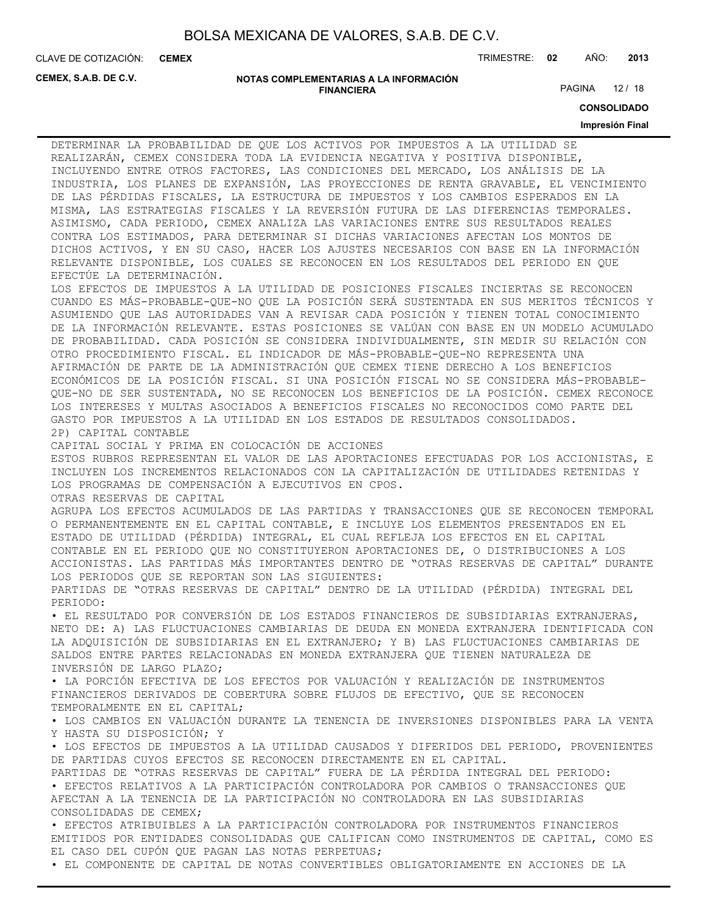DETERMINAR LA PROBABILIDAD DE QUE LOS ACTIVOS POR IMPUESTOS A LA UTILIDAD SE REALIZARÁN, CEMEX CONSIDERA TODA LA EVIDENCIA NEGATIVA Y POSITIVA DISPONIBLE, INCLUYENDO ENTRE OTROS FACTORES, LAS CONDICIONES DEL MERCADO, LOS ANÁLISIS DE LA INDUSTRIA, LOS PLANES DE EXPANSIÓN, LAS PROYECCIONES DE RENTA GRAVABLE, EL VENCIMIENTO DE LAS PÉRDIDAS FISCALES, LA ESTRUCTURA DE IMPUESTOS Y LOS CAMBIOS ESPERADOS EN LA MISMA, LAS ESTRATEGIAS FISCALES Y LA REVERSIÓN FUTURA DE LAS DIFERENCIAS TEMPORALES. ASIMISMO, CADA PERIODO, CEMEX ANALIZA LAS VARIACIONES ENTRE SUS RESULTADOS REALES CONTRA LOS ESTIMADOS, PARA DETERMINAR SI DICHAS VARIACIONES AFECTAN LOS MONTOS DE DICHOS ACTIVOS, Y EN SU CASO, HACER LOS AJUSTES NECESARIOS CON BASE EN LA INFORMACIÓN RELEVANTE DISPONIBLE, LOS CUALES SE RECONOCEN EN LOS RESULTADOS DEL PERIODO EN QUE EFECTÚE LA DETERMINACIÓN.

LOS EFECTOS DE IMPUESTOS A LA UTILIDAD DE POSICIONES FISCALES INCIERTAS SE RECONOCEN CUANDO ES MÁS-PROBABLE-QUE-NO QUE LA POSICIÓN SERÁ SUSTENTADA EN SUS MERITOS TÉCNICOS Y ASUMIENDO QUE LAS AUTORIDADES VAN A REVISAR CADA POSICIÓN Y TIENEN TOTAL CONOCIMIENTO DE LA INFORMACIÓN RELEVANTE. ESTAS POSICIONES SE VALÚAN CON BASE EN UN MODELO ACUMULADO DE PROBABILIDAD. CADA POSICIÓN SE CONSIDERA INDIVIDUALMENTE, SIN MEDIR SU RELACIÓN CON OTRO PROCEDIMIENTO FISCAL. EL INDICADOR DE MÁS-PROBABLE-QUE-NO REPRESENTA UNA AFIRMACIÓN DE PARTE DE LA ADMINISTRACIÓN QUE CEMEX TIENE DERECHO A LOS BENEFICIOS ECONÓMICOS DE LA POSICIÓN FISCAL. SI UNA POSICIÓN FISCAL NO SE CONSIDERA MÁS-PROBABLE-QUE-NO DE SER SUSTENTADA, NO SE RECONOCEN LOS BENEFICIOS DE LA POSICIÓN. CEMEX RECONOCE LOS INTERESES Y MULTAS ASOCIADOS A BENEFICIOS FISCALES NO RECONOCIDOS COMO PARTE DEL GASTO POR IMPUESTOS A LA UTILIDAD EN LOS ESTADOS DE RESULTADOS CONSOLIDADOS.

2P) CAPITAL CONTABLE

CAPITAL SOCIAL Y PRIMA EN COLOCACIÓN DE ACCIONES

ESTOS RUBROS REPRESENTAN EL VALOR DE LAS APORTACIONES EFECTUADAS POR LOS ACCIONISTAS, E INCLUYEN LOS INCREMENTOS RELACIONADOS CON LA CAPITALIZACIÓN DE UTILIDADES RETENIDAS Y LOS PROGRAMAS DE COMPENSACIÓN A EJECUTIVOS EN CPOS.

OTRAS RESERVAS DE CAPITAL

AGRUPA LOS EFECTOS ACUMULADOS DE LAS PARTIDAS Y TRANSACCIONES QUE SE RECONOCEN TEMPORAL O PERMANENTEMENTE EN EL CAPITAL CONTABLE, E INCLUYE LOS ELEMENTOS PRESENTADOS EN EL ESTADO DE UTILIDAD (PÉRDIDA) INTEGRAL, EL CUAL REFLEJA LOS EFECTOS EN EL CAPITAL CONTABLE EN EL PERIODO QUE NO CONSTITUYERON APORTACIONES DE, O DISTRIBUCIONES A LOS ACCIONISTAS. LAS PARTIDAS MÁS IMPORTANTES DENTRO DE "OTRAS RESERVAS DE CAPITAL" DURANTE LOS PERIODOS QUE SE REPORTAN SON LAS SIGUIENTES:

PARTIDAS DE "OTRAS RESERVAS DE CAPITAL" DENTRO DE LA UTILIDAD (PÉRDIDA) INTEGRAL DEL PERIODO:

- EL RESULTADO POR CONVERSIÓN DE LOS ESTADOS FINANCIEROS DE SUBSIDIARIAS EXTRANJERAS, NETO DE: A) LAS FLUCTUACIONES CAMBIARIAS DE DEUDA EN MONEDA EXTRANJERA IDENTIFICADA CON LA ADQUISICIÓN DE SUBSIDIARIAS EN EL EXTRANJERO; Y B) LAS FLUCTUACIONES CAMBIARIAS DE SALDOS ENTRE PARTES RELACIONADAS EN MONEDA EXTRANJERA QUE TIENEN NATURALEZA DE INVERSIÓN DE LARGO PLAZO;
- LA PORCIÓN EFECTIVA DE LOS EFECTOS POR VALUACIÓN Y REALIZACIÓN DE INSTRUMENTOS FINANCIEROS DERIVADOS DE COBERTURA SOBRE FLUJOS DE EFECTIVO, QUE SE RECONOCEN TEMPORALMENTE EN EL CAPITAL;
- LOS CAMBIOS EN VALUACIÓN DURANTE LA TENENCIA DE INVERSIONES DISPONIBLES PARA LA VENTA Y HASTA SU DISPOSICIÓN; Y
- LOS EFECTOS DE IMPUESTOS A LA UTILIDAD CAUSADOS Y DIFERIDOS DEL PERIODO, PROVENIENTES DE PARTIDAS CUYOS EFECTOS SE RECONOCEN DIRECTAMENTE EN EL CAPITAL.

PARTIDAS DE "OTRAS RESERVAS DE CAPITAL" FUERA DE LA PÉRDIDA INTEGRAL DEL PERIODO:

- EFECTOS RELATIVOS A LA PARTICIPACIÓN CONTROLADORA POR CAMBIOS O TRANSACCIONES QUE AFECTAN A LA TENENCIA DE LA PARTICIPACIÓN NO CONTROLADORA EN LAS SUBSIDIARIAS CONSOLIDADAS DE CEMEX;
- EFECTOS ATRIBUIBLES A LA PARTICIPACIÓN CONTROLADORA POR INSTRUMENTOS FINANCIEROS EMITIDOS POR ENTIDADES CONSOLIDADAS QUE CALIFICAN COMO INSTRUMENTOS DE CAPITAL, COMO ES EL CASO DEL CUPÓN QUE PAGAN LAS NOTAS PERPETUAS;
- EL COMPONENTE DE CAPITAL DE NOTAS CONVERTIBLES OBLIGATORIAMENTE EN ACCIONES DE LA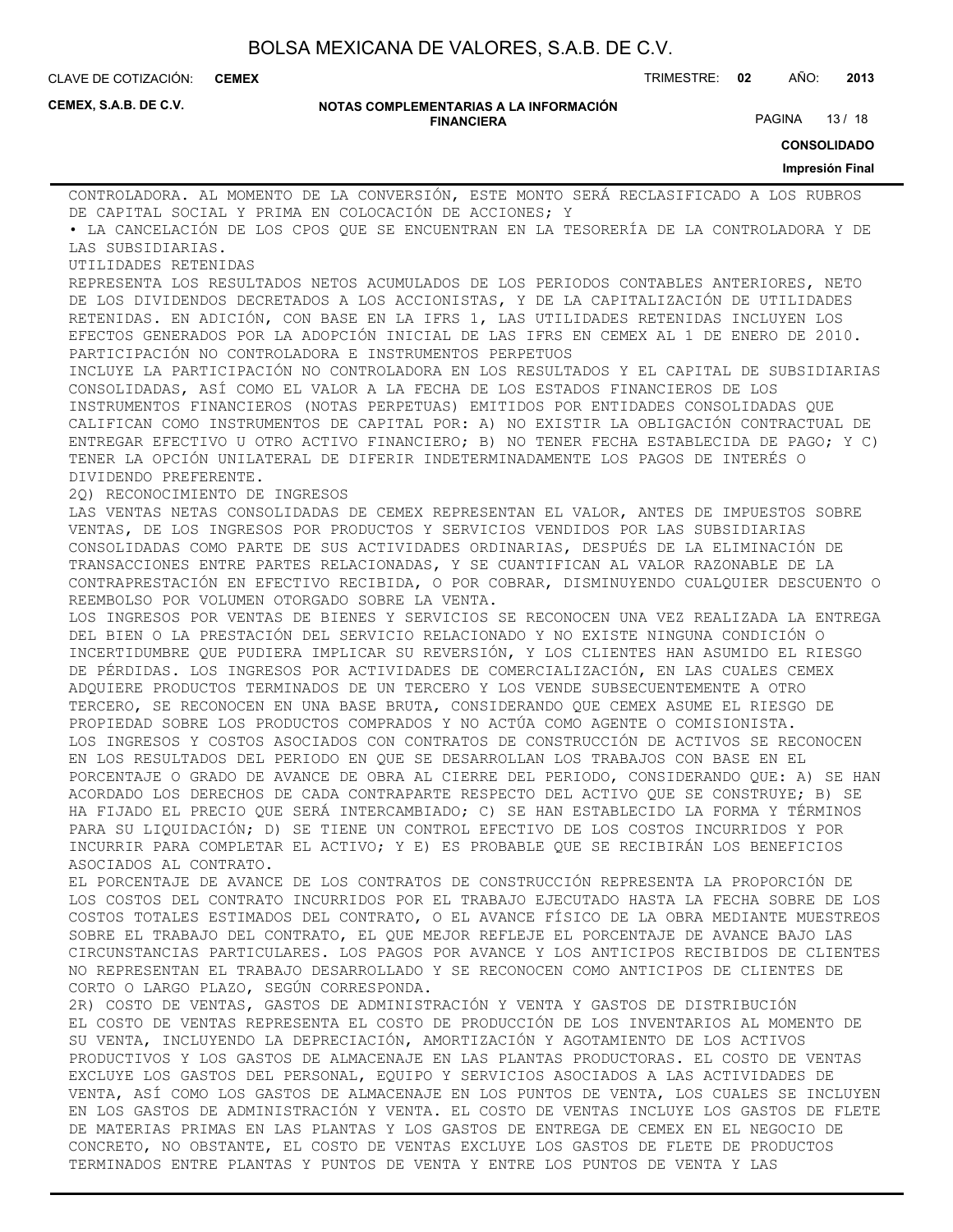CONTROLADORA. AL MOMENTO DE LA CONVERSIÓN, ESTE MONTO SERÁ RECLASIFICADO A LOS RUBROS DE CAPITAL SOCIAL Y PRIMA EN COLOCACIÓN DE ACCIONES; Y

• LA CANCELACIÓN DE LOS CPOS QUE SE ENCUENTRAN EN LA TESORERÍA DE LA CONTROLADORA Y DE LAS SUBSIDIARIAS.

UTILIDADES RETENIDAS

REPRESENTA LOS RESULTADOS NETOS ACUMULADOS DE LOS PERIODOS CONTABLES ANTERIORES, NETO DE LOS DIVIDENDOS DECRETADOS A LOS ACCIONISTAS, Y DE LA CAPITALIZACIÓN DE UTILIDADES RETENIDAS. EN ADICIÓN, CON BASE EN LA IFRS 1, LAS UTILIDADES RETENIDAS INCLUYEN LOS EFECTOS GENERADOS POR LA ADOPCIÓN INICIAL DE LAS IFRS EN CEMEX AL 1 DE ENERO DE 2010.

PARTICIPACIÓN NO CONTROLADORA E INSTRUMENTOS PERPETUOS

INCLUYE LA PARTICIPACIÓN NO CONTROLADORA EN LOS RESULTADOS Y EL CAPITAL DE SUBSIDIARIAS CONSOLIDADAS, ASÍ COMO EL VALOR A LA FECHA DE LOS ESTADOS FINANCIEROS DE LOS INSTRUMENTOS FINANCIEROS (NOTAS PERPETUAS) EMITIDOS POR ENTIDADES CONSOLIDADAS QUE CALIFICAN COMO INSTRUMENTOS DE CAPITAL POR: A) NO EXISTIR LA OBLIGACIÓN CONTRACTUAL DE ENTREGAR EFECTIVO U OTRO ACTIVO FINANCIERO; B) NO TENER FECHA ESTABLECIDA DE PAGO; Y C) TENER LA OPCIÓN UNILATERAL DE DIFERIR INDETERMINADAMENTE LOS PAGOS DE INTERÉS O DIVIDENDO PREFERENTE.

2Q) RECONOCIMIENTO DE INGRESOS

LAS VENTAS NETAS CONSOLIDADAS DE CEMEX REPRESENTAN EL VALOR, ANTES DE IMPUESTOS SOBRE VENTAS, DE LOS INGRESOS POR PRODUCTOS Y SERVICIOS VENDIDOS POR LAS SUBSIDIARIAS CONSOLIDADAS COMO PARTE DE SUS ACTIVIDADES ORDINARIAS, DESPUÉS DE LA ELIMINACIÓN DE TRANSACCIONES ENTRE PARTES RELACIONADAS, Y SE CUANTIFICAN AL VALOR RAZONABLE DE LA CONTRAPRESTACIÓN EN EFECTIVO RECIBIDA, O POR COBRAR, DISMINUYENDO CUALQUIER DESCUENTO O REEMBOLSO POR VOLUMEN OTORGADO SOBRE LA VENTA.

LOS INGRESOS POR VENTAS DE BIENES Y SERVICIOS SE RECONOCEN UNA VEZ REALIZADA LA ENTREGA DEL BIEN O LA PRESTACIÓN DEL SERVICIO RELACIONADO Y NO EXISTE NINGUNA CONDICIÓN O INCERTIDUMBRE QUE PUDIERA IMPLICAR SU REVERSIÓN, Y LOS CLIENTES HAN ASUMIDO EL RIESGO DE PÉRDIDAS. LOS INGRESOS POR ACTIVIDADES DE COMERCIALIZACIÓN, EN LAS CUALES CEMEX ADQUIERE PRODUCTOS TERMINADOS DE UN TERCERO Y LOS VENDE SUBSECUENTEMENTE A OTRO TERCERO, SE RECONOCEN EN UNA BASE BRUTA, CONSIDERANDO QUE CEMEX ASUME EL RIESGO DE PROPIEDAD SOBRE LOS PRODUCTOS COMPRADOS Y NO ACTÚA COMO AGENTE O COMISIONISTA.

LOS INGRESOS Y COSTOS ASOCIADOS CON CONTRATOS DE CONSTRUCCIÓN DE ACTIVOS SE RECONOCEN EN LOS RESULTADOS DEL PERIODO EN QUE SE DESARROLLAN LOS TRABAJOS CON BASE EN EL PORCENTAJE O GRADO DE AVANCE DE OBRA AL CIERRE DEL PERIODO, CONSIDERANDO QUE: A) SE HAN ACORDADO LOS DERECHOS DE CADA CONTRAPARTE RESPECTO DEL ACTIVO QUE SE CONSTRUYE; B) SE HA FIJADO EL PRECIO QUE SERÁ INTERCAMBIADO; C) SE HAN ESTABLECIDO LA FORMA Y TÉRMINOS PARA SU LIQUIDACIÓN; D) SE TIENE UN CONTROL EFECTIVO DE LOS COSTOS INCURRIDOS Y POR INCURRIR PARA COMPLETAR EL ACTIVO; Y E) ES PROBABLE QUE SE RECIBIRÁN LOS BENEFICIOS ASOCIADOS AL CONTRATO.

EL PORCENTAJE DE AVANCE DE LOS CONTRATOS DE CONSTRUCCIÓN REPRESENTA LA PROPORCIÓN DE LOS COSTOS DEL CONTRATO INCURRIDOS POR EL TRABAJO EJECUTADO HASTA LA FECHA SOBRE DE LOS COSTOS TOTALES ESTIMADOS DEL CONTRATO, O EL AVANCE FÍSICO DE LA OBRA MEDIANTE MUESTREOS SOBRE EL TRABAJO DEL CONTRATO, EL QUE MEJOR REFLEJE EL PORCENTAJE DE AVANCE BAJO LAS CIRCUNSTANCIAS PARTICULARES. LOS PAGOS POR AVANCE Y LOS ANTICIPOS RECIBIDOS DE CLIENTES NO REPRESENTAN EL TRABAJO DESARROLLADO Y SE RECONOCEN COMO ANTICIPOS DE CLIENTES DE CORTO O LARGO PLAZO, SEGÚN CORRESPONDA.

2R) COSTO DE VENTAS, GASTOS DE ADMINISTRACIÓN Y VENTA Y GASTOS DE DISTRIBUCIÓN

EL COSTO DE VENTAS REPRESENTA EL COSTO DE PRODUCCIÓN DE LOS INVENTARIOS AL MOMENTO DE SU VENTA, INCLUYENDO LA DEPRECIACIÓN, AMORTIZACIÓN Y AGOTAMIENTO DE LOS ACTIVOS PRODUCTIVOS Y LOS GASTOS DE ALMACENAJE EN LAS PLANTAS PRODUCTORAS. EL COSTO DE VENTAS EXCLUYE LOS GASTOS DEL PERSONAL, EQUIPO Y SERVICIOS ASOCIADOS A LAS ACTIVIDADES DE VENTA, ASÍ COMO LOS GASTOS DE ALMACENAJE EN LOS PUNTOS DE VENTA, LOS CUALES SE INCLUYEN EN LOS GASTOS DE ADMINISTRACIÓN Y VENTA. EL COSTO DE VENTAS INCLUYE LOS GASTOS DE FLETE DE MATERIAS PRIMAS EN LAS PLANTAS Y LOS GASTOS DE ENTREGA DE CEMEX EN EL NEGOCIO DE CONCRETO, NO OBSTANTE, EL COSTO DE VENTAS EXCLUYE LOS GASTOS DE FLETE DE PRODUCTOS TERMINADOS ENTRE PLANTAS Y PUNTOS DE VENTA Y ENTRE LOS PUNTOS DE VENTA Y LAS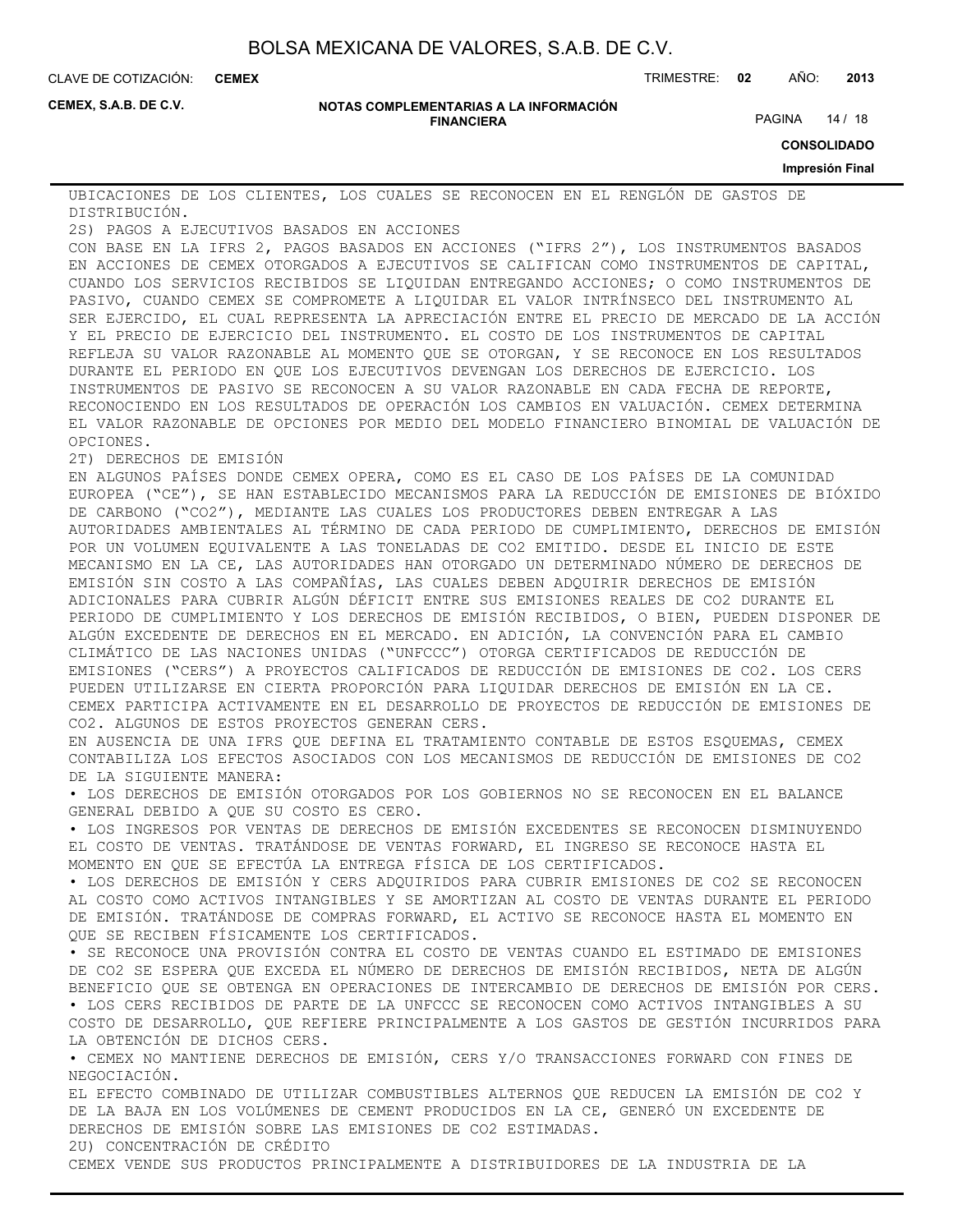UBICACIONES DE LOS CLIENTES, LOS CUALES SE RECONOCEN EN EL RENGLÓN DE GASTOS DE DISTRIBUCIÓN.

2S) PAGOS A EJECUTIVOS BASADOS EN ACCIONES

CON BASE EN LA IFRS 2, PAGOS BASADOS EN ACCIONES ("IFRS 2"), LOS INSTRUMENTOS BASADOS EN ACCIONES DE CEMEX OTORGADOS A EJECUTIVOS SE CALIFICAN COMO INSTRUMENTOS DE CAPITAL, CUANDO LOS SERVICIOS RECIBIDOS SE LIQUIDAN ENTREGANDO ACCIONES; O COMO INSTRUMENTOS DE PASIVO, CUANDO CEMEX SE COMPROMETE A LIQUIDAR EL VALOR INTRÍNSECO DEL INSTRUMENTO AL SER EJERCIDO, EL CUAL REPRESENTA LA APRECIACIÓN ENTRE EL PRECIO DE MERCADO DE LA ACCIÓN Y EL PRECIO DE EJERCICIO DEL INSTRUMENTO. EL COSTO DE LOS INSTRUMENTOS DE CAPITAL REFLEJA SU VALOR RAZONABLE AL MOMENTO QUE SE OTORGAN, Y SE RECONOCE EN LOS RESULTADOS DURANTE EL PERIODO EN QUE LOS EJECUTIVOS DEVENGAN LOS DERECHOS DE EJERCICIO. LOS INSTRUMENTOS DE PASIVO SE RECONOCEN A SU VALOR RAZONABLE EN CADA FECHA DE REPORTE, RECONOCIENDO EN LOS RESULTADOS DE OPERACIÓN LOS CAMBIOS EN VALUACIÓN. CEMEX DETERMINA EL VALOR RAZONABLE DE OPCIONES POR MEDIO DEL MODELO FINANCIERO BINOMIAL DE VALUACIÓN DE OPCIONES.

2T) DERECHOS DE EMISIÓN

EN ALGUNOS PAÍSES DONDE CEMEX OPERA, COMO ES EL CASO DE LOS PAÍSES DE LA COMUNIDAD EUROPEA ("CE"), SE HAN ESTABLECIDO MECANISMOS PARA LA REDUCCIÓN DE EMISIONES DE BIÓXIDO DE CARBONO ("$CO_2$"), MEDIANTE LAS CUALES LOS PRODUCTORES DEBEN ENTREGAR A LAS AUTORIDADES AMBIENTALES AL TÉRMINO DE CADA PERIODO DE CUMPLIMIENTO, DERECHOS DE EMISIÓN POR UN VOLUMEN EQUIVALENTE A LAS TONELADAS DE $CO_2$ EMITIDO. DESDE EL INICIO DE ESTE MECANISMO EN LA CE, LAS AUTORIDADES HAN OTORGADO UN DETERMINADO NÚMERO DE DERECHOS DE EMISIÓN SIN COSTO A LAS COMPAÑÍAS, LAS CUALES DEBEN ADQUIRIR DERECHOS DE EMISIÓN ADICIONALES PARA CUBRIR ALGÚN DÉFICIT ENTRE SUS EMISIONES REALES DE $CO_2$ DURANTE EL PERIODO DE CUMPLIMIENTO Y LOS DERECHOS DE EMISIÓN RECIBIDOS, O BIEN, PUEDEN DISPONER DE ALGÚN EXCEDENTE DE DERECHOS EN EL MERCADO. EN ADICIÓN, LA CONVENCIÓN PARA EL CAMBIO CLIMÁTICO DE LAS NACIONES UNIDAS ("UNFCCC") OTORGA CERTIFICADOS DE REDUCCIÓN DE EMISIONES ("CERS") A PROYECTOS CALIFICADOS DE REDUCCIÓN DE EMISIONES DE $CO_2$. LOS CERS PUEDEN UTILIZARSE EN CIERTA PROPORCIÓN PARA LIQUIDAR DERECHOS DE EMISIÓN EN LA CE. CEMEX PARTICIPA ACTIVAMENTE EN EL DESARROLLO DE PROYECTOS DE REDUCCIÓN DE EMISIONES DE $CO_2$. ALGUNOS DE ESTOS PROYECTOS GENERAN CERS.

EN AUSENCIA DE UNA IFRS QUE DEFINA EL TRATAMIENTO CONTABLE DE ESTOS ESQUEMAS, CEMEX CONTABILIZA LOS EFECTOS ASOCIADOS CON LOS MECANISMOS DE REDUCCIÓN DE EMISIONES DE $CO_2$ DE LA SIGUIENTE MANERA:

- LOS DERECHOS DE EMISIÓN OTORGADOS POR LOS GOBIERNOS NO SE RECONOCEN EN EL BALANCE GENERAL DEBIDO A QUE SU COSTO ES CERO.
- LOS INGRESOS POR VENTAS DE DERECHOS DE EMISIÓN EXCEDENTES SE RECONOCEN DISMINUYENDO EL COSTO DE VENTAS. TRATÁNDOSE DE VENTAS FORWARD, EL INGRESO SE RECONOCE HASTA EL MOMENTO EN QUE SE EFECTÚA LA ENTREGA FÍSICA DE LOS CERTIFICADOS.
- LOS DERECHOS DE EMISIÓN Y CERS ADQUIRIDOS PARA CUBRIR EMISIONES DE $CO_2$ SE RECONOCEN AL COSTO COMO ACTIVOS INTANGIBLES Y SE AMORTIZAN AL COSTO DE VENTAS DURANTE EL PERIODO DE EMISIÓN. TRATÁNDOSE DE COMPRAS FORWARD, EL ACTIVO SE RECONOCE HASTA EL MOMENTO EN QUE SE RECIBEN FÍSICAMENTE LOS CERTIFICADOS.
- SE RECONOCE UNA PROVISIÓN CONTRA EL COSTO DE VENTAS CUANDO EL ESTIMADO DE EMISIONES DE $CO_2$ SE ESPERA QUE EXCEDA EL NÚMERO DE DERECHOS DE EMISIÓN RECIBIDOS, NETA DE ALGÚN BENEFICIO QUE SE OBTENGA EN OPERACIONES DE INTERCAMBIO DE DERECHOS DE EMISIÓN POR CERS.
- LOS CERS RECIBIDOS DE PARTE DE LA UNFCCC SE RECONOCEN COMO ACTIVOS INTANGIBLES A SU COSTO DE DESARROLLO, QUE REFIERE PRINCIPALMENTE A LOS GASTOS DE GESTIÓN INCURRIDOS PARA LA OBTENCIÓN DE DICHOS CERS.
- CEMEX NO MANTIENE DERECHOS DE EMISIÓN, CERS Y/O TRANSACCIONES FORWARD CON FINES DE NEGOCIACIÓN.

EL EFECTO COMBINADO DE UTILIZAR COMBUSTIBLES ALTERNOS QUE REDUCEN LA EMISIÓN DE $CO_2$ Y DE LA BAJA EN LOS VOLÚMENES DE CEMENT PRODUCIDOS EN LA CE, GENERÓ UN EXCEDENTE DE DERECHOS DE EMISIÓN SOBRE LAS EMISIONES DE $CO_2$ ESTIMADAS.

2U) CONCENTRACIÓN DE CRÉDITO

CEMEX VENDE SUS PRODUCTOS PRINCIPALMENTE A DISTRIBUIDORES DE LA INDUSTRIA DE LA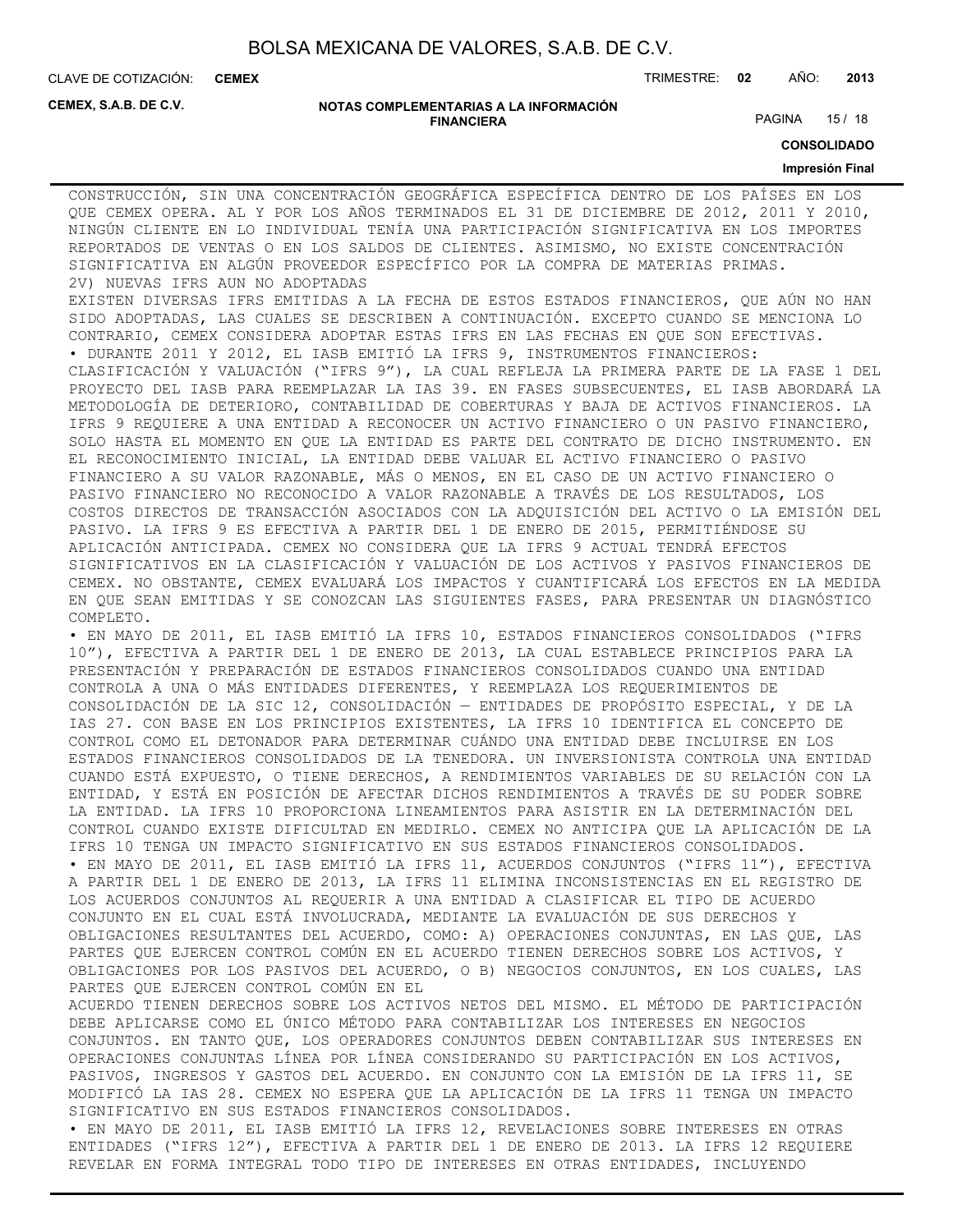CONSTRUCCIÓN, SIN UNA CONCENTRACIÓN GEOGRÁFICA ESPECÍFICA DENTRO DE LOS PAÍSES EN LOS QUE CEMEX OPERA. AL Y POR LOS AÑOS TERMINADOS EL 31 DE DICIEMBRE DE 2012, 2011 Y 2010, NINGÚN CLIENTE EN LO INDIVIDUAL TENÍA UNA PARTICIPACIÓN SIGNIFICATIVA EN LOS IMPORTES REPORTADOS DE VENTAS O EN LOS SALDOS DE CLIENTES. ASIMISMO, NO EXISTE CONCENTRACIÓN SIGNIFICATIVA EN ALGÚN PROVEEDOR ESPECÍFICO POR LA COMPRA DE MATERIAS PRIMAS.

2V) NUEVAS IFRS AUN NO ADOPTADAS

EXISTEN DIVERSAS IFRS EMITIDAS A LA FECHA DE ESTOS ESTADOS FINANCIEROS, QUE AÚN NO HAN SIDO ADOPTADAS, LAS CUALES SE DESCRIBEN A CONTINUACIÓN. EXCEPTO CUANDO SE MENCIONA LO CONTRARIO, CEMEX CONSIDERA ADOPTAR ESTAS IFRS EN LAS FECHAS EN QUE SON EFECTIVAS.

- DURANTE 2011 Y 2012, EL IASB EMITIÓ LA IFRS 9, INSTRUMENTOS FINANCIEROS: CLASIFICACIÓN Y VALUACIÓN ("IFRS 9"), LA CUAL REFLEJA LA PRIMERA PARTE DE LA FASE 1 DEL PROYECTO DEL IASB PARA REEMPLAZAR LA IAS 39. EN FASES SUBSECUENTES, EL IASB ABORDARÁ LA METODOLOGÍA DE DETERIORO, CONTABILIDAD DE COBERTURAS Y BAJA DE ACTIVOS FINANCIEROS. LA IFRS 9 REQUIERE A UNA ENTIDAD A RECONOCER UN ACTIVO FINANCIERO O UN PASIVO FINANCIERO, SOLO HASTA EL MOMENTO EN QUE LA ENTIDAD ES PARTE DEL CONTRATO DE DICHO INSTRUMENTO. EN EL RECONOCIMIENTO INICIAL, LA ENTIDAD DEBE VALUAR EL ACTIVO FINANCIERO O PASIVO FINANCIERO A SU VALOR RAZONABLE, MÁS O MENOS, EN EL CASO DE UN ACTIVO FINANCIERO O PASIVO FINANCIERO NO RECONOCIDO A VALOR RAZONABLE A TRAVÉS DE LOS RESULTADOS, LOS COSTOS DIRECTOS DE TRANSACCIÓN ASOCIADOS CON LA ADQUISICIÓN DEL ACTIVO O LA EMISIÓN DEL PASIVO. LA IFRS 9 ES EFECTIVA A PARTIR DEL 1 DE ENERO DE 2015, PERMITIÉNDOSE SU APLICACIÓN ANTICIPADA. CEMEX NO CONSIDERA QUE LA IFRS 9 ACTUAL TENDRÁ EFECTOS SIGNIFICATIVOS EN LA CLASIFICACIÓN Y VALUACIÓN DE LOS ACTIVOS Y PASIVOS FINANCIEROS DE CEMEX. NO OBSTANTE, CEMEX EVALUARÁ LOS IMPACTOS Y CUANTIFICARÁ LOS EFECTOS EN LA MEDIDA EN QUE SEAN EMITIDAS Y SE CONOZCAN LAS SIGUIENTES FASES, PARA PRESENTAR UN DIAGNÓSTICO COMPLETO.
- EN MAYO DE 2011, EL IASB EMITIÓ LA IFRS 10, ESTADOS FINANCIEROS CONSOLIDADOS ("IFRS 10"), EFECTIVA A PARTIR DEL 1 DE ENERO DE 2013, LA CUAL ESTABLECE PRINCIPIOS PARA LA PRESENTACIÓN Y PREPARACIÓN DE ESTADOS FINANCIEROS CONSOLIDADOS CUANDO UNA ENTIDAD CONTROLA A UNA O MÁS ENTIDADES DIFERENTES, Y REEMPLAZA LOS REQUERIMIENTOS DE CONSOLIDACIÓN DE LA SIC 12, CONSOLIDACIÓN — ENTIDADES DE PROPÓSITO ESPECIAL, Y DE LA IAS 27. CON BASE EN LOS PRINCIPIOS EXISTENTES, LA IFRS 10 IDENTIFICA EL CONCEPTO DE CONTROL COMO EL DETONADOR PARA DETERMINAR CUÁNDO UNA ENTIDAD DEBE INCLUIRSE EN LOS ESTADOS FINANCIEROS CONSOLIDADOS DE LA TENEDORA. UN INVERSIONISTA CONTROLA UNA ENTIDAD CUANDO ESTÁ EXPUESTO, O TIENE DERECHOS, A RENDIMIENTOS VARIABLES DE SU RELACIÓN CON LA ENTIDAD, Y ESTÁ EN POSICIÓN DE AFECTAR DICHOS RENDIMIENTOS A TRAVÉS DE SU PODER SOBRE LA ENTIDAD. LA IFRS 10 PROPORCIONA LINEAMIENTOS PARA ASISTIR EN LA DETERMINACIÓN DEL CONTROL CUANDO EXISTE DIFICULTAD EN MEDIRLO. CEMEX NO ANTICIPA QUE LA APLICACIÓN DE LA IFRS 10 TENGA UN IMPACTO SIGNIFICATIVO EN SUS ESTADOS FINANCIEROS CONSOLIDADOS.
- EN MAYO DE 2011, EL IASB EMITIÓ LA IFRS 11, ACUERDOS CONJUNTOS ("IFRS 11"), EFECTIVA A PARTIR DEL 1 DE ENERO DE 2013, LA IFRS 11 ELIMINA INCONSISTENCIAS EN EL REGISTRO DE LOS ACUERDOS CONJUNTOS AL REQUERIR A UNA ENTIDAD A CLASIFICAR EL TIPO DE ACUERDO CONJUNTO EN EL CUAL ESTÁ INVOLUCRADA, MEDIANTE LA EVALUACIÓN DE SUS DERECHOS Y OBLIGACIONES RESULTANTES DEL ACUERDO, COMO: A) OPERACIONES CONJUNTAS, EN LAS QUE, LAS PARTES QUE EJERCEN CONTROL COMÚN EN EL ACUERDO TIENEN DERECHOS SOBRE LOS ACTIVOS, Y OBLIGACIONES POR LOS PASIVOS DEL ACUERDO, O B) NEGOCIOS CONJUNTOS, EN LOS CUALES, LAS PARTES QUE EJERCEN CONTROL COMÚN EN EL ACUERDO TIENEN DERECHOS SOBRE LOS ACTIVOS NETOS DEL MISMO. EL MÉTODO DE PARTICIPACIÓN DEBE APLICARSE COMO EL ÚNICO MÉTODO PARA CONTABILIZAR LOS INTERESES EN NEGOCIOS CONJUNTOS. EN TANTO QUE, LOS OPERADORES CONJUNTOS DEBEN CONTABILIZAR SUS INTERESES EN OPERACIONES CONJUNTAS LÍNEA POR LÍNEA CONSIDERANDO SU PARTICIPACIÓN EN LOS ACTIVOS, PASIVOS, INGRESOS Y GASTOS DEL ACUERDO. EN CONJUNTO CON LA EMISIÓN DE LA IFRS 11, SE MODIFICÓ LA IAS 28. CEMEX NO ESPERA QUE LA APLICACIÓN DE LA IFRS 11 TENGA UN IMPACTO SIGNIFICATIVO EN SUS ESTADOS FINANCIEROS CONSOLIDADOS.
- EN MAYO DE 2011, EL IASB EMITIÓ LA IFRS 12, REVELACIONES SOBRE INTERESES EN OTRAS ENTIDADES ("IFRS 12"), EFECTIVA A PARTIR DEL 1 DE ENERO DE 2013. LA IFRS 12 REQUIERE REVELAR EN FORMA INTEGRAL TODO TIPO DE INTERESES EN OTRAS ENTIDADES, INCLUYENDO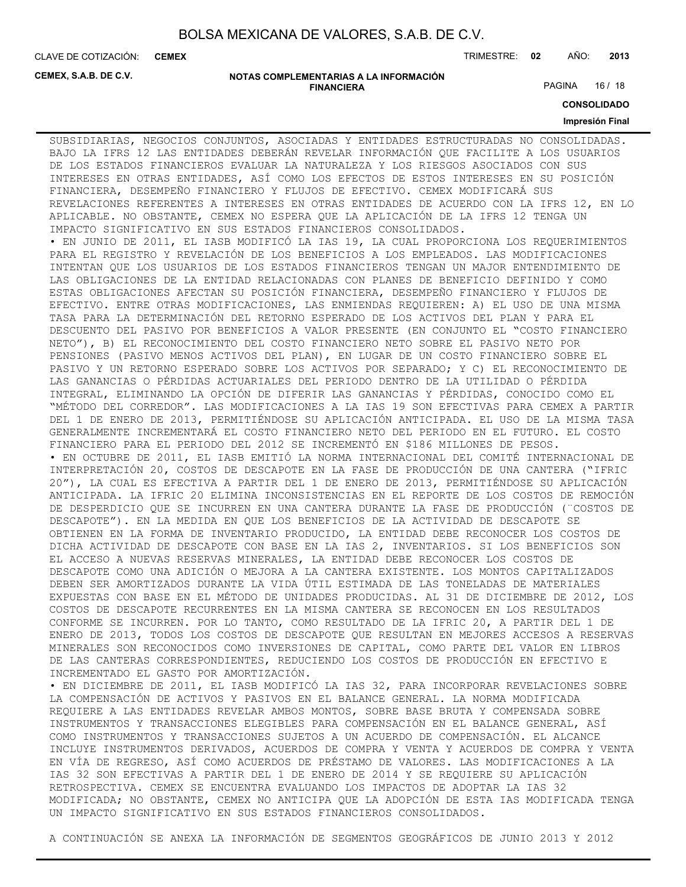SUBSIDIARIAS, NEGOCIOS CONJUNTOS, ASOCIADAS Y ENTIDADES ESTRUCTURADAS NO CONSOLIDADAS. BAJO LA IFRS 12 LAS ENTIDADES DEBERÁN REVELAR INFORMACIÓN QUE FACILITE A LOS USUARIOS DE LOS ESTADOS FINANCIEROS EVALUAR LA NATURALEZA Y LOS RIESGOS ASOCIADOS CON SUS INTERESES EN OTRAS ENTIDADES, ASÍ COMO LOS EFECTOS DE ESTOS INTERESES EN SU POSICIÓN FINANCIERA, DESEMPEÑO FINANCIERO Y FLUJOS DE EFECTIVO. CEMEX MODIFICARÁ SUS REVELACIONES REFERENTES A INTERESES EN OTRAS ENTIDADES DE ACUERDO CON LA IFRS 12, EN LO APLICABLE. NO OBSTANTE, CEMEX NO ESPERA QUE LA APLICACIÓN DE LA IFRS 12 TENGA UN IMPACTO SIGNIFICATIVO EN SUS ESTADOS FINANCIEROS CONSOLIDADOS.

• EN JUNIO DE 2011, EL IASB MODIFICÓ LA IAS 19, LA CUAL PROPORCIONA LOS REQUERIMIENTOS PARA EL REGISTRO Y REVELACIÓN DE LOS BENEFICIOS A LOS EMPLEADOS. LAS MODIFICACIONES INTENTAN QUE LOS USUARIOS DE LOS ESTADOS FINANCIEROS TENGAN UN MAJOR ENTENDIMIENTO DE LAS OBLIGACIONES DE LA ENTIDAD RELACIONADAS CON PLANES DE BENEFICIO DEFINIDO Y COMO ESTAS OBLIGACIONES AFECTAN SU POSICIÓN FINANCIERA, DESEMPEÑO FINANCIERO Y FLUJOS DE EFECTIVO. ENTRE OTRAS MODIFICACIONES, LAS ENMIENDAS REQUIEREN: A) EL USO DE UNA MISMA TASA PARA LA DETERMINACIÓN DEL RETORNO ESPERADO DE LOS ACTIVOS DEL PLAN Y PARA EL DESCUENTO DEL PASIVO POR BENEFICIOS A VALOR PRESENTE (EN CONJUNTO EL "COSTO FINANCIERO NETO"), B) EL RECONOCIMIENTO DEL COSTO FINANCIERO NETO SOBRE EL PASIVO NETO POR PENSIONES (PASIVO MENOS ACTIVOS DEL PLAN), EN LUGAR DE UN COSTO FINANCIERO SOBRE EL PASIVO Y UN RETORNO ESPERADO SOBRE LOS ACTIVOS POR SEPARADO; Y C) EL RECONOCIMIENTO DE LAS GANANCIAS O PÉRDIDAS ACTUARIALES DEL PERIODO DENTRO DE LA UTILIDAD O PÉRDIDA INTEGRAL, ELIMINANDO LA OPCIÓN DE DIFERIR LAS GANANCIAS Y PÉRDIDAS, CONOCIDO COMO EL "MÉTODO DEL CORREDOR". LAS MODIFICACIONES A LA IAS 19 SON EFECTIVAS PARA CEMEX A PARTIR DEL 1 DE ENERO DE 2013, PERMITIÉNDOSE SU APLICACIÓN ANTICIPADA. EL USO DE LA MISMA TASA GENERALMENTE INCREMENTARÁ EL COSTO FINANCIERO NETO DEL PERIODO EN EL FUTURO. EL COSTO FINANCIERO PARA EL PERIODO DEL 2012 SE INCREMENTÓ EN $186 MILLONES DE PESOS.

• EN OCTUBRE DE 2011, EL IASB EMITIÓ LA NORMA INTERNACIONAL DEL COMITÉ INTERNACIONAL DE INTERPRETACIÓN 20, COSTOS DE DESCAPOTE EN LA FASE DE PRODUCCIÓN DE UNA CANTERA ("IFRIC 20"), LA CUAL ES EFECTIVA A PARTIR DEL 1 DE ENERO DE 2013, PERMITIÉNDOSE SU APLICACIÓN ANTICIPADA. LA IFRIC 20 ELIMINA INCONSISTENCIAS EN EL REPORTE DE LOS COSTOS DE REMOCIÓN DE DESPERDICIO QUE SE INCURREN EN UNA CANTERA DURANTE LA FASE DE PRODUCCIÓN (¨COSTOS DE DESCAPOTE"). EN LA MEDIDA EN QUE LOS BENEFICIOS DE LA ACTIVIDAD DE DESCAPOTE SE OBTIENEN EN LA FORMA DE INVENTARIO PRODUCIDO, LA ENTIDAD DEBE RECONOCER LOS COSTOS DE DICHA ACTIVIDAD DE DESCAPOTE CON BASE EN LA IAS 2, INVENTARIOS. SI LOS BENEFICIOS SON EL ACCESO A NUEVAS RESERVAS MINERALES, LA ENTIDAD DEBE RECONOCER LOS COSTOS DE DESCAPOTE COMO UNA ADICIÓN O MEJORA A LA CANTERA EXISTENTE. LOS MONTOS CAPITALIZADOS DEBEN SER AMORTIZADOS DURANTE LA VIDA ÚTIL ESTIMADA DE LAS TONELADAS DE MATERIALES EXPUESTAS CON BASE EN EL MÉTODO DE UNIDADES PRODUCIDAS. AL 31 DE DICIEMBRE DE 2012, LOS COSTOS DE DESCAPOTE RECURRENTES EN LA MISMA CANTERA SE RECONOCEN EN LOS RESULTADOS CONFORME SE INCURREN. POR LO TANTO, COMO RESULTADO DE LA IFRIC 20, A PARTIR DEL 1 DE ENERO DE 2013, TODOS LOS COSTOS DE DESCAPOTE QUE RESULTAN EN MEJORES ACCESOS A RESERVAS MINERALES SON RECONOCIDOS COMO INVERSIONES DE CAPITAL, COMO PARTE DEL VALOR EN LIBROS DE LAS CANTERAS CORRESPONDIENTES, REDUCIENDO LOS COSTOS DE PRODUCCIÓN EN EFECTIVO E INCREMENTADO EL GASTO POR AMORTIZACIÓN.

• EN DICIEMBRE DE 2011, EL IASB MODIFICÓ LA IAS 32, PARA INCORPORAR REVELACIONES SOBRE LA COMPENSACIÓN DE ACTIVOS Y PASIVOS EN EL BALANCE GENERAL. LA NORMA MODIFICADA REQUIERE A LAS ENTIDADES REVELAR AMBOS MONTOS, SOBRE BASE BRUTA Y COMPENSADA SOBRE INSTRUMENTOS Y TRANSACCIONES ELEGIBLES PARA COMPENSACIÓN EN EL BALANCE GENERAL, ASÍ COMO INSTRUMENTOS Y TRANSACCIONES SUJETOS A UN ACUERDO DE COMPENSACIÓN. EL ALCANCE INCLUYE INSTRUMENTOS DERIVADOS, ACUERDOS DE COMPRA Y VENTA Y ACUERDOS DE COMPRA Y VENTA EN VÍA DE REGRESO, ASÍ COMO ACUERDOS DE PRÉSTAMO DE VALORES. LAS MODIFICACIONES A LA IAS 32 SON EFECTIVAS A PARTIR DEL 1 DE ENERO DE 2014 Y SE REQUIERE SU APLICACIÓN RETROSPECTIVA. CEMEX SE ENCUENTRA EVALUANDO LOS IMPACTOS DE ADOPTAR LA IAS 32 MODIFICADA; NO OBSTANTE, CEMEX NO ANTICIPA QUE LA ADOPCIÓN DE ESTA IAS MODIFICADA TENGA UN IMPACTO SIGNIFICATIVO EN SUS ESTADOS FINANCIEROS CONSOLIDADOS.

A CONTINUACIÓN SE ANEXA LA INFORMACIÓN DE SEGMENTOS GEOGRÁFICOS DE JUNIO 2013 Y 2012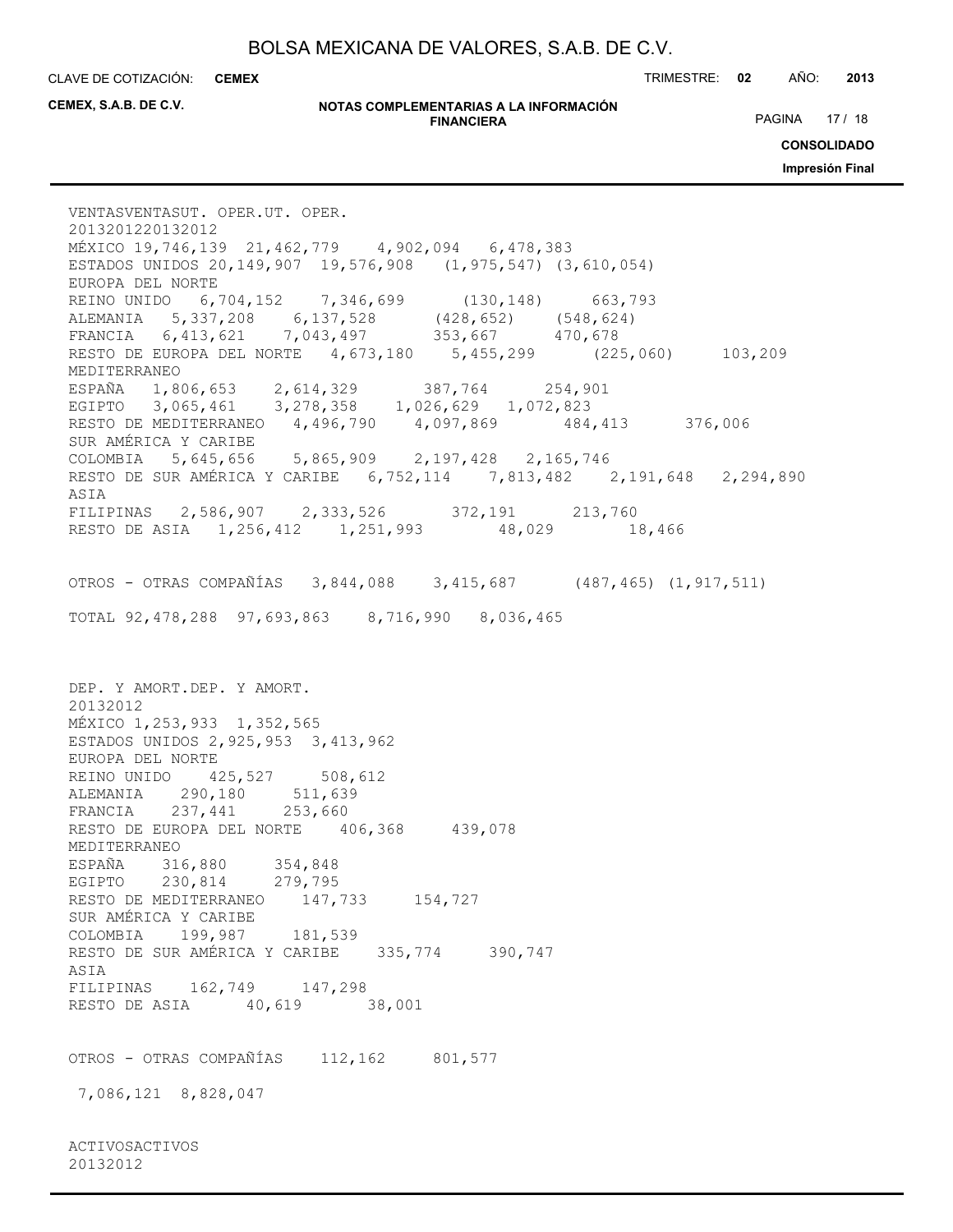| | VENTAS 2013 | VENTAS 2012 | UT. OPER. 2013 | UT. OPER. 2012 |
|---|---|---|---|---|
| MÉXICO | 19,746,139 | 21,462,779 | 4,902,094 | 6,478,383 |
| ESTADOS UNIDOS | 20,149,907 | 19,576,908 | (1,975,547) | (3,610,054) |
| EUROPA DEL NORTE | | | | |
| REINO UNIDO | 6,704,152 | 7,346,699 | (130,148) | 663,793 |
| ALEMANIA | 5,337,208 | 6,137,528 | (428,652) | (548,624) |
| FRANCIA | 6,413,621 | 7,043,497 | 353,667 | 470,678 |
| RESTO DE EUROPA DEL NORTE | 4,673,180 | 5,455,299 | (225,060) | 103,209 |
| MEDITERRANEO | | | | |
| ESPAÑA | 1,806,653 | 2,614,329 | 387,764 | 254,901 |
| EGIPTO | 3,065,461 | 3,278,358 | 1,026,629 | 1,072,823 |
| RESTO DE MEDITERRANEO | 4,496,790 | 4,097,869 | 484,413 | 376,006 |
| SUR AMÉRICA Y CARIBE | | | | |
| COLOMBIA | 5,645,656 | 5,865,909 | 2,197,428 | 2,165,746 |
| RESTO DE SUR AMÉRICA Y CARIBE | 6,752,114 | 7,813,482 | 2,191,648 | 2,294,890 |
| ASIA | | | | |
| FILIPINAS | 2,586,907 | 2,333,526 | 372,191 | 213,760 |
| RESTO DE ASIA | 1,256,412 | 1,251,993 | 48,029 | 18,466 |
| OTROS - OTRAS COMPAÑÍAS | 3,844,088 | 3,415,687 | (487,465) | (1,917,511) |
| TOTAL | 92,478,288 | 97,693,863 | 8,716,990 | 8,036,465 |

| | DEP. Y AMORT. 2013 | DEP. Y AMORT. 2012 |
|---|---|---|
| MÉXICO | 1,253,933 | 1,352,565 |
| ESTADOS UNIDOS | 2,925,953 | 3,413,962 |
| EUROPA DEL NORTE | | |
| REINO UNIDO | 425,527 | 508,612 |
| ALEMANIA | 290,180 | 511,639 |
| FRANCIA | 237,441 | 253,660 |
| RESTO DE EUROPA DEL NORTE | 406,368 | 439,078 |
| MEDITERRANEO | | |
| ESPAÑA | 316,880 | 354,848 |
| EGIPTO | 230,814 | 279,795 |
| RESTO DE MEDITERRANEO | 147,733 | 154,727 |
| SUR AMÉRICA Y CARIBE | | |
| COLOMBIA | 199,987 | 181,539 |
| RESTO DE SUR AMÉRICA Y CARIBE | 335,774 | 390,747 |
| ASIA | | |
| FILIPINAS | 162,749 | 147,298 |
| RESTO DE ASIA | 40,619 | 38,001 |
| OTROS - OTRAS COMPAÑÍAS | 112,162 | 801,577 |
| | 7,086,121 | 8,828,047 |

ACTIVOSACTIVOS
20132012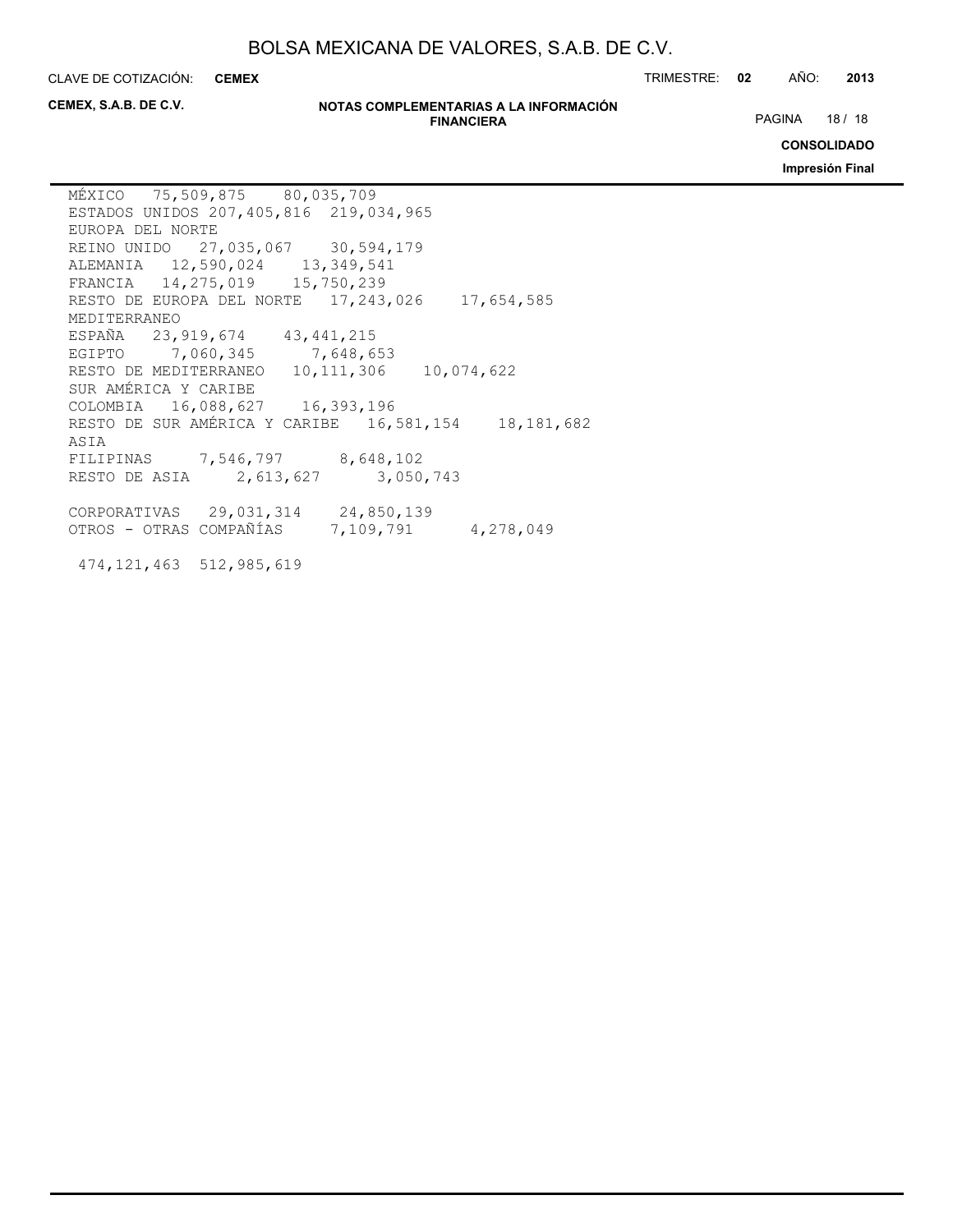| | | |
|---|---|---|
| MÉXICO | 75,509,875 | 80,035,709 |
| ESTADOS UNIDOS | 207,405,816 | 219,034,965 |
| EUROPA DEL NORTE | | |
| REINO UNIDO | 27,035,067 | 30,594,179 |
| ALEMANIA | 12,590,024 | 13,349,541 |
| FRANCIA | 14,275,019 | 15,750,239 |
| RESTO DE EUROPA DEL NORTE | 17,243,026 | 17,654,585 |
| MEDITERRANEO | | |
| ESPAÑA | 23,919,674 | 43,441,215 |
| EGIPTO | 7,060,345 | 7,648,653 |
| RESTO DE MEDITERRANEO | 10,111,306 | 10,074,622 |
| SUR AMÉRICA Y CARIBE | | |
| COLOMBIA | 16,088,627 | 16,393,196 |
| RESTO DE SUR AMÉRICA Y CARIBE | 16,581,154 | 18,181,682 |
| ASIA | | |
| FILIPINAS | 7,546,797 | 8,648,102 |
| RESTO DE ASIA | 2,613,627 | 3,050,743 |
| | | |
| CORPORATIVAS | 29,031,314 | 24,850,139 |
| OTROS - OTRAS COMPAÑÍAS | 7,109,791 | 4,278,049 |
| | | |
| | 474,121,463 | 512,985,619 |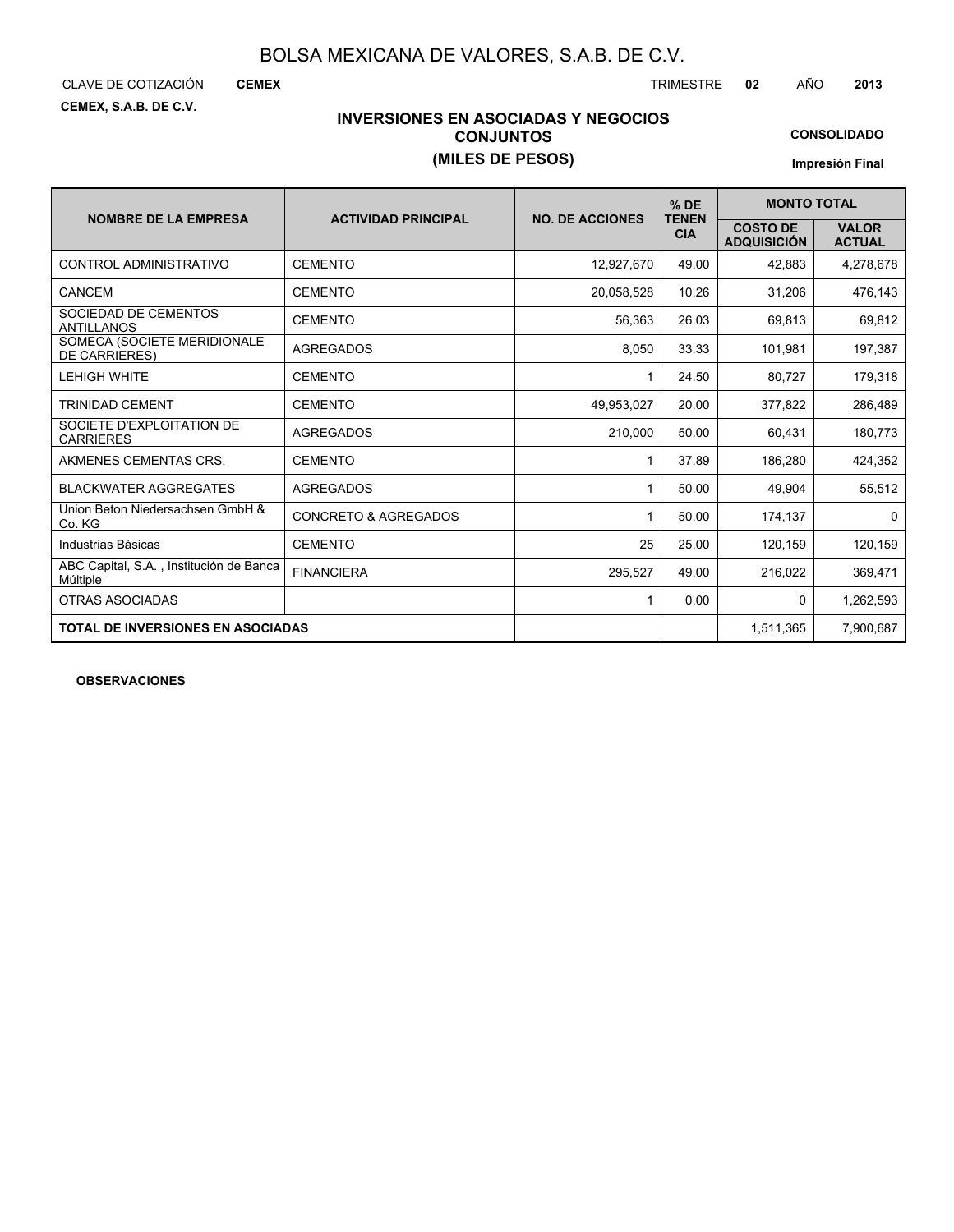# BOLSA MEXICANA DE VALORES, S.A.B. DE C.V.

CLAVE DE COTIZACIÓN **CEMEX** TRIMESTRE **02** AÑO **2013**

**CEMEX, S.A.B. DE C.V.**

## INVERSIONES EN ASOCIADAS Y NEGOCIOS CONJUNTOS
## (MILES DE PESOS)

**CONSOLIDADO**

**Impresión Final**

| NOMBRE DE LA EMPRESA | ACTIVIDAD PRINCIPAL | NO. DE ACCIONES | % DE TENENCIA | MONTO TOTAL | |
|---|---|---|---|---|---|
| | | | | COSTO DE ADQUISICIÓN | VALOR ACTUAL |
| CONTROL ADMINISTRATIVO | CEMENTO | 12,927,670 | 49.00 | 42,883 | 4,278,678 |
| CANCEM | CEMENTO | 20,058,528 | 10.26 | 31,206 | 476,143 |
| SOCIEDAD DE CEMENTOS ANTILLANOS | CEMENTO | 56,363 | 26.03 | 69,813 | 69,812 |
| SOMECA (SOCIETE MERIDIONALE DE CARRIERES) | AGREGADOS | 8,050 | 33.33 | 101,981 | 197,387 |
| LEHIGH WHITE | CEMENTO | 1 | 24.50 | 80,727 | 179,318 |
| TRINIDAD CEMENT | CEMENTO | 49,953,027 | 20.00 | 377,822 | 286,489 |
| SOCIETE D'EXPLOITATION DE CARRIERES | AGREGADOS | 210,000 | 50.00 | 60,431 | 180,773 |
| AKMENES CEMENTAS CRS. | CEMENTO | 1 | 37.89 | 186,280 | 424,352 |
| BLACKWATER AGGREGATES | AGREGADOS | 1 | 50.00 | 49,904 | 55,512 |
| Union Beton Niedersachsen GmbH & Co. KG | CONCRETO & AGREGADOS | 1 | 50.00 | 174,137 | 0 |
| Industrias Básicas | CEMENTO | 25 | 25.00 | 120,159 | 120,159 |
| ABC Capital, S.A. , Institución de Banca Múltiple | FINANCIERA | 295,527 | 49.00 | 216,022 | 369,471 |
| OTRAS ASOCIADAS | | 1 | 0.00 | 0 | 1,262,593 |
| **TOTAL DE INVERSIONES EN ASOCIADAS** | | | | 1,511,365 | 7,900,687 |

**OBSERVACIONES**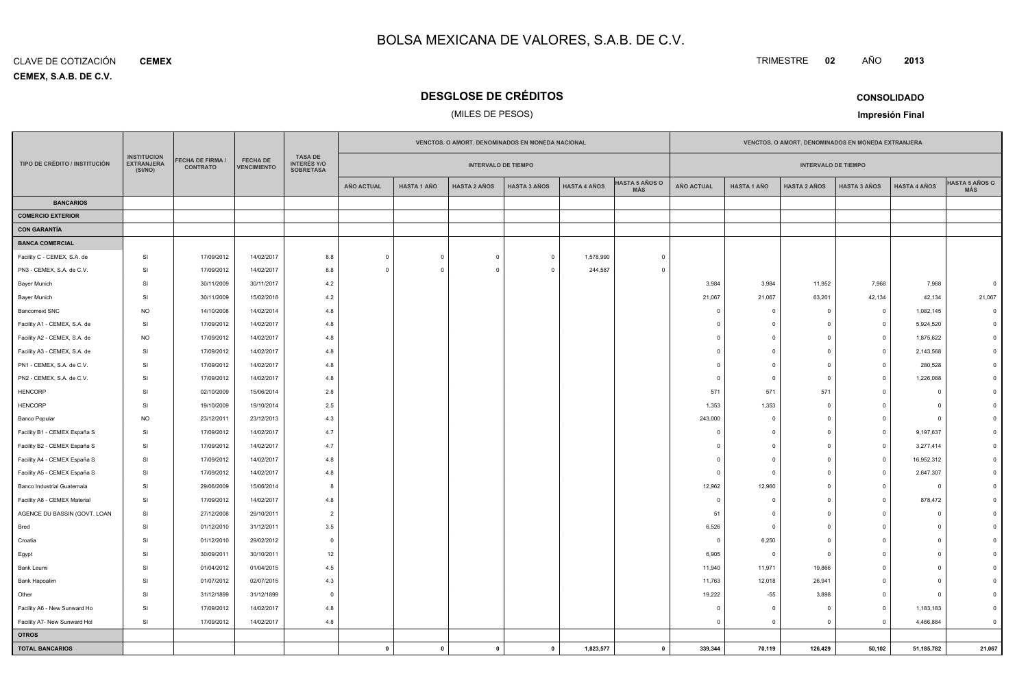# BOLSA MEXICANA DE VALORES, S.A.B. DE C.V.

CLAVE DE COTIZACIÓN **CEMEX**

**CEMEX, S.A.B. DE C.V.**

TRIMESTRE **02** AÑO **2013**

## DESGLOSE DE CRÉDITOS

(MILES DE PESOS)

**CONSOLIDADO**

**Impresión Final**

| TIPO DE CRÉDITO / INSTITUCIÓN | INSTITUCION EXTRANJERA (SI/NO) | FECHA DE FIRMA / CONTRATO | FECHA DE VENCIMIENTO | TASA DE INTERÉS Y/O SOBRETASA | VENCTOS. O AMORT. DENOMINADOS EN MONEDA NACIONAL | | | | | | VENCTOS. O AMORT. DENOMINADOS EN MONEDA EXTRANJERA | | | | | |
|---|---|---|---|---|---|---|---|---|---|---|---|---|---|---|---|---|
| | | | | | INTERVALO DE TIEMPO | | | | | | INTERVALO DE TIEMPO | | | | | |
| | | | | | AÑO ACTUAL | HASTA 1 AÑO | HASTA 2 AÑOS | HASTA 3 AÑOS | HASTA 4 AÑOS | HASTA 5 AÑOS O MÁS | AÑO ACTUAL | HASTA 1 AÑO | HASTA 2 AÑOS | HASTA 3 AÑOS | HASTA 4 AÑOS | HASTA 5 AÑOS O MÁS |
| **BANCARIOS** | | | | | | | | | | | | | | | | |
| **COMERCIO EXTERIOR** | | | | | | | | | | | | | | | | |
| **CON GARANTÍA** | | | | | | | | | | | | | | | | |
| **BANCA COMERCIAL** | | | | | | | | | | | | | | | | |
| Facility C - CEMEX, S.A. de | SI | 17/09/2012 | 14/02/2017 | 8.8 | 0 | 0 | 0 | 0 | 1,578,990 | 0 | | | | | | |
| PN3 - CEMEX, S.A. de C.V. | SI | 17/09/2012 | 14/02/2017 | 8.8 | 0 | 0 | 0 | 0 | 244,587 | 0 | | | | | | |
| Bayer Munich | SI | 30/11/2009 | 30/11/2017 | 4.2 | | | | | | | 3,984 | 3,984 | 11,952 | 7,968 | 7,968 | 0 |
| Bayer Munich | SI | 30/11/2009 | 15/02/2018 | 4.2 | | | | | | | 21,067 | 21,067 | 63,201 | 42,134 | 42,134 | 21,067 |
| Bancomext SNC | NO | 14/10/2008 | 14/02/2014 | 4.8 | | | | | | | 0 | 0 | 0 | 0 | 1,082,145 | 0 |
| Facility A1 - CEMEX, S.A. de | SI | 17/09/2012 | 14/02/2017 | 4.8 | | | | | | | 0 | 0 | 0 | 0 | 5,924,520 | 0 |
| Facility A2 - CEMEX, S.A. de | NO | 17/09/2012 | 14/02/2017 | 4.8 | | | | | | | 0 | 0 | 0 | 0 | 1,875,622 | 0 |
| Facility A3 - CEMEX, S.A. de | SI | 17/09/2012 | 14/02/2017 | 4.8 | | | | | | | 0 | 0 | 0 | 0 | 2,143,568 | 0 |
| PN1 - CEMEX, S.A. de C.V. | SI | 17/09/2012 | 14/02/2017 | 4.8 | | | | | | | 0 | 0 | 0 | 0 | 280,528 | 0 |
| PN2 - CEMEX, S.A. de C.V. | SI | 17/09/2012 | 14/02/2017 | 4.8 | | | | | | | 0 | 0 | 0 | 0 | 1,226,088 | 0 |
| HENCORP | SI | 02/10/2009 | 15/06/2014 | 2.8 | | | | | | | 571 | 571 | 571 | 0 | 0 | 0 |
| HENCORP | SI | 19/10/2009 | 19/10/2014 | 2.5 | | | | | | | 1,353 | 1,353 | 0 | 0 | 0 | 0 |
| Banco Popular | NO | 23/12/2011 | 23/12/2013 | 4.3 | | | | | | | 243,000 | 0 | 0 | 0 | 0 | 0 |
| Facility B1 - CEMEX España S | SI | 17/09/2012 | 14/02/2017 | 4.7 | | | | | | | 0 | 0 | 0 | 0 | 9,197,637 | 0 |
| Facility B2 - CEMEX España S | SI | 17/09/2012 | 14/02/2017 | 4.7 | | | | | | | 0 | 0 | 0 | 0 | 3,277,414 | 0 |
| Facility A4 - CEMEX España S | SI | 17/09/2012 | 14/02/2017 | 4.8 | | | | | | | 0 | 0 | 0 | 0 | 16,952,312 | 0 |
| Facility A5 - CEMEX España S | SI | 17/09/2012 | 14/02/2017 | 4.8 | | | | | | | 0 | 0 | 0 | 0 | 2,647,307 | 0 |
| Banco Industrial Guatemala | SI | 29/06/2009 | 15/06/2014 | 8 | | | | | | | 12,962 | 12,960 | 0 | 0 | 0 | 0 |
| Facility A8 - CEMEX Material | SI | 17/09/2012 | 14/02/2017 | 4.8 | | | | | | | 0 | 0 | 0 | 0 | 878,472 | 0 |
| AGENCE DU BASSIN (GOVT. LOAN | SI | 27/12/2008 | 29/10/2011 | 2 | | | | | | | 51 | 0 | 0 | 0 | 0 | 0 |
| Bred | SI | 01/12/2010 | 31/12/2011 | 3.5 | | | | | | | 6,526 | 0 | 0 | 0 | 0 | 0 |
| Croatia | SI | 01/12/2010 | 29/02/2012 | 0 | | | | | | | 0 | 6,250 | 0 | 0 | 0 | 0 |
| Egypt | SI | 30/09/2011 | 30/10/2011 | 12 | | | | | | | 6,905 | 0 | 0 | 0 | 0 | 0 |
| Bank Leumi | SI | 01/04/2012 | 01/04/2015 | 4.5 | | | | | | | 11,940 | 11,971 | 19,866 | 0 | 0 | 0 |
| Bank Hapoalim | SI | 01/07/2012 | 02/07/2015 | 4.3 | | | | | | | 11,763 | 12,018 | 26,941 | 0 | 0 | 0 |
| Other | SI | 31/12/1899 | 31/12/1899 | 0 | | | | | | | 19,222 | -55 | 3,898 | 0 | 0 | 0 |
| Facility A6 - New Sunward Ho | SI | 17/09/2012 | 14/02/2017 | 4.8 | | | | | | | 0 | 0 | 0 | 0 | 1,183,183 | 0 |
| Facility A7- New Sunward Hol | SI | 17/09/2012 | 14/02/2017 | 4.8 | | | | | | | 0 | 0 | 0 | 0 | 4,466,884 | 0 |
| **OTROS** | | | | | | | | | | | | | | | | |
| **TOTAL BANCARIOS** | | | | | **0** | **0** | **0** | **0** | **1,823,577** | **0** | **339,344** | **70,119** | **126,429** | **50,102** | **51,185,782** | **21,067** |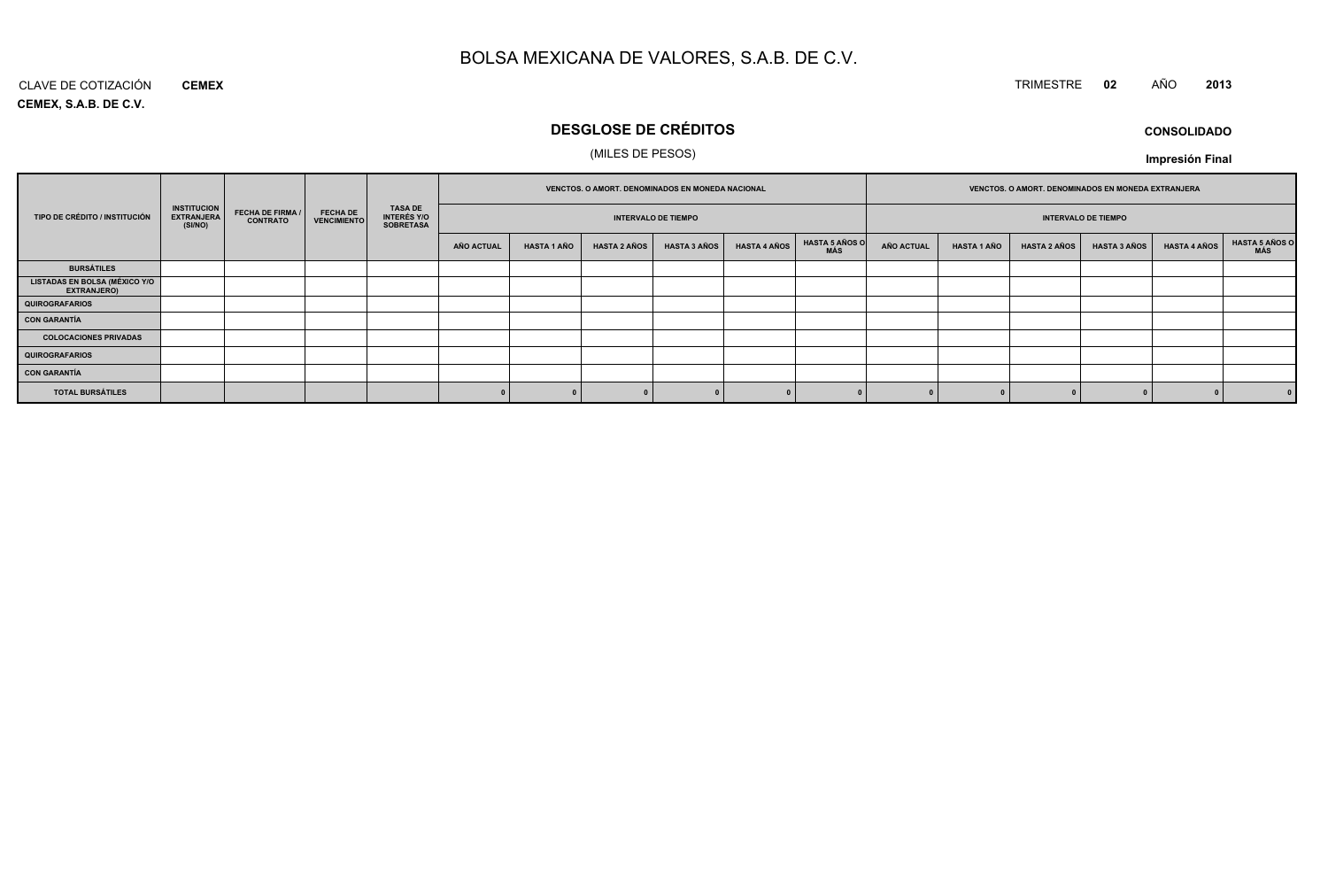# BOLSA MEXICANA DE VALORES, S.A.B. DE C.V.

CLAVE DE COTIZACIÓN **CEMEX**

**CEMEX, S.A.B. DE C.V.**

TRIMESTRE **02** AÑO **2013**

## DESGLOSE DE CRÉDITOS

(MILES DE PESOS)

**CONSOLIDADO**

**Impresión Final**

| TIPO DE CRÉDITO / INSTITUCIÓN | INSTITUCION EXTRANJERA (SI/NO) | FECHA DE FIRMA / CONTRATO | FECHA DE VENCIMIENTO | TASA DE INTERÉS Y/O SOBRETASA | VENCTOS. O AMORT. DENOMINADOS EN MONEDA NACIONAL | | | | | | VENCTOS. O AMORT. DENOMINADOS EN MONEDA EXTRANJERA | | | | | |
|---|---|---|---|---|---|---|---|---|---|---|---|---|---|---|---|---|
| | | | | | INTERVALO DE TIEMPO | | | | | | INTERVALO DE TIEMPO | | | | | |
| | | | | | AÑO ACTUAL | HASTA 1 AÑO | HASTA 2 AÑOS | HASTA 3 AÑOS | HASTA 4 AÑOS | HASTA 5 AÑOS O MÁS | AÑO ACTUAL | HASTA 1 AÑO | HASTA 2 AÑOS | HASTA 3 AÑOS | HASTA 4 AÑOS | HASTA 5 AÑOS O MÁS |
| BURSÁTILES | | | | | | | | | | | | | | | | |
| LISTADAS EN BOLSA (MÉXICO Y/O EXTRANJERO) | | | | | | | | | | | | | | | | |
| QUIROGRAFARIOS | | | | | | | | | | | | | | | | |
| CON GARANTÍA | | | | | | | | | | | | | | | | |
| COLOCACIONES PRIVADAS | | | | | | | | | | | | | | | | |
| QUIROGRAFARIOS | | | | | | | | | | | | | | | | |
| CON GARANTÍA | | | | | | | | | | | | | | | | |
| TOTAL BURSÁTILES | | | | | 0 | 0 | 0 | 0 | 0 | 0 | 0 | 0 | 0 | 0 | 0 | 0 |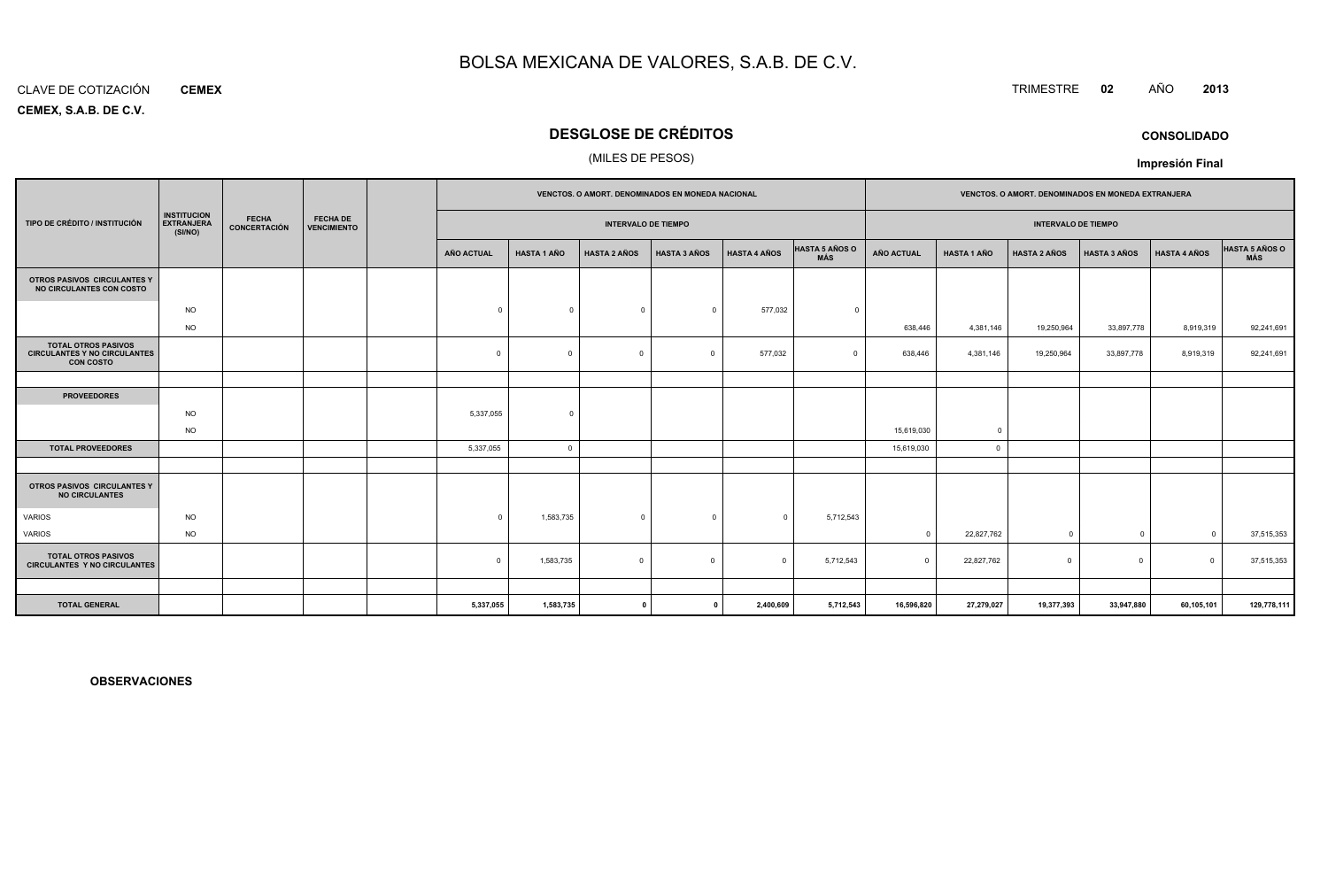# BOLSA MEXICANA DE VALORES, S.A.B. DE C.V.

CLAVE DE COTIZACIÓN **CEMEX**

**CEMEX, S.A.B. DE C.V.**

TRIMESTRE **02** AÑO **2013**

## DESGLOSE DE CRÉDITOS

(MILES DE PESOS)

**CONSOLIDADO**

**Impresión Final**

| TIPO DE CRÉDITO / INSTITUCIÓN | INSTITUCION EXTRANJERA (SI/NO) | FECHA CONCERTACIÓN | FECHA DE VENCIMIENTO | | VENCTOS. O AMORT. DENOMINADOS EN MONEDA NACIONAL | | | | | | VENCTOS. O AMORT. DENOMINADOS EN MONEDA EXTRANJERA | | | | | |
|---|---|---|---|---|---|---|---|---|---|---|---|---|---|---|---|---|
| | | | | | INTERVALO DE TIEMPO | | | | | | INTERVALO DE TIEMPO | | | | | |
| | | | | | AÑO ACTUAL | HASTA 1 AÑO | HASTA 2 AÑOS | HASTA 3 AÑOS | HASTA 4 AÑOS | HASTA 5 AÑOS O MÁS | AÑO ACTUAL | HASTA 1 AÑO | HASTA 2 AÑOS | HASTA 3 AÑOS | HASTA 4 AÑOS | HASTA 5 AÑOS O MÁS |
| **OTROS PASIVOS CIRCULANTES Y NO CIRCULANTES CON COSTO** | | | | | | | | | | | | | | | | |
| | NO | | | | 0 | 0 | 0 | 0 | 577,032 | 0 | | | | | | |
| | NO | | | | | | | | | | 638,446 | 4,381,146 | 19,250,964 | 33,897,778 | 8,919,319 | 92,241,691 |
| **TOTAL OTROS PASIVOS CIRCULANTES Y NO CIRCULANTES CON COSTO** | | | | | 0 | 0 | 0 | 0 | 577,032 | 0 | 638,446 | 4,381,146 | 19,250,964 | 33,897,778 | 8,919,319 | 92,241,691 |
| | | | | | | | | | | | | | | | | |
| **PROVEEDORES** | | | | | | | | | | | | | | | | |
| | NO | | | | 5,337,055 | 0 | | | | | | | | | | |
| | NO | | | | | | | | | | 15,619,030 | 0 | | | | |
| **TOTAL PROVEEDORES** | | | | | 5,337,055 | 0 | | | | | 15,619,030 | 0 | | | | |
| | | | | | | | | | | | | | | | | |
| **OTROS PASIVOS CIRCULANTES Y NO CIRCULANTES** | | | | | | | | | | | | | | | | |
| VARIOS | NO | | | | 0 | 1,583,735 | 0 | 0 | 0 | 5,712,543 | | | | | | |
| VARIOS | NO | | | | | | | | | | 0 | 22,827,762 | 0 | 0 | 0 | 37,515,353 |
| **TOTAL OTROS PASIVOS CIRCULANTES Y NO CIRCULANTES** | | | | | 0 | 1,583,735 | 0 | 0 | 0 | 5,712,543 | 0 | 22,827,762 | 0 | 0 | 0 | 37,515,353 |
| | | | | | | | | | | | | | | | | |
| **TOTAL GENERAL** | | | | | **5,337,055** | **1,583,735** | **0** | **0** | **2,400,609** | **5,712,543** | **16,596,820** | **27,279,027** | **19,377,393** | **33,947,880** | **60,105,101** | **129,778,111** |

**OBSERVACIONES**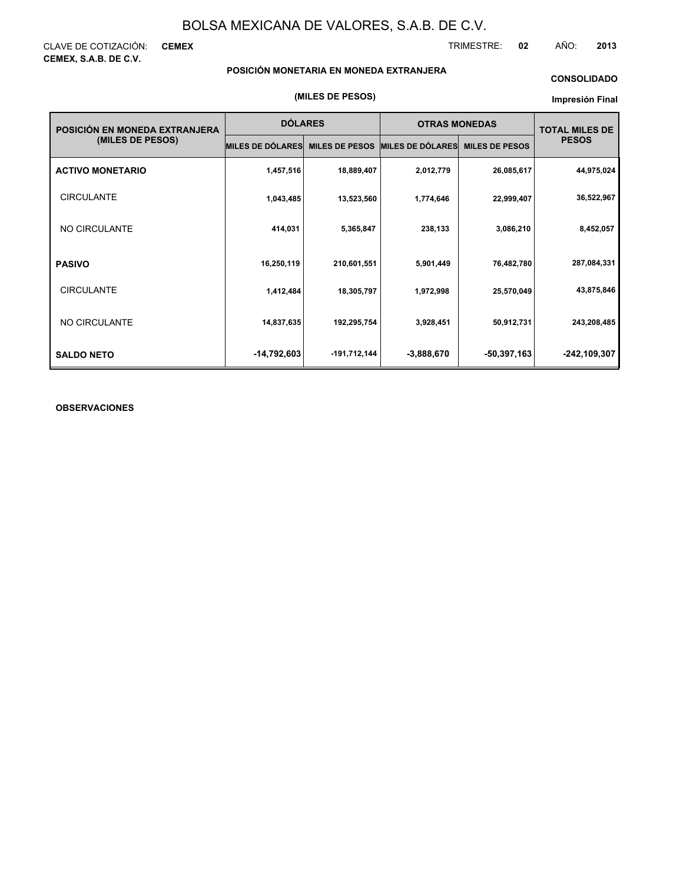# BOLSA MEXICANA DE VALORES, S.A.B. DE C.V.

CLAVE DE COTIZACIÓN: **CEMEX**

TRIMESTRE: **02** AÑO: **2013**

**CEMEX, S.A.B. DE C.V.**

**POSICIÓN MONETARIA EN MONEDA EXTRANJERA**

**CONSOLIDADO**

**(MILES DE PESOS)**

**Impresión Final**

| POSICIÓN EN MONEDA EXTRANJERA (MILES DE PESOS) | DÓLARES | | OTRAS MONEDAS | | TOTAL MILES DE PESOS |
|---|---|---|---|---|---|
| | MILES DE DÓLARES | MILES DE PESOS | MILES DE DÓLARES | MILES DE PESOS | |
| **ACTIVO MONETARIO** | 1,457,516 | 18,889,407 | 2,012,779 | 26,085,617 | 44,975,024 |
| CIRCULANTE | 1,043,485 | 13,523,560 | 1,774,646 | 22,999,407 | 36,522,967 |
| NO CIRCULANTE | 414,031 | 5,365,847 | 238,133 | 3,086,210 | 8,452,057 |
| **PASIVO** | 16,250,119 | 210,601,551 | 5,901,449 | 76,482,780 | 287,084,331 |
| CIRCULANTE | 1,412,484 | 18,305,797 | 1,972,998 | 25,570,049 | 43,875,846 |
| NO CIRCULANTE | 14,837,635 | 192,295,754 | 3,928,451 | 50,912,731 | 243,208,485 |
| **SALDO NETO** | -14,792,603 | -191,712,144 | -3,888,670 | -50,397,163 | -242,109,307 |

**OBSERVACIONES**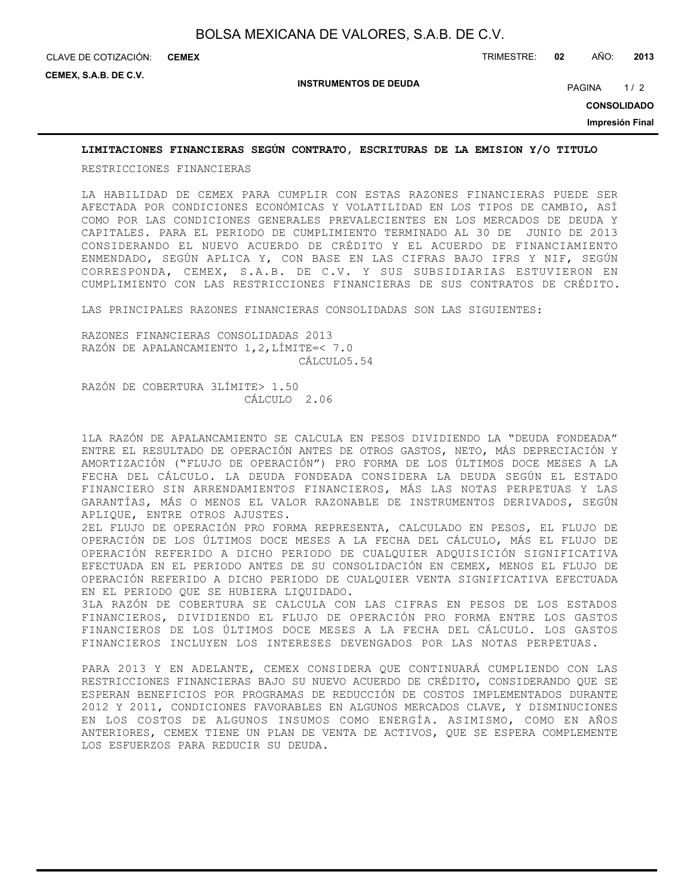**LIMITACIONES FINANCIERAS SEGÚN CONTRATO, ESCRITURAS DE LA EMISION Y/O TITULO**

RESTRICCIONES FINANCIERAS

LA HABILIDAD DE CEMEX PARA CUMPLIR CON ESTAS RAZONES FINANCIERAS PUEDE SER AFECTADA POR CONDICIONES ECONÓMICAS Y VOLATILIDAD EN LOS TIPOS DE CAMBIO, ASÍ COMO POR LAS CONDICIONES GENERALES PREVALECIENTES EN LOS MERCADOS DE DEUDA Y CAPITALES. PARA EL PERIODO DE CUMPLIMIENTO TERMINADO AL 30 DE JUNIO DE 2013 CONSIDERANDO EL NUEVO ACUERDO DE CRÉDITO Y EL ACUERDO DE FINANCIAMIENTO ENMENDADO, SEGÚN APLICA Y, CON BASE EN LAS CIFRAS BAJO IFRS Y NIF, SEGÚN CORRESPONDA, CEMEX, S.A.B. DE C.V. Y SUS SUBSIDIARIAS ESTUVIERON EN CUMPLIMIENTO CON LAS RESTRICCIONES FINANCIERAS DE SUS CONTRATOS DE CRÉDITO.

LAS PRINCIPALES RAZONES FINANCIERAS CONSOLIDADAS SON LAS SIGUIENTES:

RAZONES FINANCIERAS CONSOLIDADAS 2013
RAZÓN DE APALANCAMIENTO 1,2,LÍMITE=< 7.0
CÁLCULO5.54

RAZÓN DE COBERTURA 3LÍMITE> 1.50
CÁLCULO 2.06

1LA RAZÓN DE APALANCAMIENTO SE CALCULA EN PESOS DIVIDIENDO LA "DEUDA FONDEADA" ENTRE EL RESULTADO DE OPERACIÓN ANTES DE OTROS GASTOS, NETO, MÁS DEPRECIACIÓN Y AMORTIZACIÓN ("FLUJO DE OPERACIÓN") PRO FORMA DE LOS ÚLTIMOS DOCE MESES A LA FECHA DEL CÁLCULO. LA DEUDA FONDEADA CONSIDERA LA DEUDA SEGÚN EL ESTADO FINANCIERO SIN ARRENDAMIENTOS FINANCIEROS, MÁS LAS NOTAS PERPETUAS Y LAS GARANTÍAS, MÁS O MENOS EL VALOR RAZONABLE DE INSTRUMENTOS DERIVADOS, SEGÚN APLIQUE, ENTRE OTROS AJUSTES.
2EL FLUJO DE OPERACIÓN PRO FORMA REPRESENTA, CALCULADO EN PESOS, EL FLUJO DE OPERACIÓN DE LOS ÚLTIMOS DOCE MESES A LA FECHA DEL CÁLCULO, MÁS EL FLUJO DE OPERACIÓN REFERIDO A DICHO PERIODO DE CUALQUIER ADQUISICIÓN SIGNIFICATIVA EFECTUADA EN EL PERIODO ANTES DE SU CONSOLIDACIÓN EN CEMEX, MENOS EL FLUJO DE OPERACIÓN REFERIDO A DICHO PERIODO DE CUALQUIER VENTA SIGNIFICATIVA EFECTUADA EN EL PERIODO QUE SE HUBIERA LIQUIDADO.
3LA RAZÓN DE COBERTURA SE CALCULA CON LAS CIFRAS EN PESOS DE LOS ESTADOS FINANCIEROS, DIVIDIENDO EL FLUJO DE OPERACIÓN PRO FORMA ENTRE LOS GASTOS FINANCIEROS DE LOS ÚLTIMOS DOCE MESES A LA FECHA DEL CÁLCULO. LOS GASTOS FINANCIEROS INCLUYEN LOS INTERESES DEVENGADOS POR LAS NOTAS PERPETUAS.

PARA 2013 Y EN ADELANTE, CEMEX CONSIDERA QUE CONTINUARÁ CUMPLIENDO CON LAS RESTRICCIONES FINANCIERAS BAJO SU NUEVO ACUERDO DE CRÉDITO, CONSIDERANDO QUE SE ESPERAN BENEFICIOS POR PROGRAMAS DE REDUCCIÓN DE COSTOS IMPLEMENTADOS DURANTE 2012 Y 2011, CONDICIONES FAVORABLES EN ALGUNOS MERCADOS CLAVE, Y DISMINUCIONES EN LOS COSTOS DE ALGUNOS INSUMOS COMO ENERGÍA. ASIMISMO, COMO EN AÑOS ANTERIORES, CEMEX TIENE UN PLAN DE VENTA DE ACTIVOS, QUE SE ESPERA COMPLEMENTE LOS ESFUERZOS PARA REDUCIR SU DEUDA.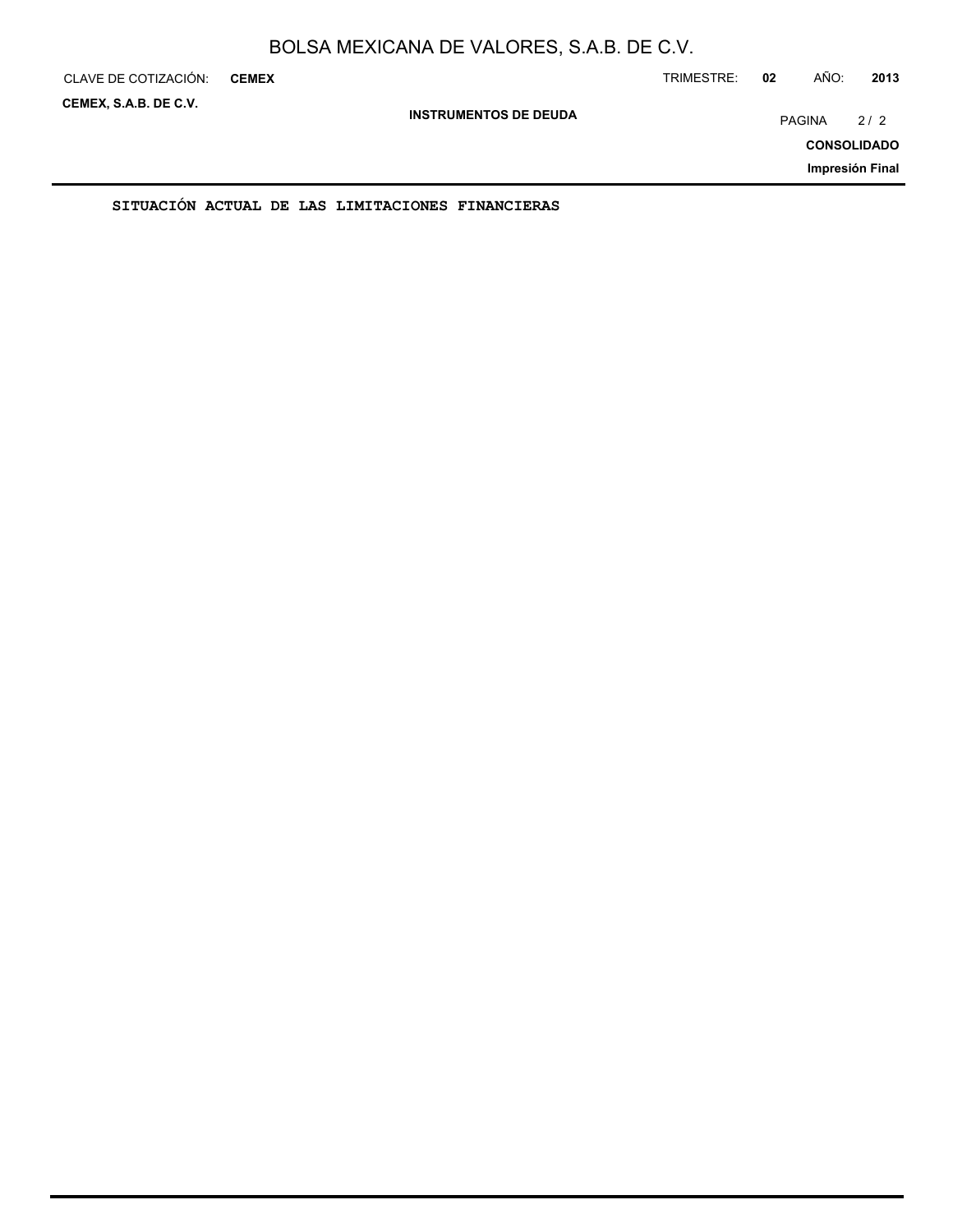## INSTRUMENTOS DE DEUDA

**SITUACIÓN ACTUAL DE LAS LIMITACIONES FINANCIERAS**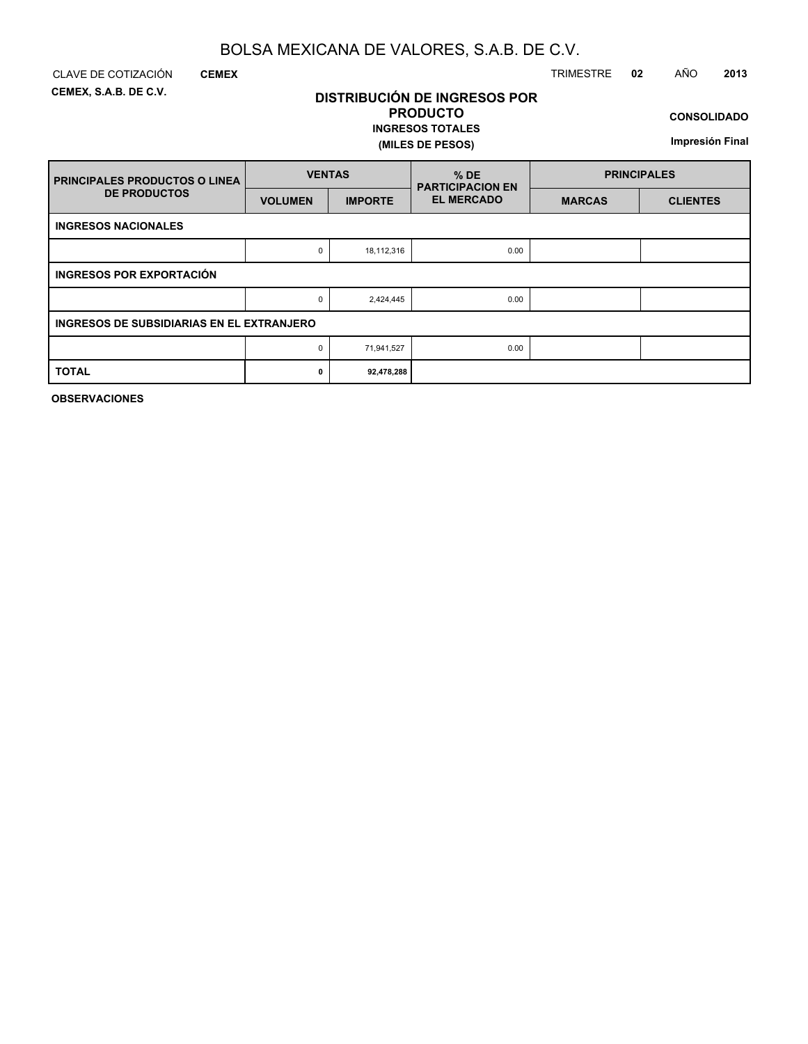# BOLSA MEXICANA DE VALORES, S.A.B. DE C.V.

CLAVE DE COTIZACIÓN **CEMEX** TRIMESTRE **02** AÑO **2013**

**CEMEX, S.A.B. DE C.V.**

## DISTRIBUCIÓN DE INGRESOS POR PRODUCTO

**INGRESOS TOTALES**

**(MILES DE PESOS)**

**CONSOLIDADO**

**Impresión Final**

| PRINCIPALES PRODUCTOS O LINEA DE PRODUCTOS | VENTAS | | % DE PARTICIPACION EN EL MERCADO | PRINCIPALES | |
|---|---|---|---|---|---|
| | VOLUMEN | IMPORTE | | MARCAS | CLIENTES |
| **INGRESOS NACIONALES** | | | | | |
| | 0 | 18,112,316 | 0.00 | | |
| **INGRESOS POR EXPORTACIÓN** | | | | | |
| | 0 | 2,424,445 | 0.00 | | |
| **INGRESOS DE SUBSIDIARIAS EN EL EXTRANJERO** | | | | | |
| | 0 | 71,941,527 | 0.00 | | |
| **TOTAL** | **0** | **92,478,288** | | | |

**OBSERVACIONES**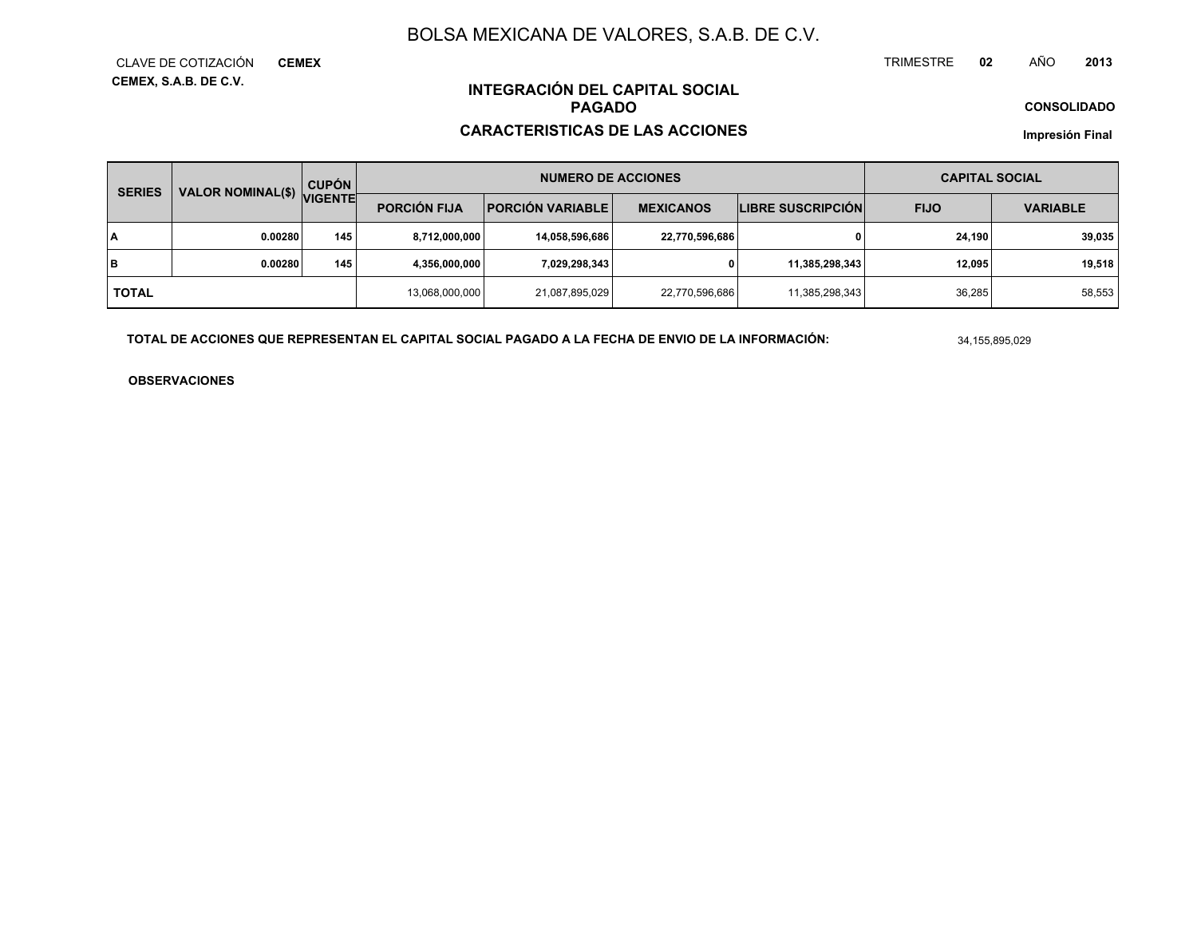# BOLSA MEXICANA DE VALORES, S.A.B. DE C.V.

CLAVE DE COTIZACIÓN **CEMEX**

**CEMEX, S.A.B. DE C.V.**

TRIMESTRE **02** AÑO **2013**

## INTEGRACIÓN DEL CAPITAL SOCIAL PAGADO

## CARACTERISTICAS DE LAS ACCIONES

**CONSOLIDADO**

**Impresión Final**

| SERIES | VALOR NOMINAL($) | CUPÓN VIGENTE | NUMERO DE ACCIONES | | | | CAPITAL SOCIAL | |
|---|---|---|---|---|---|---|---|---|
| | | | PORCIÓN FIJA | PORCIÓN VARIABLE | MEXICANOS | LIBRE SUSCRIPCIÓN | FIJO | VARIABLE |
| A | 0.00280 | 145 | 8,712,000,000 | 14,058,596,686 | 22,770,596,686 | 0 | 24,190 | 39,035 |
| B | 0.00280 | 145 | 4,356,000,000 | 7,029,298,343 | 0 | 11,385,298,343 | 12,095 | 19,518 |
| TOTAL | | | 13,068,000,000 | 21,087,895,029 | 22,770,596,686 | 11,385,298,343 | 36,285 | 58,553 |

**TOTAL DE ACCIONES QUE REPRESENTAN EL CAPITAL SOCIAL PAGADO A LA FECHA DE ENVIO DE LA INFORMACIÓN:** 34,155,895,029

**OBSERVACIONES**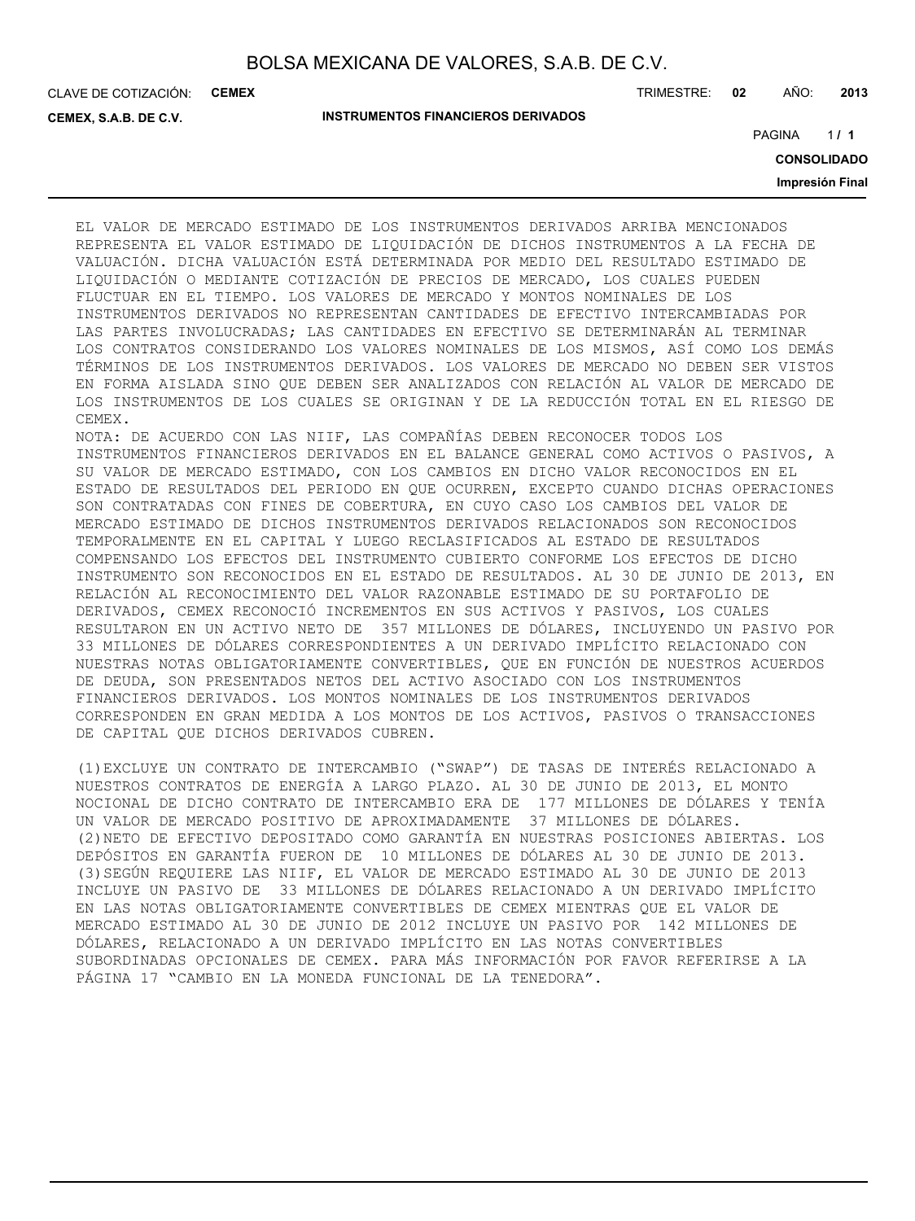EL VALOR DE MERCADO ESTIMADO DE LOS INSTRUMENTOS DERIVADOS ARRIBA MENCIONADOS REPRESENTA EL VALOR ESTIMADO DE LIQUIDACIÓN DE DICHOS INSTRUMENTOS A LA FECHA DE VALUACIÓN. DICHA VALUACIÓN ESTÁ DETERMINADA POR MEDIO DEL RESULTADO ESTIMADO DE LIQUIDACIÓN O MEDIANTE COTIZACIÓN DE PRECIOS DE MERCADO, LOS CUALES PUEDEN FLUCTUAR EN EL TIEMPO. LOS VALORES DE MERCADO Y MONTOS NOMINALES DE LOS INSTRUMENTOS DERIVADOS NO REPRESENTAN CANTIDADES DE EFECTIVO INTERCAMBIADAS POR LAS PARTES INVOLUCRADAS; LAS CANTIDADES EN EFECTIVO SE DETERMINARÁN AL TERMINAR LOS CONTRATOS CONSIDERANDO LOS VALORES NOMINALES DE LOS MISMOS, ASÍ COMO LOS DEMÁS TÉRMINOS DE LOS INSTRUMENTOS DERIVADOS. LOS VALORES DE MERCADO NO DEBEN SER VISTOS EN FORMA AISLADA SINO QUE DEBEN SER ANALIZADOS CON RELACIÓN AL VALOR DE MERCADO DE LOS INSTRUMENTOS DE LOS CUALES SE ORIGINAN Y DE LA REDUCCIÓN TOTAL EN EL RIESGO DE CEMEX.

NOTA: DE ACUERDO CON LAS NIIF, LAS COMPAÑÍAS DEBEN RECONOCER TODOS LOS INSTRUMENTOS FINANCIEROS DERIVADOS EN EL BALANCE GENERAL COMO ACTIVOS O PASIVOS, A SU VALOR DE MERCADO ESTIMADO, CON LOS CAMBIOS EN DICHO VALOR RECONOCIDOS EN EL ESTADO DE RESULTADOS DEL PERIODO EN QUE OCURREN, EXCEPTO CUANDO DICHAS OPERACIONES SON CONTRATADAS CON FINES DE COBERTURA, EN CUYO CASO LOS CAMBIOS DEL VALOR DE MERCADO ESTIMADO DE DICHOS INSTRUMENTOS DERIVADOS RELACIONADOS SON RECONOCIDOS TEMPORALMENTE EN EL CAPITAL Y LUEGO RECLASIFICADOS AL ESTADO DE RESULTADOS COMPENSANDO LOS EFECTOS DEL INSTRUMENTO CUBIERTO CONFORME LOS EFECTOS DE DICHO INSTRUMENTO SON RECONOCIDOS EN EL ESTADO DE RESULTADOS. AL 30 DE JUNIO DE 2013, EN RELACIÓN AL RECONOCIMIENTO DEL VALOR RAZONABLE ESTIMADO DE SU PORTAFOLIO DE DERIVADOS, CEMEX RECONOCIÓ INCREMENTOS EN SUS ACTIVOS Y PASIVOS, LOS CUALES RESULTARON EN UN ACTIVO NETO DE 357 MILLONES DE DÓLARES, INCLUYENDO UN PASIVO POR 33 MILLONES DE DÓLARES CORRESPONDIENTES A UN DERIVADO IMPLÍCITO RELACIONADO CON NUESTRAS NOTAS OBLIGATORIAMENTE CONVERTIBLES, QUE EN FUNCIÓN DE NUESTROS ACUERDOS DE DEUDA, SON PRESENTADOS NETOS DEL ACTIVO ASOCIADO CON LOS INSTRUMENTOS FINANCIEROS DERIVADOS. LOS MONTOS NOMINALES DE LOS INSTRUMENTOS DERIVADOS CORRESPONDEN EN GRAN MEDIDA A LOS MONTOS DE LOS ACTIVOS, PASIVOS O TRANSACCIONES DE CAPITAL QUE DICHOS DERIVADOS CUBREN.

(1) EXCLUYE UN CONTRATO DE INTERCAMBIO ("SWAP") DE TASAS DE INTERÉS RELACIONADO A NUESTROS CONTRATOS DE ENERGÍA A LARGO PLAZO. AL 30 DE JUNIO DE 2013, EL MONTO NOCIONAL DE DICHO CONTRATO DE INTERCAMBIO ERA DE 177 MILLONES DE DÓLARES Y TENÍA UN VALOR DE MERCADO POSITIVO DE APROXIMADAMENTE 37 MILLONES DE DÓLARES.
(2) NETO DE EFECTIVO DEPOSITADO COMO GARANTÍA EN NUESTRAS POSICIONES ABIERTAS. LOS DEPÓSITOS EN GARANTÍA FUERON DE 10 MILLONES DE DÓLARES AL 30 DE JUNIO DE 2013.
(3) SEGÚN REQUIERE LAS NIIF, EL VALOR DE MERCADO ESTIMADO AL 30 DE JUNIO DE 2013 INCLUYE UN PASIVO DE 33 MILLONES DE DÓLARES RELACIONADO A UN DERIVADO IMPLÍCITO EN LAS NOTAS OBLIGATORIAMENTE CONVERTIBLES DE CEMEX MIENTRAS QUE EL VALOR DE MERCADO ESTIMADO AL 30 DE JUNIO DE 2012 INCLUYE UN PASIVO POR 142 MILLONES DE DÓLARES, RELACIONADO A UN DERIVADO IMPLÍCITO EN LAS NOTAS CONVERTIBLES SUBORDINADAS OPCIONALES DE CEMEX. PARA MÁS INFORMACIÓN POR FAVOR REFERIRSE A LA PÁGINA 17 "CAMBIO EN LA MONEDA FUNCIONAL DE LA TENEDORA".